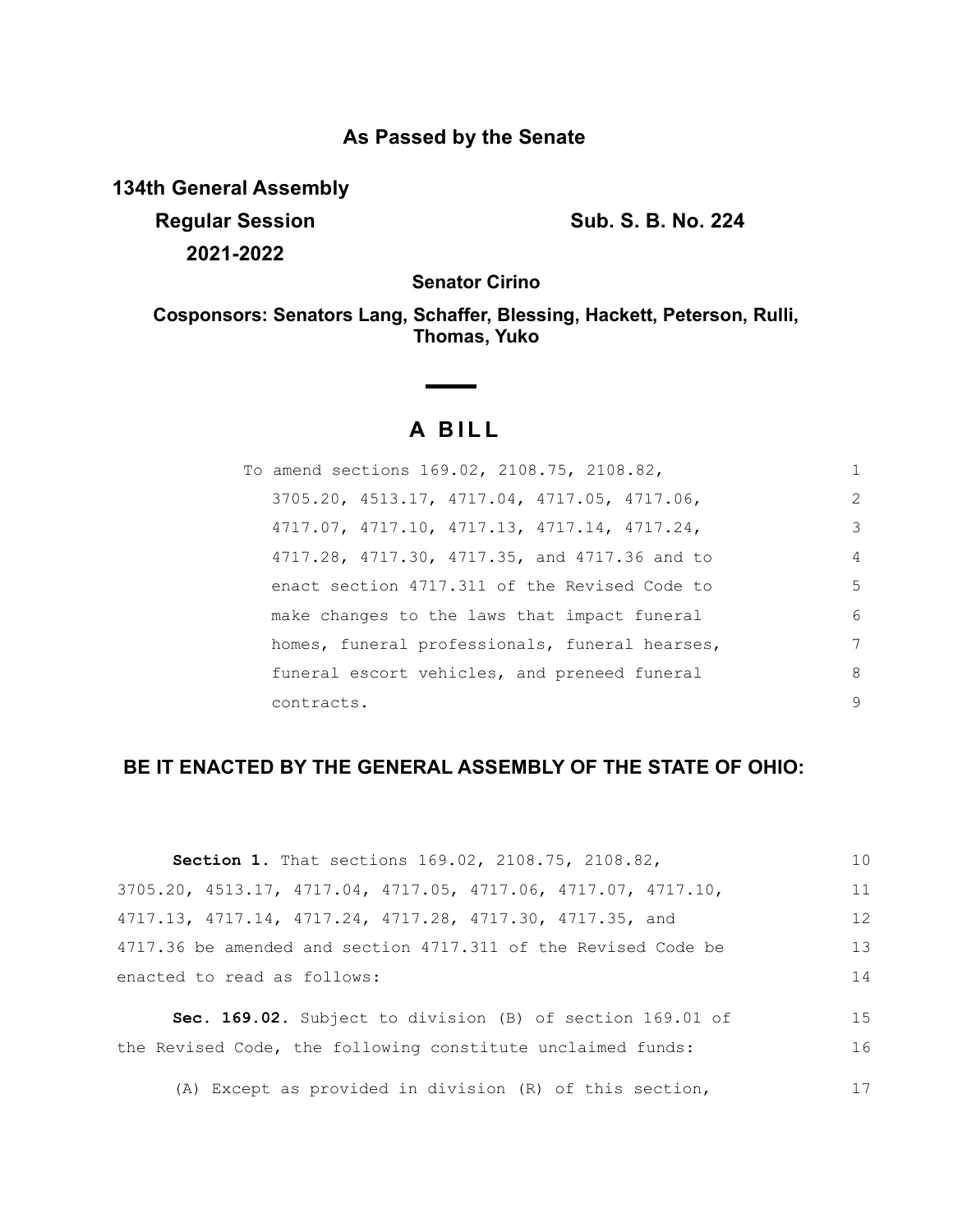**As Passed by the Senate**

**134th General Assembly**

**Regular Session**

**2021-2022**

**Sub. S. B. No. 224**

**Senator Cirino**

**Cosponsors: Senators Lang, Schaffer, Blessing, Hackett, Peterson, Rulli, Thomas, Yuko**

# A BILL

To amend sections 169.02, 2108.75, 2108.82, 3705.20, 4513.17, 4717.04, 4717.05, 4717.06, 4717.07, 4717.10, 4717.13, 4717.14, 4717.24, 4717.28, 4717.30, 4717.35, and 4717.36 and to enact section 4717.311 of the Revised Code to make changes to the laws that impact funeral homes, funeral professionals, funeral hearses, funeral escort vehicles, and preneed funeral contracts.

**BE IT ENACTED BY THE GENERAL ASSEMBLY OF THE STATE OF OHIO:**

**Section 1.** That sections 169.02, 2108.75, 2108.82, 3705.20, 4513.17, 4717.04, 4717.05, 4717.06, 4717.07, 4717.10, 4717.13, 4717.14, 4717.24, 4717.28, 4717.30, 4717.35, and 4717.36 be amended and section 4717.311 of the Revised Code be enacted to read as follows:

**Sec. 169.02.** Subject to division (B) of section 169.01 of the Revised Code, the following constitute unclaimed funds:

(A) Except as provided in division (R) of this section,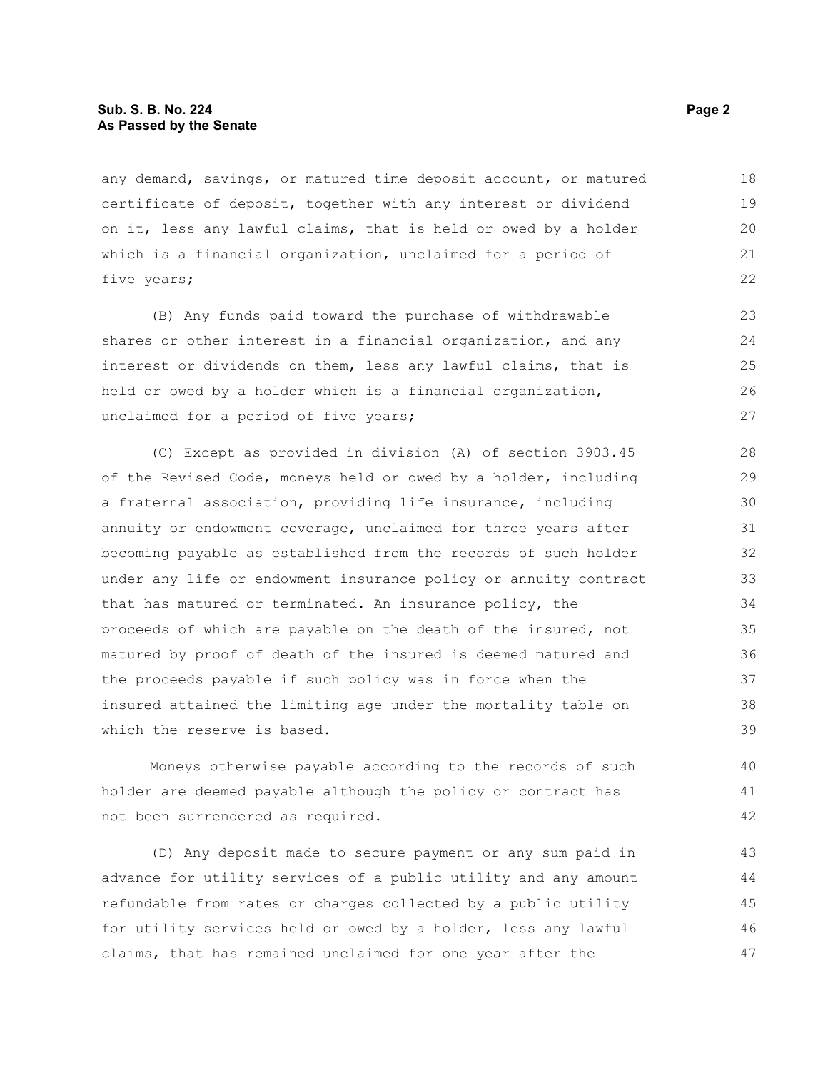any demand, savings, or matured time deposit account, or matured certificate of deposit, together with any interest or dividend on it, less any lawful claims, that is held or owed by a holder which is a financial organization, unclaimed for a period of five years;

(B) Any funds paid toward the purchase of withdrawable shares or other interest in a financial organization, and any interest or dividends on them, less any lawful claims, that is held or owed by a holder which is a financial organization, unclaimed for a period of five years;

(C) Except as provided in division (A) of section 3903.45 of the Revised Code, moneys held or owed by a holder, including a fraternal association, providing life insurance, including annuity or endowment coverage, unclaimed for three years after becoming payable as established from the records of such holder under any life or endowment insurance policy or annuity contract that has matured or terminated. An insurance policy, the proceeds of which are payable on the death of the insured, not matured by proof of death of the insured is deemed matured and the proceeds payable if such policy was in force when the insured attained the limiting age under the mortality table on which the reserve is based.

Moneys otherwise payable according to the records of such holder are deemed payable although the policy or contract has not been surrendered as required.

(D) Any deposit made to secure payment or any sum paid in advance for utility services of a public utility and any amount refundable from rates or charges collected by a public utility for utility services held or owed by a holder, less any lawful claims, that has remained unclaimed for one year after the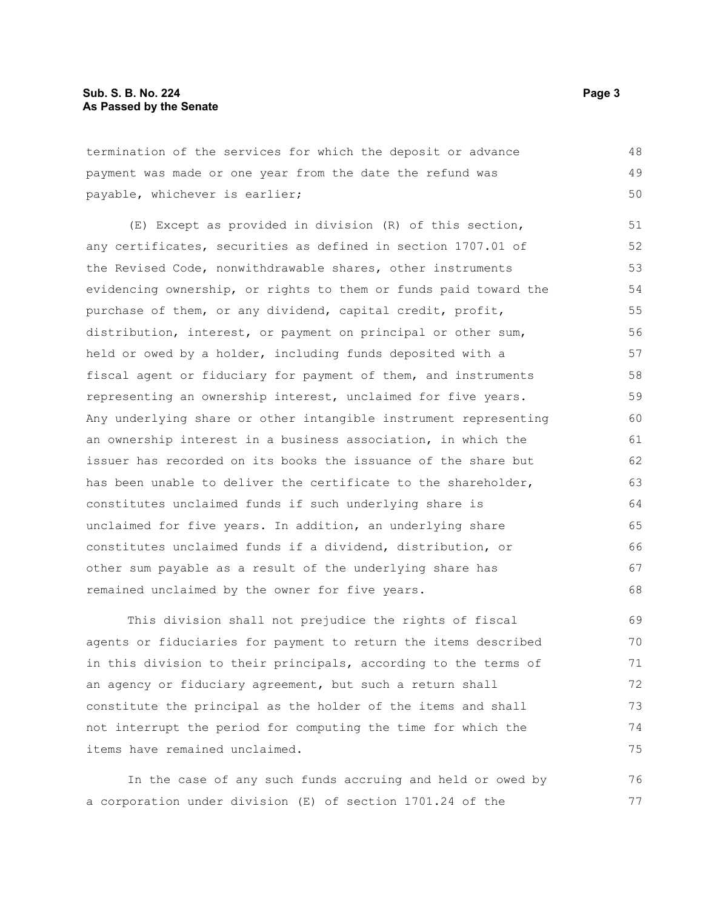termination of the services for which the deposit or advance payment was made or one year from the date the refund was payable, whichever is earlier;

(E) Except as provided in division (R) of this section, any certificates, securities as defined in section 1707.01 of the Revised Code, nonwithdrawable shares, other instruments evidencing ownership, or rights to them or funds paid toward the purchase of them, or any dividend, capital credit, profit, distribution, interest, or payment on principal or other sum, held or owed by a holder, including funds deposited with a fiscal agent or fiduciary for payment of them, and instruments representing an ownership interest, unclaimed for five years. Any underlying share or other intangible instrument representing an ownership interest in a business association, in which the issuer has recorded on its books the issuance of the share but has been unable to deliver the certificate to the shareholder, constitutes unclaimed funds if such underlying share is unclaimed for five years. In addition, an underlying share constitutes unclaimed funds if a dividend, distribution, or other sum payable as a result of the underlying share has remained unclaimed by the owner for five years.

This division shall not prejudice the rights of fiscal agents or fiduciaries for payment to return the items described in this division to their principals, according to the terms of an agency or fiduciary agreement, but such a return shall constitute the principal as the holder of the items and shall not interrupt the period for computing the time for which the items have remained unclaimed.

In the case of any such funds accruing and held or owed by a corporation under division (E) of section 1701.24 of the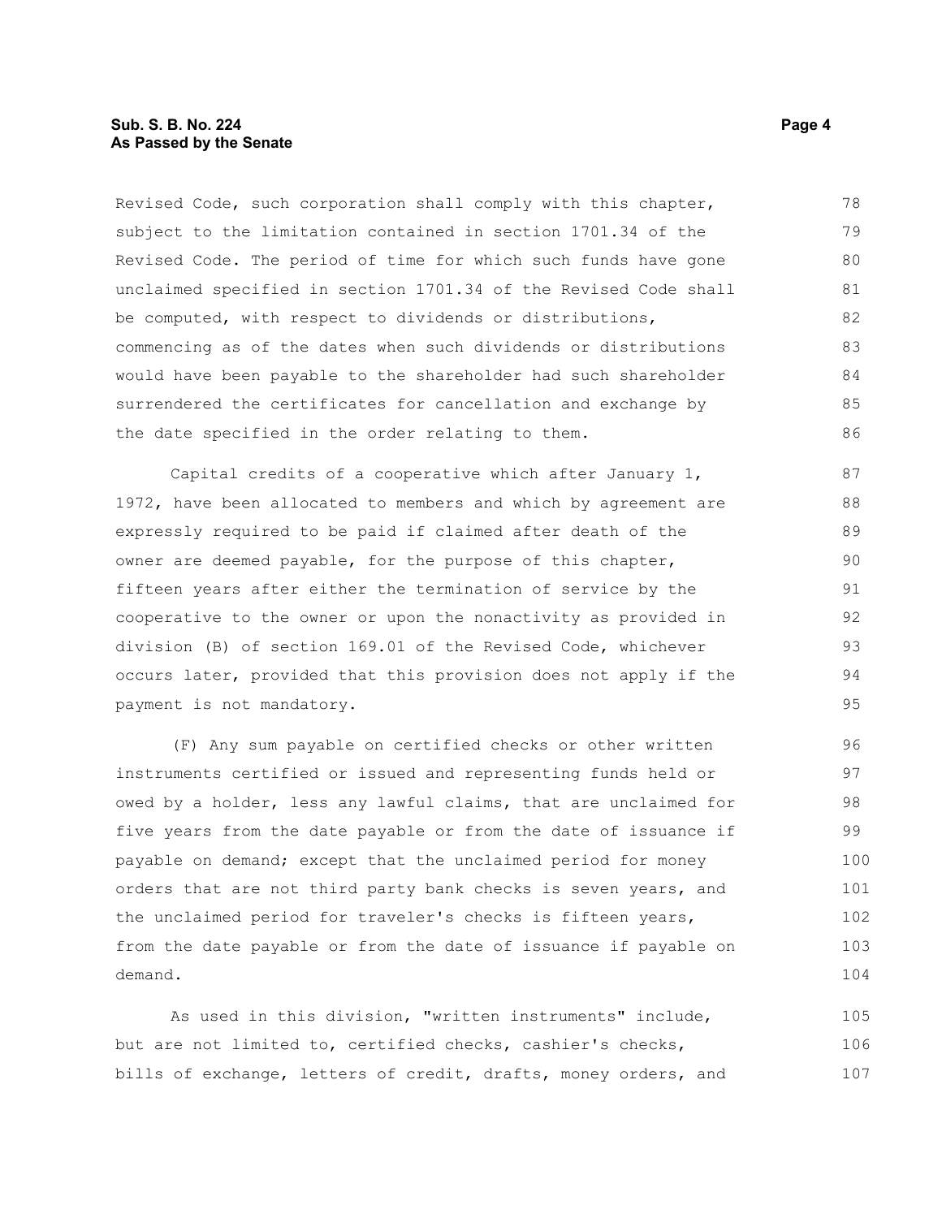Revised Code, such corporation shall comply with this chapter, subject to the limitation contained in section 1701.34 of the Revised Code. The period of time for which such funds have gone unclaimed specified in section 1701.34 of the Revised Code shall be computed, with respect to dividends or distributions, commencing as of the dates when such dividends or distributions would have been payable to the shareholder had such shareholder surrendered the certificates for cancellation and exchange by the date specified in the order relating to them.

Capital credits of a cooperative which after January 1, 1972, have been allocated to members and which by agreement are expressly required to be paid if claimed after death of the owner are deemed payable, for the purpose of this chapter, fifteen years after either the termination of service by the cooperative to the owner or upon the nonactivity as provided in division (B) of section 169.01 of the Revised Code, whichever occurs later, provided that this provision does not apply if the payment is not mandatory.

(F) Any sum payable on certified checks or other written instruments certified or issued and representing funds held or owed by a holder, less any lawful claims, that are unclaimed for five years from the date payable or from the date of issuance if payable on demand; except that the unclaimed period for money orders that are not third party bank checks is seven years, and the unclaimed period for traveler's checks is fifteen years, from the date payable or from the date of issuance if payable on demand.

As used in this division, "written instruments" include, but are not limited to, certified checks, cashier's checks, bills of exchange, letters of credit, drafts, money orders, and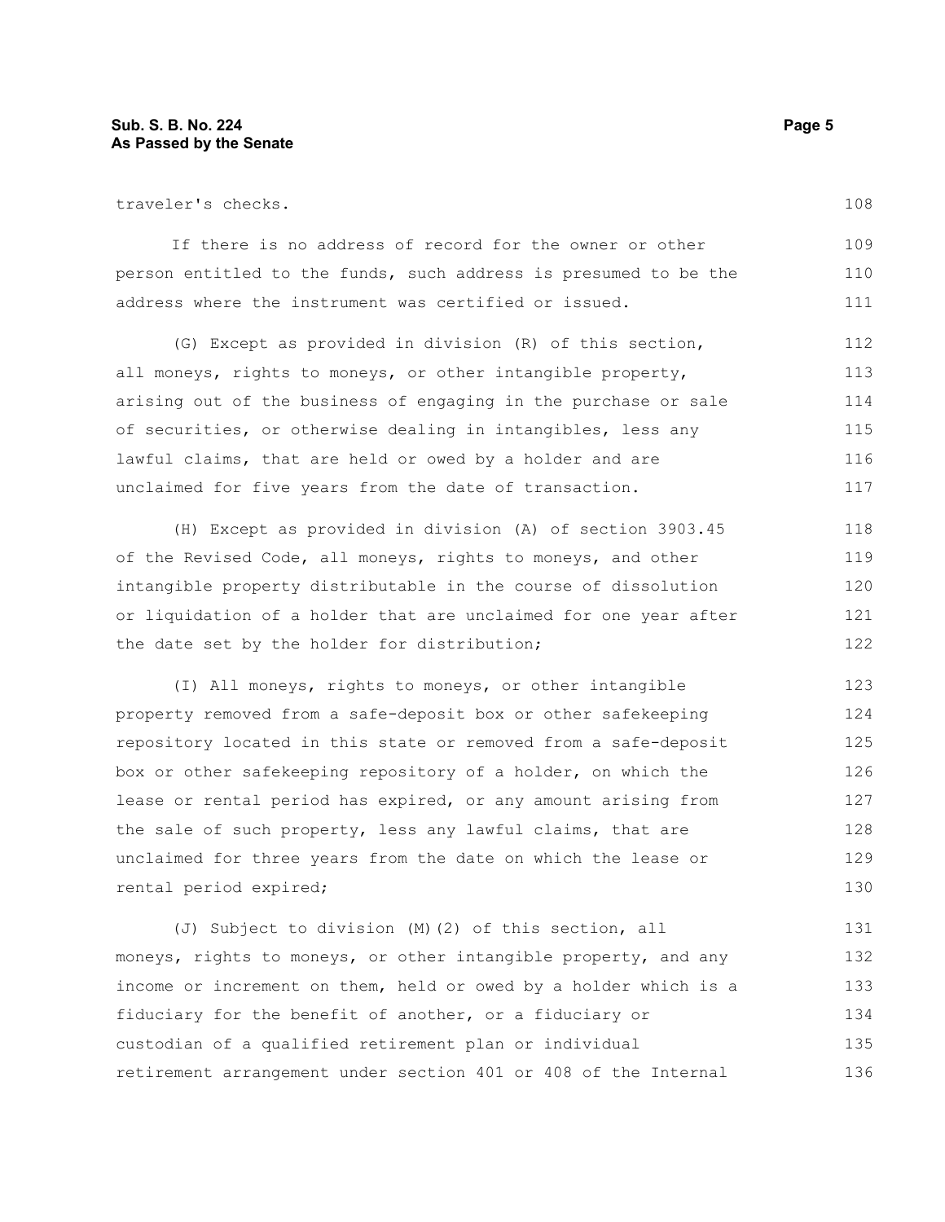traveler's checks.

If there is no address of record for the owner or other person entitled to the funds, such address is presumed to be the address where the instrument was certified or issued.

(G) Except as provided in division (R) of this section, all moneys, rights to moneys, or other intangible property, arising out of the business of engaging in the purchase or sale of securities, or otherwise dealing in intangibles, less any lawful claims, that are held or owed by a holder and are unclaimed for five years from the date of transaction.

(H) Except as provided in division (A) of section 3903.45 of the Revised Code, all moneys, rights to moneys, and other intangible property distributable in the course of dissolution or liquidation of a holder that are unclaimed for one year after the date set by the holder for distribution;

(I) All moneys, rights to moneys, or other intangible property removed from a safe-deposit box or other safekeeping repository located in this state or removed from a safe-deposit box or other safekeeping repository of a holder, on which the lease or rental period has expired, or any amount arising from the sale of such property, less any lawful claims, that are unclaimed for three years from the date on which the lease or rental period expired;

(J) Subject to division (M)(2) of this section, all moneys, rights to moneys, or other intangible property, and any income or increment on them, held or owed by a holder which is a fiduciary for the benefit of another, or a fiduciary or custodian of a qualified retirement plan or individual retirement arrangement under section 401 or 408 of the Internal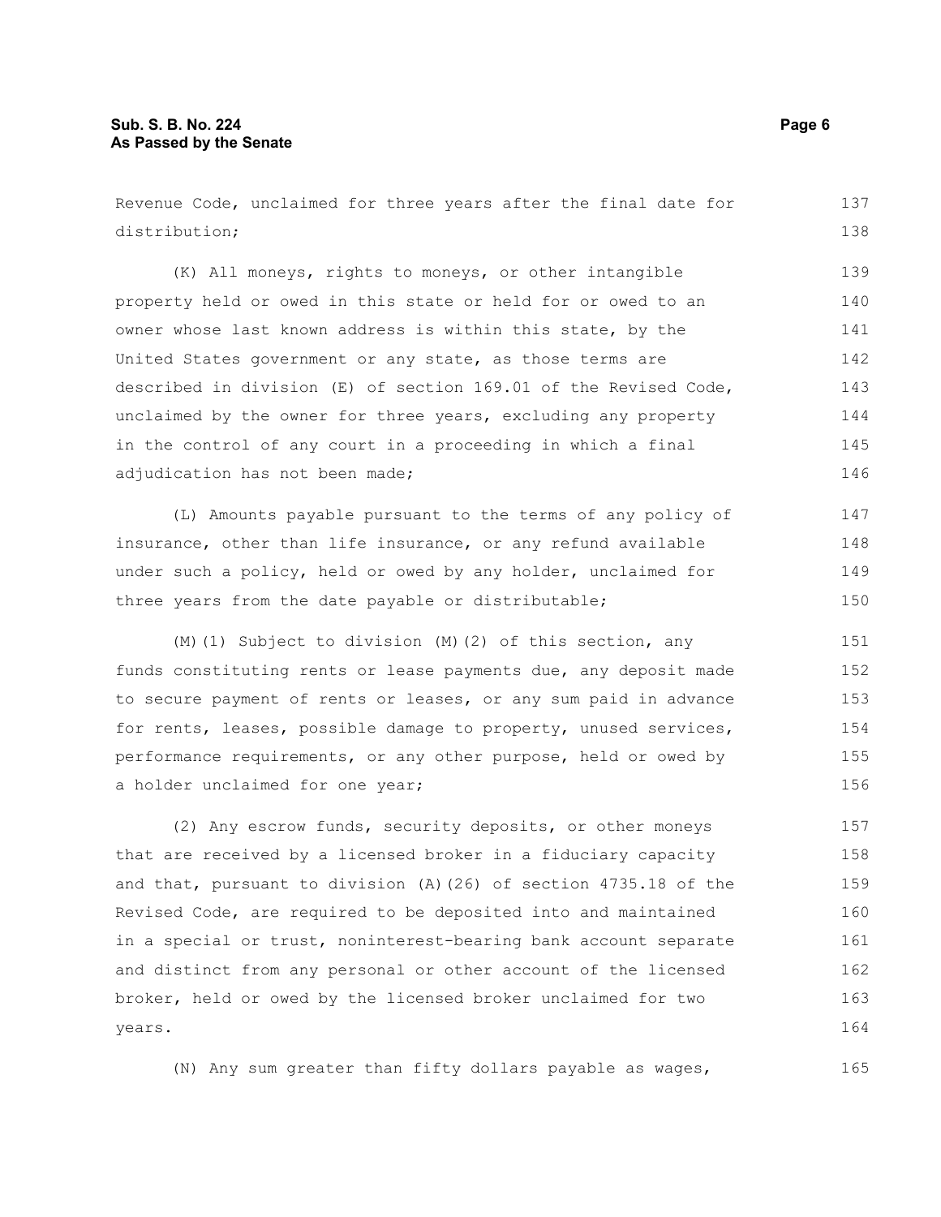Revenue Code, unclaimed for three years after the final date for distribution;

(K) All moneys, rights to moneys, or other intangible property held or owed in this state or held for or owed to an owner whose last known address is within this state, by the United States government or any state, as those terms are described in division (E) of section 169.01 of the Revised Code, unclaimed by the owner for three years, excluding any property in the control of any court in a proceeding in which a final adjudication has not been made;

(L) Amounts payable pursuant to the terms of any policy of insurance, other than life insurance, or any refund available under such a policy, held or owed by any holder, unclaimed for three years from the date payable or distributable;

(M)(1) Subject to division (M)(2) of this section, any funds constituting rents or lease payments due, any deposit made to secure payment of rents or leases, or any sum paid in advance for rents, leases, possible damage to property, unused services, performance requirements, or any other purpose, held or owed by a holder unclaimed for one year;

(2) Any escrow funds, security deposits, or other moneys that are received by a licensed broker in a fiduciary capacity and that, pursuant to division (A)(26) of section 4735.18 of the Revised Code, are required to be deposited into and maintained in a special or trust, noninterest-bearing bank account separate and distinct from any personal or other account of the licensed broker, held or owed by the licensed broker unclaimed for two years.

(N) Any sum greater than fifty dollars payable as wages,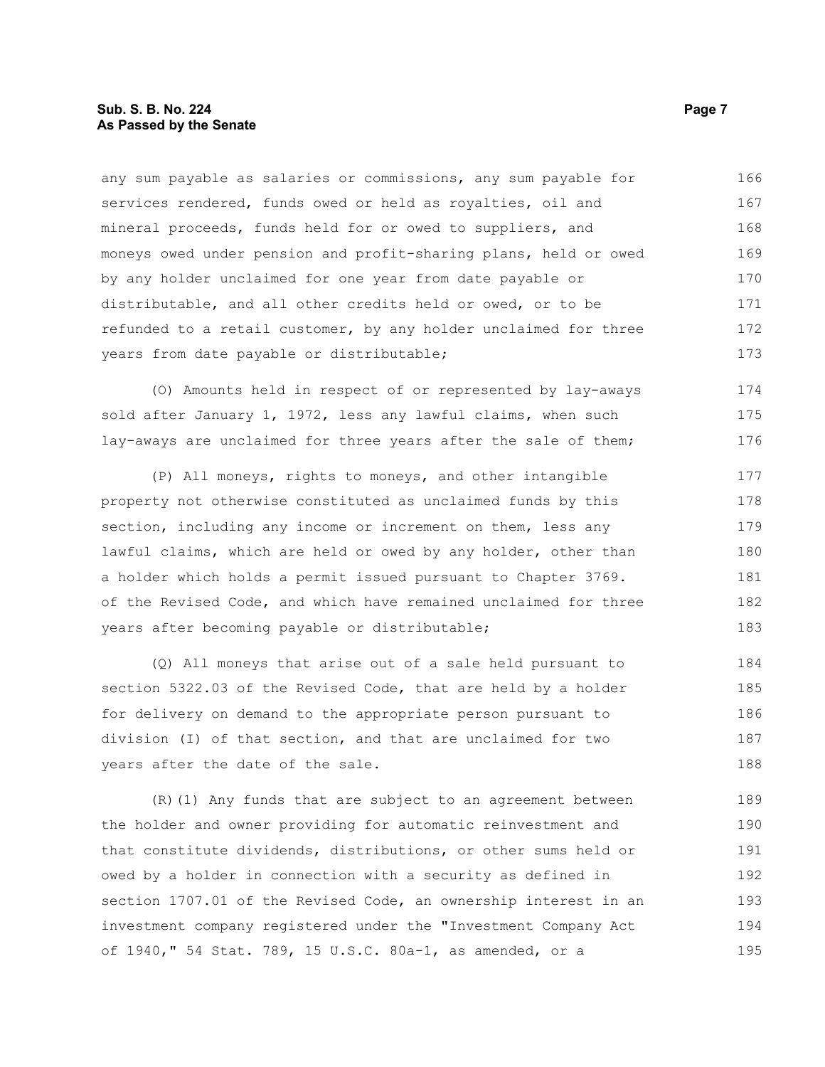any sum payable as salaries or commissions, any sum payable for services rendered, funds owed or held as royalties, oil and mineral proceeds, funds held for or owed to suppliers, and moneys owed under pension and profit-sharing plans, held or owed by any holder unclaimed for one year from date payable or distributable, and all other credits held or owed, or to be refunded to a retail customer, by any holder unclaimed for three years from date payable or distributable;

(O) Amounts held in respect of or represented by lay-aways sold after January 1, 1972, less any lawful claims, when such lay-aways are unclaimed for three years after the sale of them;

(P) All moneys, rights to moneys, and other intangible property not otherwise constituted as unclaimed funds by this section, including any income or increment on them, less any lawful claims, which are held or owed by any holder, other than a holder which holds a permit issued pursuant to Chapter 3769. of the Revised Code, and which have remained unclaimed for three years after becoming payable or distributable;

(Q) All moneys that arise out of a sale held pursuant to section 5322.03 of the Revised Code, that are held by a holder for delivery on demand to the appropriate person pursuant to division (I) of that section, and that are unclaimed for two years after the date of the sale.

(R)(1) Any funds that are subject to an agreement between the holder and owner providing for automatic reinvestment and that constitute dividends, distributions, or other sums held or owed by a holder in connection with a security as defined in section 1707.01 of the Revised Code, an ownership interest in an investment company registered under the "Investment Company Act of 1940," 54 Stat. 789, 15 U.S.C. 80a-1, as amended, or a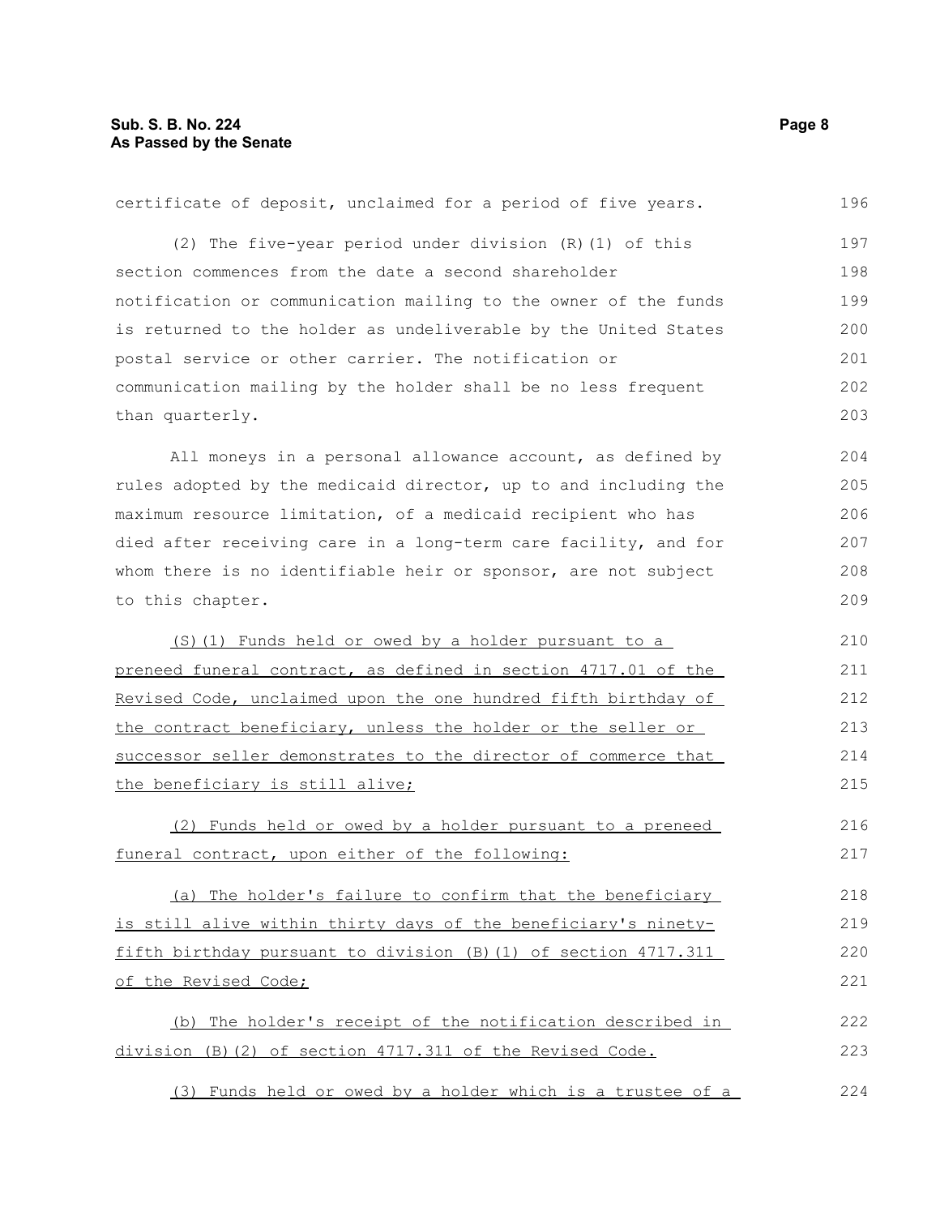certificate of deposit, unclaimed for a period of five years.

(2) The five-year period under division (R)(1) of this section commences from the date a second shareholder notification or communication mailing to the owner of the funds is returned to the holder as undeliverable by the United States postal service or other carrier. The notification or communication mailing by the holder shall be no less frequent than quarterly.

All moneys in a personal allowance account, as defined by rules adopted by the medicaid director, up to and including the maximum resource limitation, of a medicaid recipient who has died after receiving care in a long-term care facility, and for whom there is no identifiable heir or sponsor, are not subject to this chapter.

<u>(S)(1) Funds held or owed by a holder pursuant to a preneed funeral contract, as defined in section 4717.01 of the Revised Code, unclaimed upon the one hundred fifth birthday of the contract beneficiary, unless the holder or the seller or successor seller demonstrates to the director of commerce that the beneficiary is still alive;</u>

<u>(2) Funds held or owed by a holder pursuant to a preneed funeral contract, upon either of the following:</u>

<u>(a) The holder's failure to confirm that the beneficiary is still alive within thirty days of the beneficiary's ninety-fifth birthday pursuant to division (B)(1) of section 4717.311 of the Revised Code;</u>

<u>(b) The holder's receipt of the notification described in division (B)(2) of section 4717.311 of the Revised Code.</u>

<u>(3) Funds held or owed by a holder which is a trustee of a</u>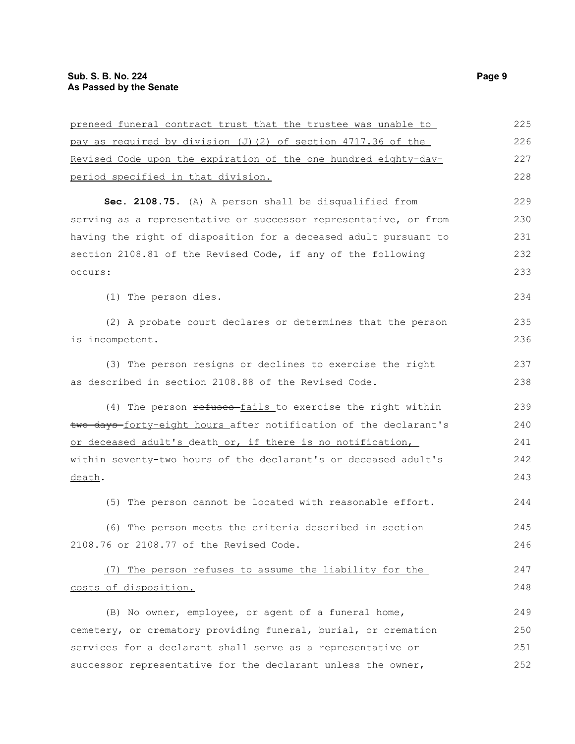preneed funeral contract trust that the trustee was unable to pay as required by division (J)(2) of section 4717.36 of the Revised Code upon the expiration of the one hundred eighty-day-period specified in that division.

**Sec. 2108.75.** (A) A person shall be disqualified from serving as a representative or successor representative, or from having the right of disposition for a deceased adult pursuant to section 2108.81 of the Revised Code, if any of the following occurs:

(1) The person dies.

(2) A probate court declares or determines that the person is incompetent.

(3) The person resigns or declines to exercise the right as described in section 2108.88 of the Revised Code.

(4) The person ~~refuses~~ fails to exercise the right within ~~two days~~ forty-eight hours after notification of the declarant's or deceased adult's death or, if there is no notification, within seventy-two hours of the declarant's or deceased adult's death.

(5) The person cannot be located with reasonable effort.

(6) The person meets the criteria described in section 2108.76 or 2108.77 of the Revised Code.

(7) The person refuses to assume the liability for the costs of disposition.

(B) No owner, employee, or agent of a funeral home, cemetery, or crematory providing funeral, burial, or cremation services for a declarant shall serve as a representative or successor representative for the declarant unless the owner,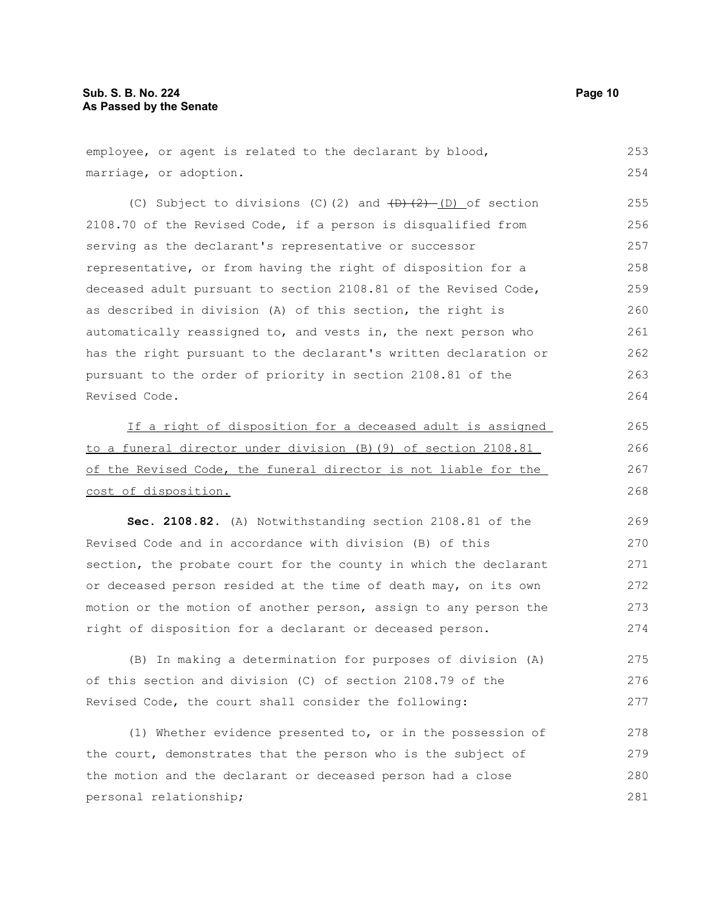employee, or agent is related to the declarant by blood, marriage, or adoption.

(C) Subject to divisions (C)(2) and ~~(D)(2)~~ (D) of section 2108.70 of the Revised Code, if a person is disqualified from serving as the declarant's representative or successor representative, or from having the right of disposition for a deceased adult pursuant to section 2108.81 of the Revised Code, as described in division (A) of this section, the right is automatically reassigned to, and vests in, the next person who has the right pursuant to the declarant's written declaration or pursuant to the order of priority in section 2108.81 of the Revised Code.

<u>If a right of disposition for a deceased adult is assigned to a funeral director under division (B)(9) of section 2108.81 of the Revised Code, the funeral director is not liable for the cost of disposition.</u>

**Sec. 2108.82.** (A) Notwithstanding section 2108.81 of the Revised Code and in accordance with division (B) of this section, the probate court for the county in which the declarant or deceased person resided at the time of death may, on its own motion or the motion of another person, assign to any person the right of disposition for a declarant or deceased person.

(B) In making a determination for purposes of division (A) of this section and division (C) of section 2108.79 of the Revised Code, the court shall consider the following:

(1) Whether evidence presented to, or in the possession of the court, demonstrates that the person who is the subject of the motion and the declarant or deceased person had a close personal relationship;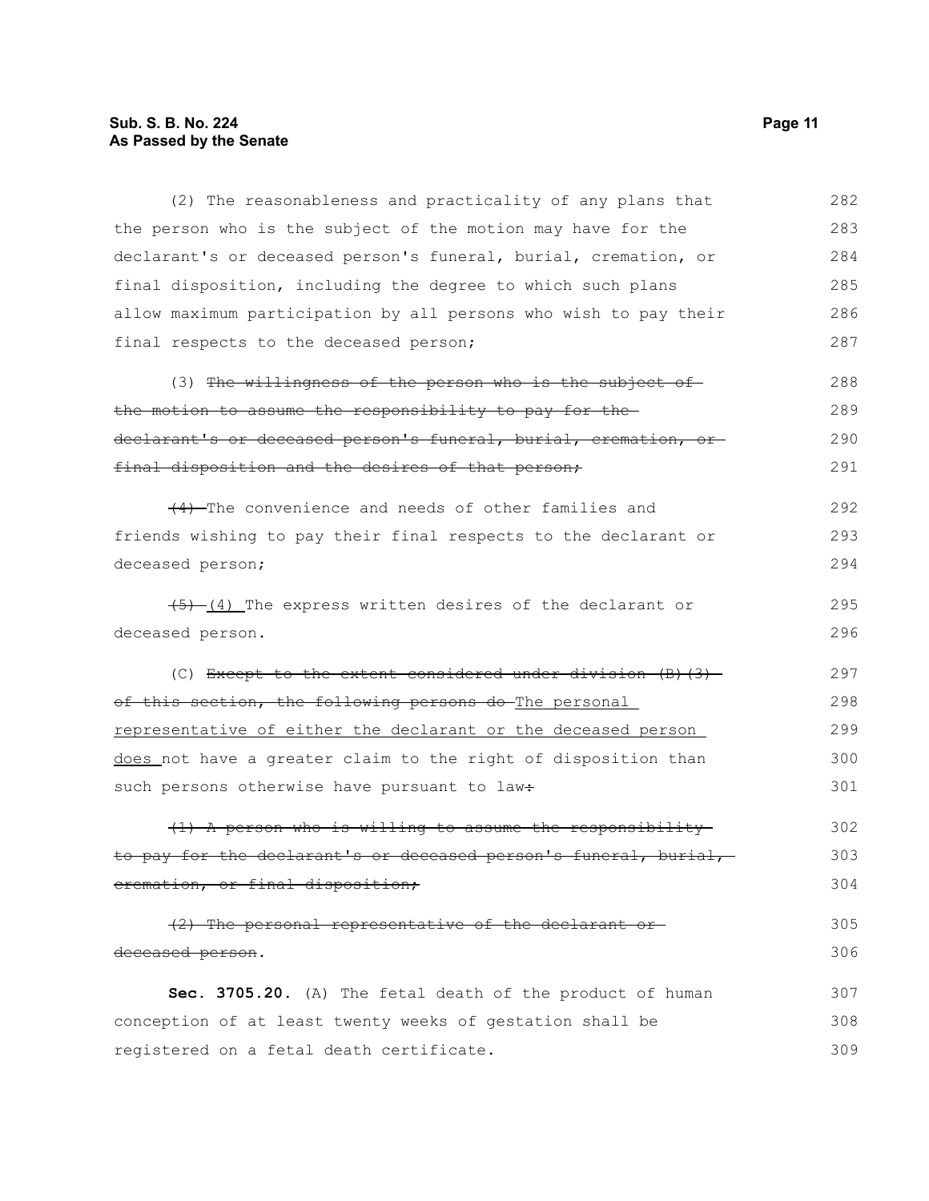(2) The reasonableness and practicality of any plans that the person who is the subject of the motion may have for the declarant's or deceased person's funeral, burial, cremation, or final disposition, including the degree to which such plans allow maximum participation by all persons who wish to pay their final respects to the deceased person;

(3) ~~The willingness of the person who is the subject of the motion to assume the responsibility to pay for the declarant's or deceased person's funeral, burial, cremation, or final disposition and the desires of that person;~~

~~(4)~~ The convenience and needs of other families and friends wishing to pay their final respects to the declarant or deceased person;

~~(5)~~ <u>(4)</u> The express written desires of the declarant or deceased person.

(C) ~~Except to the extent considered under division (B)(3) of this section, the following persons do~~ <u>The personal representative of either the declarant or the deceased person does</u> not have a greater claim to the right of disposition than such persons otherwise have pursuant to law~~:~~

~~(1) A person who is willing to assume the responsibility to pay for the declarant's or deceased person's funeral, burial, cremation, or final disposition;~~

~~(2) The personal representative of the declarant or deceased person~~.

**Sec. 3705.20.** (A) The fetal death of the product of human conception of at least twenty weeks of gestation shall be registered on a fetal death certificate.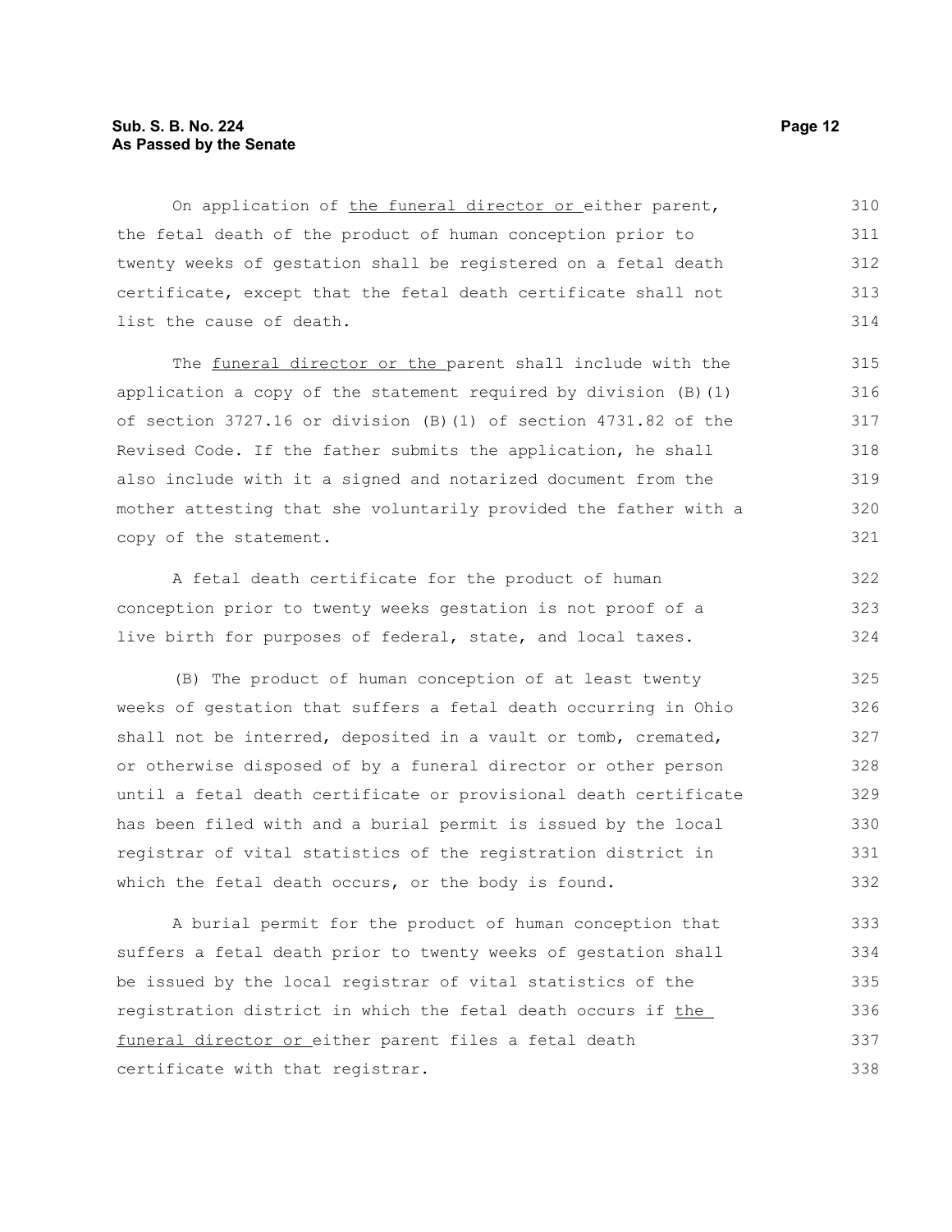On application of the funeral director or either parent, the fetal death of the product of human conception prior to twenty weeks of gestation shall be registered on a fetal death certificate, except that the fetal death certificate shall not list the cause of death.

The funeral director or the parent shall include with the application a copy of the statement required by division (B)(1) of section 3727.16 or division (B)(1) of section 4731.82 of the Revised Code. If the father submits the application, he shall also include with it a signed and notarized document from the mother attesting that she voluntarily provided the father with a copy of the statement.

A fetal death certificate for the product of human conception prior to twenty weeks gestation is not proof of a live birth for purposes of federal, state, and local taxes.

(B) The product of human conception of at least twenty weeks of gestation that suffers a fetal death occurring in Ohio shall not be interred, deposited in a vault or tomb, cremated, or otherwise disposed of by a funeral director or other person until a fetal death certificate or provisional death certificate has been filed with and a burial permit is issued by the local registrar of vital statistics of the registration district in which the fetal death occurs, or the body is found.

A burial permit for the product of human conception that suffers a fetal death prior to twenty weeks of gestation shall be issued by the local registrar of vital statistics of the registration district in which the fetal death occurs if the funeral director or either parent files a fetal death certificate with that registrar.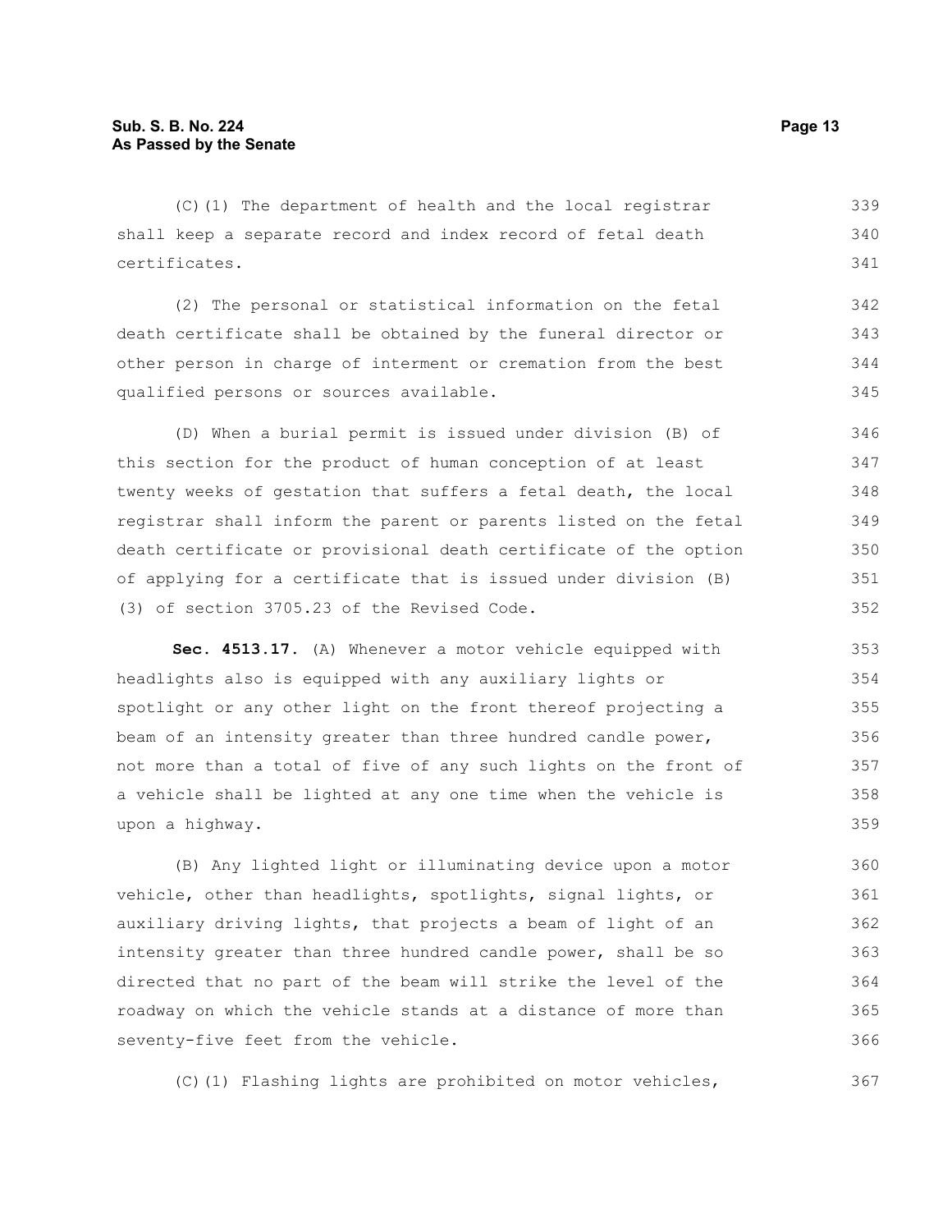(C)(1) The department of health and the local registrar shall keep a separate record and index record of fetal death certificates.

(2) The personal or statistical information on the fetal death certificate shall be obtained by the funeral director or other person in charge of interment or cremation from the best qualified persons or sources available.

(D) When a burial permit is issued under division (B) of this section for the product of human conception of at least twenty weeks of gestation that suffers a fetal death, the local registrar shall inform the parent or parents listed on the fetal death certificate or provisional death certificate of the option of applying for a certificate that is issued under division (B)(3) of section 3705.23 of the Revised Code.

**Sec. 4513.17.** (A) Whenever a motor vehicle equipped with headlights also is equipped with any auxiliary lights or spotlight or any other light on the front thereof projecting a beam of an intensity greater than three hundred candle power, not more than a total of five of any such lights on the front of a vehicle shall be lighted at any one time when the vehicle is upon a highway.

(B) Any lighted light or illuminating device upon a motor vehicle, other than headlights, spotlights, signal lights, or auxiliary driving lights, that projects a beam of light of an intensity greater than three hundred candle power, shall be so directed that no part of the beam will strike the level of the roadway on which the vehicle stands at a distance of more than seventy-five feet from the vehicle.

(C)(1) Flashing lights are prohibited on motor vehicles,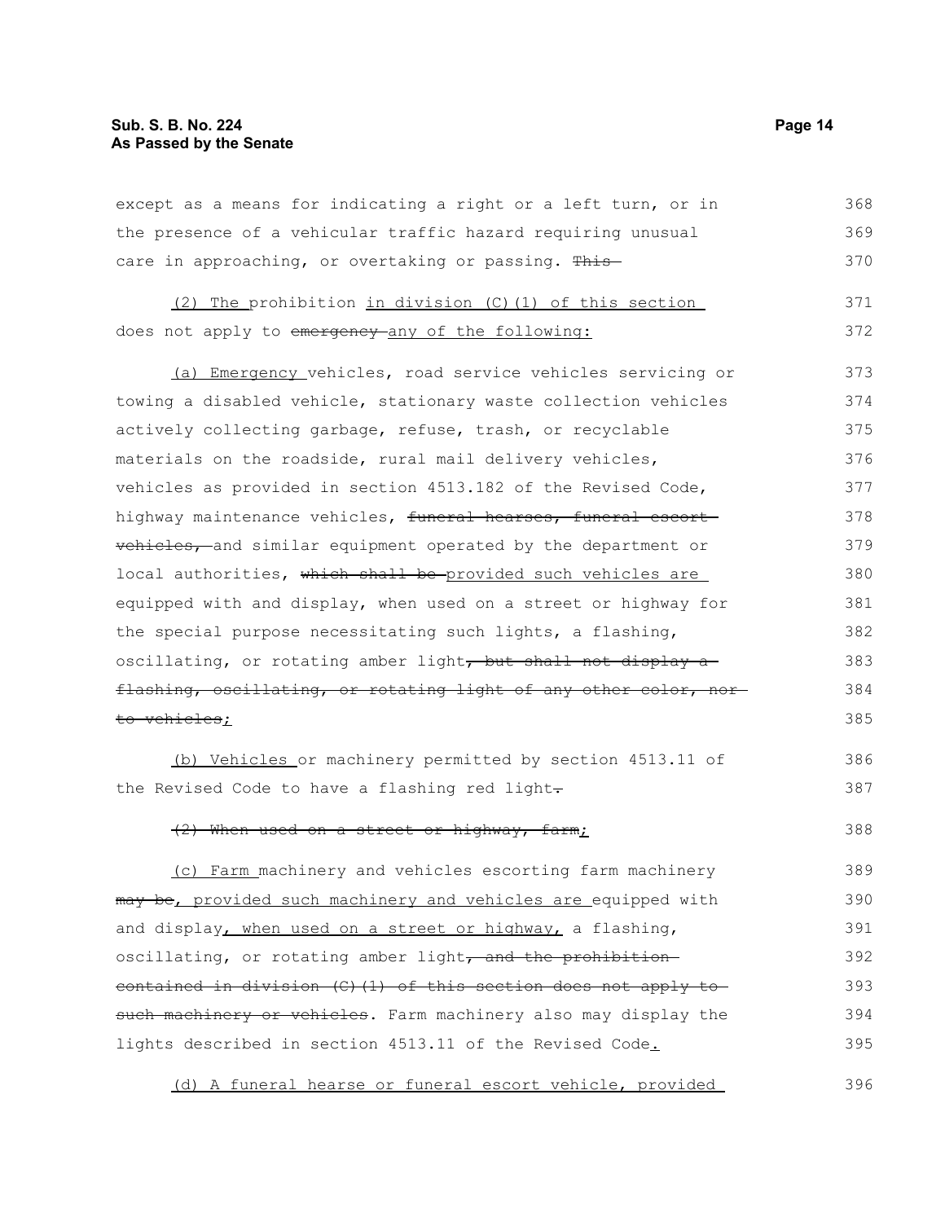except as a means for indicating a right or a left turn, or in the presence of a vehicular traffic hazard requiring unusual care in approaching, or overtaking or passing. ~~This~~

(2) The prohibition in division (C)(1) of this section does not apply to ~~emergency~~ any of the following:

(a) Emergency vehicles, road service vehicles servicing or towing a disabled vehicle, stationary waste collection vehicles actively collecting garbage, refuse, trash, or recyclable materials on the roadside, rural mail delivery vehicles, vehicles as provided in section 4513.182 of the Revised Code, highway maintenance vehicles, ~~funeral hearses, funeral escort vehicles,~~ and similar equipment operated by the department or local authorities, ~~which shall be~~ provided such vehicles are equipped with and display, when used on a street or highway for the special purpose necessitating such lights, a flashing, oscillating, or rotating amber light~~, but shall not display a flashing, oscillating, or rotating light of any other color, nor to vehicles~~;

(b) Vehicles or machinery permitted by section 4513.11 of the Revised Code to have a flashing red light~~.~~

~~(2) When used on a street or highway, farm~~;

(c) Farm machinery and vehicles escorting farm machinery ~~may be~~, provided such machinery and vehicles are equipped with and display, when used on a street or highway, a flashing, oscillating, or rotating amber light~~, and the prohibition contained in division (C)(1) of this section does not apply to such machinery or vehicles~~. Farm machinery also may display the lights described in section 4513.11 of the Revised Code.

(d) A funeral hearse or funeral escort vehicle, provided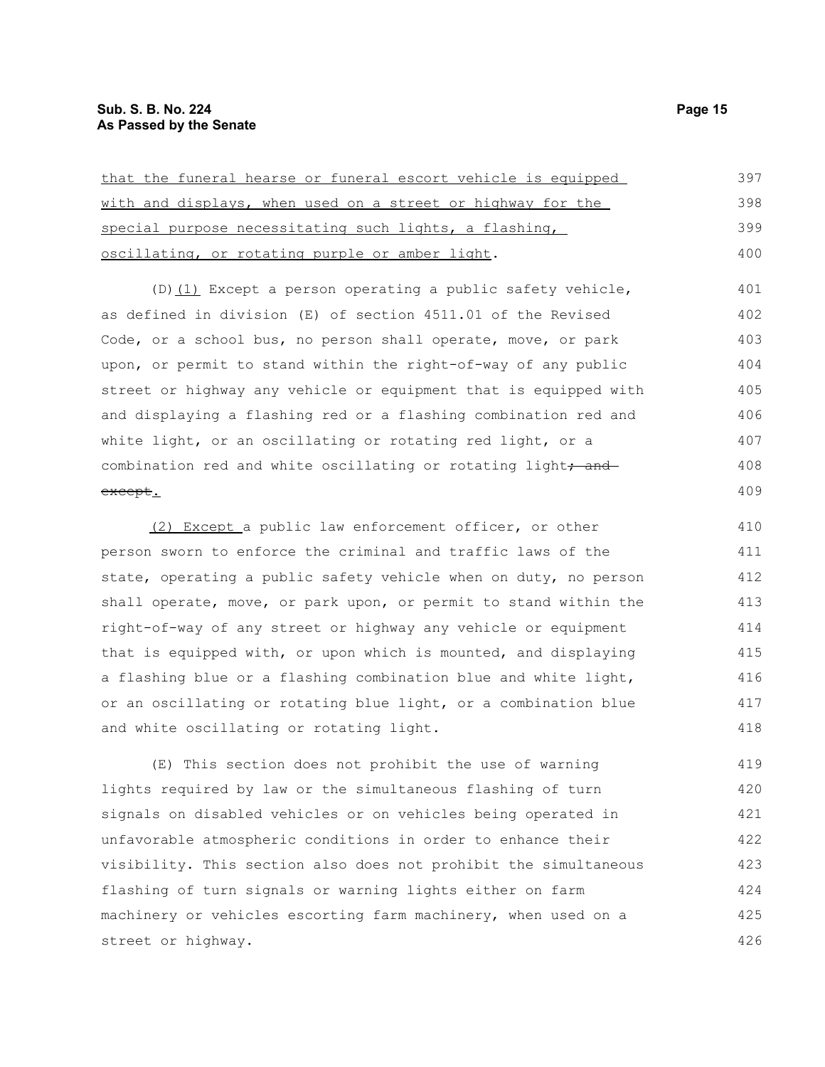that the funeral hearse or funeral escort vehicle is equipped with and displays, when used on a street or highway for the special purpose necessitating such lights, a flashing, oscillating, or rotating purple or amber light.

(D)(1) Except a person operating a public safety vehicle, as defined in division (E) of section 4511.01 of the Revised Code, or a school bus, no person shall operate, move, or park upon, or permit to stand within the right-of-way of any public street or highway any vehicle or equipment that is equipped with and displaying a flashing red or a flashing combination red and white light, or an oscillating or rotating red light, or a combination red and white oscillating or rotating light~~; and except~~.

(2) Except a public law enforcement officer, or other person sworn to enforce the criminal and traffic laws of the state, operating a public safety vehicle when on duty, no person shall operate, move, or park upon, or permit to stand within the right-of-way of any street or highway any vehicle or equipment that is equipped with, or upon which is mounted, and displaying a flashing blue or a flashing combination blue and white light, or an oscillating or rotating blue light, or a combination blue and white oscillating or rotating light.

(E) This section does not prohibit the use of warning lights required by law or the simultaneous flashing of turn signals on disabled vehicles or on vehicles being operated in unfavorable atmospheric conditions in order to enhance their visibility. This section also does not prohibit the simultaneous flashing of turn signals or warning lights either on farm machinery or vehicles escorting farm machinery, when used on a street or highway.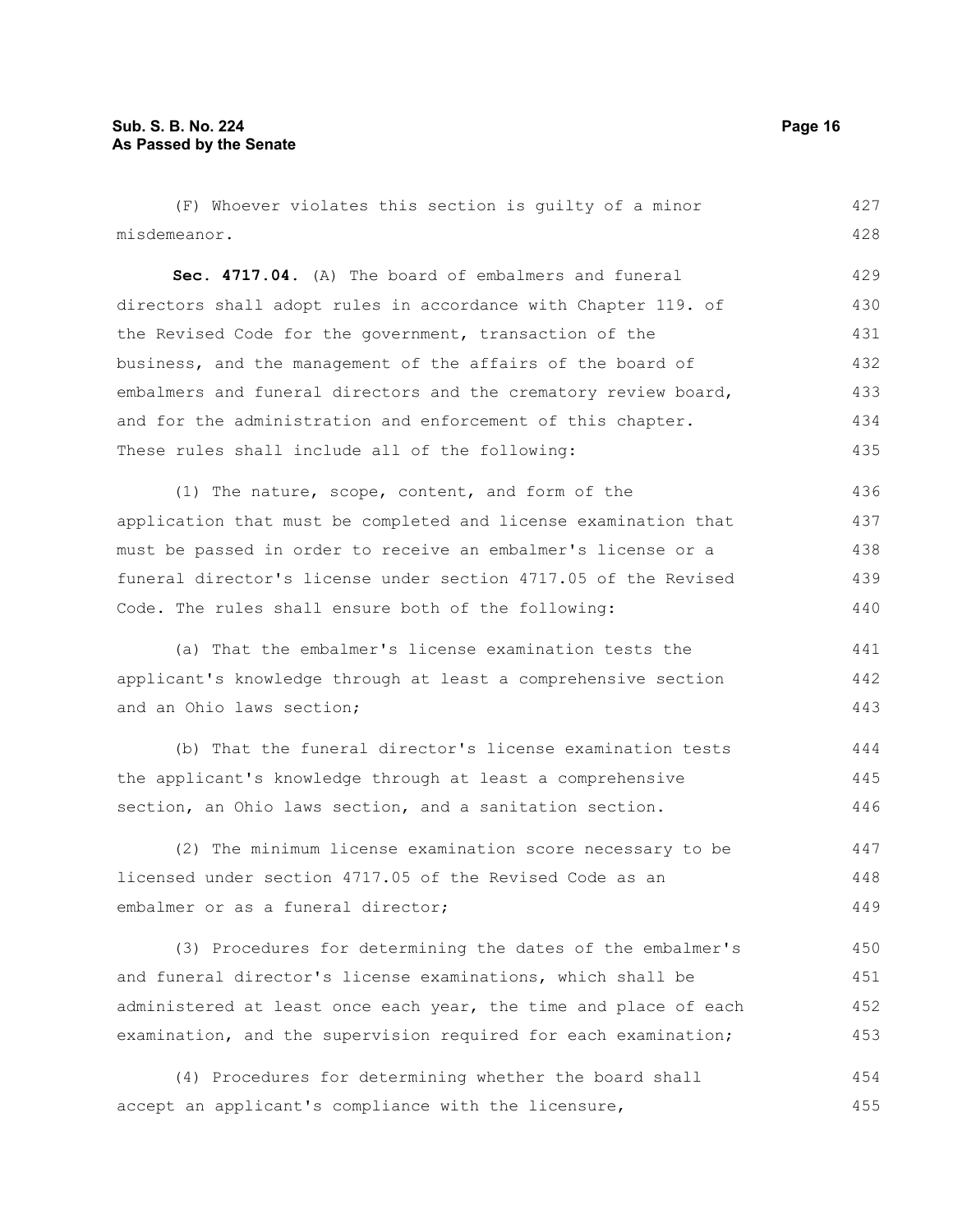(F) Whoever violates this section is guilty of a minor misdemeanor.

**Sec. 4717.04.** (A) The board of embalmers and funeral directors shall adopt rules in accordance with Chapter 119. of the Revised Code for the government, transaction of the business, and the management of the affairs of the board of embalmers and funeral directors and the crematory review board, and for the administration and enforcement of this chapter. These rules shall include all of the following:

(1) The nature, scope, content, and form of the application that must be completed and license examination that must be passed in order to receive an embalmer's license or a funeral director's license under section 4717.05 of the Revised Code. The rules shall ensure both of the following:

(a) That the embalmer's license examination tests the applicant's knowledge through at least a comprehensive section and an Ohio laws section;

(b) That the funeral director's license examination tests the applicant's knowledge through at least a comprehensive section, an Ohio laws section, and a sanitation section.

(2) The minimum license examination score necessary to be licensed under section 4717.05 of the Revised Code as an embalmer or as a funeral director;

(3) Procedures for determining the dates of the embalmer's and funeral director's license examinations, which shall be administered at least once each year, the time and place of each examination, and the supervision required for each examination;

(4) Procedures for determining whether the board shall accept an applicant's compliance with the licensure,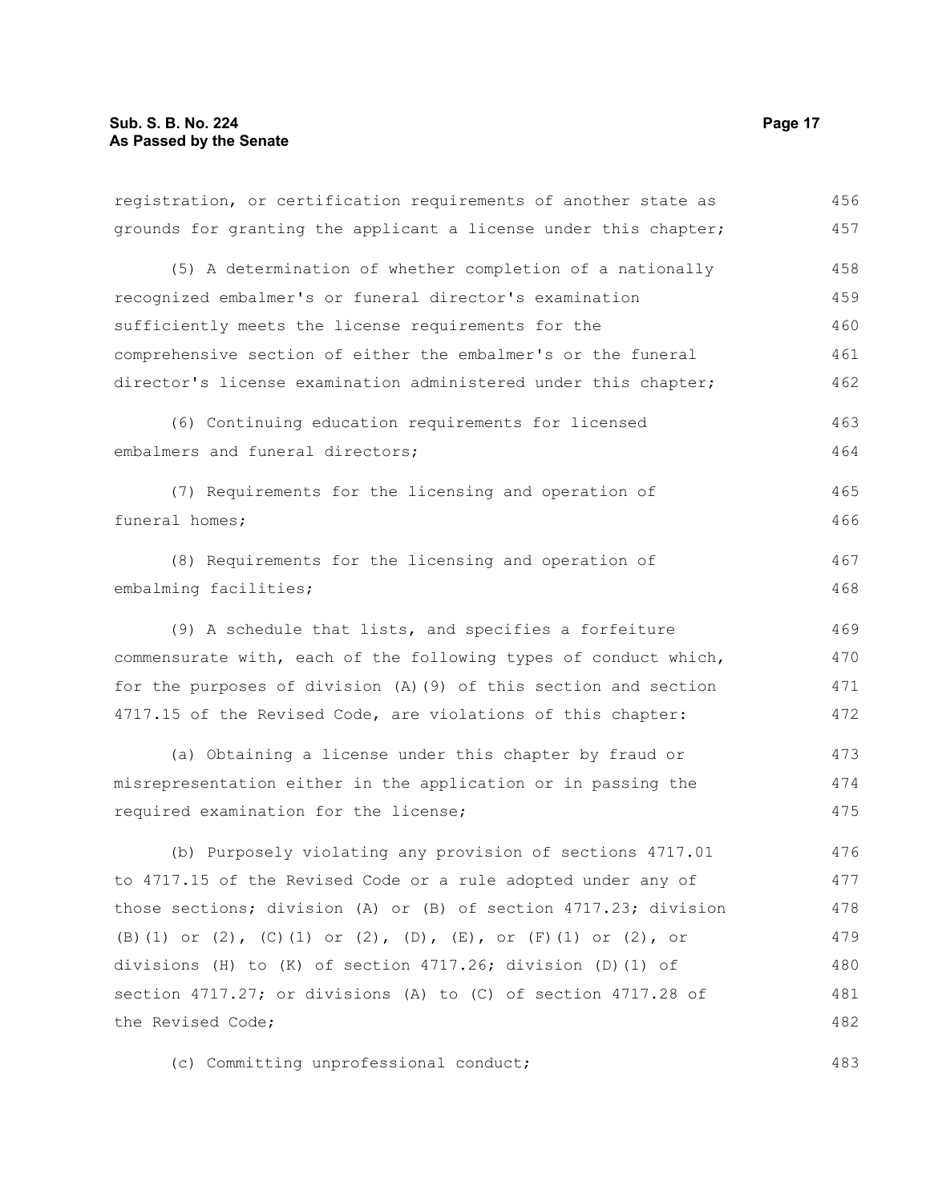registration, or certification requirements of another state as grounds for granting the applicant a license under this chapter;

(5) A determination of whether completion of a nationally recognized embalmer's or funeral director's examination sufficiently meets the license requirements for the comprehensive section of either the embalmer's or the funeral director's license examination administered under this chapter;

(6) Continuing education requirements for licensed embalmers and funeral directors;

(7) Requirements for the licensing and operation of funeral homes;

(8) Requirements for the licensing and operation of embalming facilities;

(9) A schedule that lists, and specifies a forfeiture commensurate with, each of the following types of conduct which, for the purposes of division (A)(9) of this section and section 4717.15 of the Revised Code, are violations of this chapter:

(a) Obtaining a license under this chapter by fraud or misrepresentation either in the application or in passing the required examination for the license;

(b) Purposely violating any provision of sections 4717.01 to 4717.15 of the Revised Code or a rule adopted under any of those sections; division (A) or (B) of section 4717.23; division (B)(1) or (2), (C)(1) or (2), (D), (E), or (F)(1) or (2), or divisions (H) to (K) of section 4717.26; division (D)(1) of section 4717.27; or divisions (A) to (C) of section 4717.28 of the Revised Code;

(c) Committing unprofessional conduct;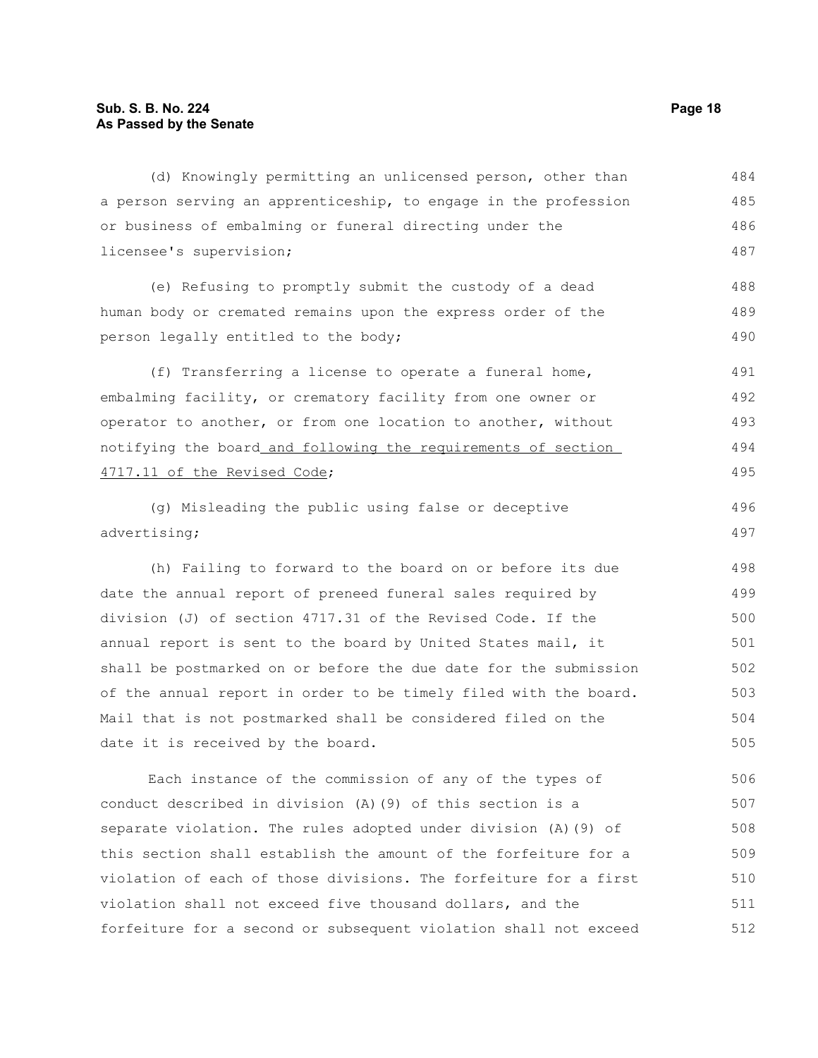(d) Knowingly permitting an unlicensed person, other than a person serving an apprenticeship, to engage in the profession or business of embalming or funeral directing under the licensee's supervision;

(e) Refusing to promptly submit the custody of a dead human body or cremated remains upon the express order of the person legally entitled to the body;

(f) Transferring a license to operate a funeral home, embalming facility, or crematory facility from one owner or operator to another, or from one location to another, without notifying the board and following the requirements of section 4717.11 of the Revised Code;

(g) Misleading the public using false or deceptive advertising;

(h) Failing to forward to the board on or before its due date the annual report of preneed funeral sales required by division (J) of section 4717.31 of the Revised Code. If the annual report is sent to the board by United States mail, it shall be postmarked on or before the due date for the submission of the annual report in order to be timely filed with the board. Mail that is not postmarked shall be considered filed on the date it is received by the board.

Each instance of the commission of any of the types of conduct described in division (A)(9) of this section is a separate violation. The rules adopted under division (A)(9) of this section shall establish the amount of the forfeiture for a violation of each of those divisions. The forfeiture for a first violation shall not exceed five thousand dollars, and the forfeiture for a second or subsequent violation shall not exceed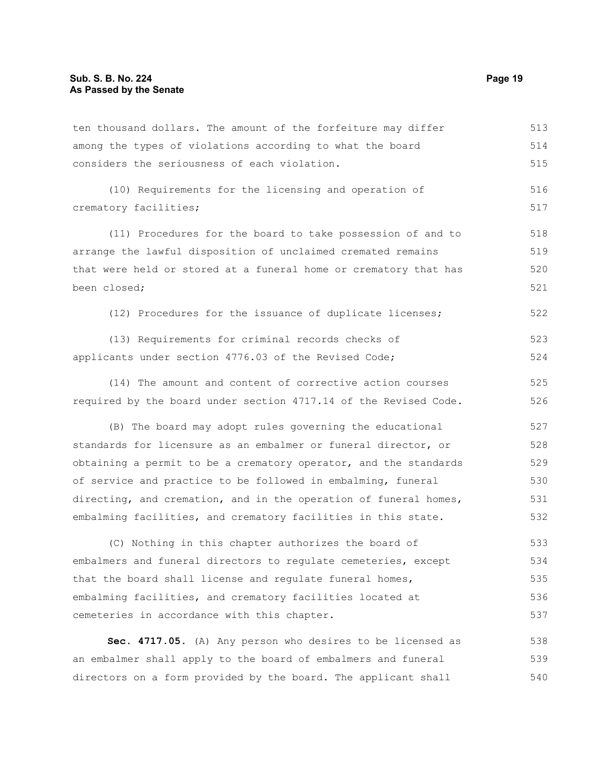ten thousand dollars. The amount of the forfeiture may differ among the types of violations according to what the board considers the seriousness of each violation.

(10) Requirements for the licensing and operation of crematory facilities;

(11) Procedures for the board to take possession of and to arrange the lawful disposition of unclaimed cremated remains that were held or stored at a funeral home or crematory that has been closed;

(12) Procedures for the issuance of duplicate licenses;

(13) Requirements for criminal records checks of applicants under section 4776.03 of the Revised Code;

(14) The amount and content of corrective action courses required by the board under section 4717.14 of the Revised Code.

(B) The board may adopt rules governing the educational standards for licensure as an embalmer or funeral director, or obtaining a permit to be a crematory operator, and the standards of service and practice to be followed in embalming, funeral directing, and cremation, and in the operation of funeral homes, embalming facilities, and crematory facilities in this state.

(C) Nothing in this chapter authorizes the board of embalmers and funeral directors to regulate cemeteries, except that the board shall license and regulate funeral homes, embalming facilities, and crematory facilities located at cemeteries in accordance with this chapter.

**Sec. 4717.05.** (A) Any person who desires to be licensed as an embalmer shall apply to the board of embalmers and funeral directors on a form provided by the board. The applicant shall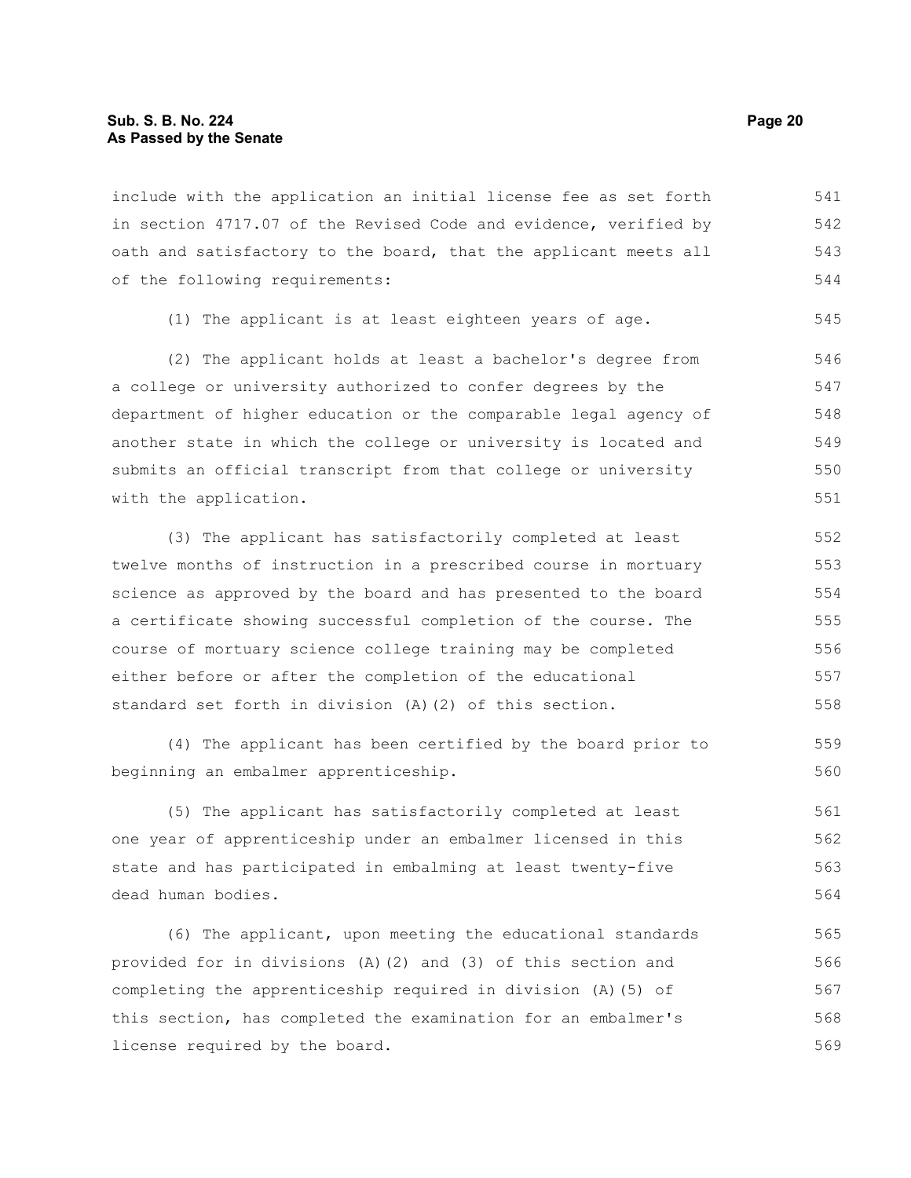include with the application an initial license fee as set forth in section 4717.07 of the Revised Code and evidence, verified by oath and satisfactory to the board, that the applicant meets all of the following requirements:

(1) The applicant is at least eighteen years of age.

(2) The applicant holds at least a bachelor's degree from a college or university authorized to confer degrees by the department of higher education or the comparable legal agency of another state in which the college or university is located and submits an official transcript from that college or university with the application.

(3) The applicant has satisfactorily completed at least twelve months of instruction in a prescribed course in mortuary science as approved by the board and has presented to the board a certificate showing successful completion of the course. The course of mortuary science college training may be completed either before or after the completion of the educational standard set forth in division (A)(2) of this section.

(4) The applicant has been certified by the board prior to beginning an embalmer apprenticeship.

(5) The applicant has satisfactorily completed at least one year of apprenticeship under an embalmer licensed in this state and has participated in embalming at least twenty-five dead human bodies.

(6) The applicant, upon meeting the educational standards provided for in divisions (A)(2) and (3) of this section and completing the apprenticeship required in division (A)(5) of this section, has completed the examination for an embalmer's license required by the board.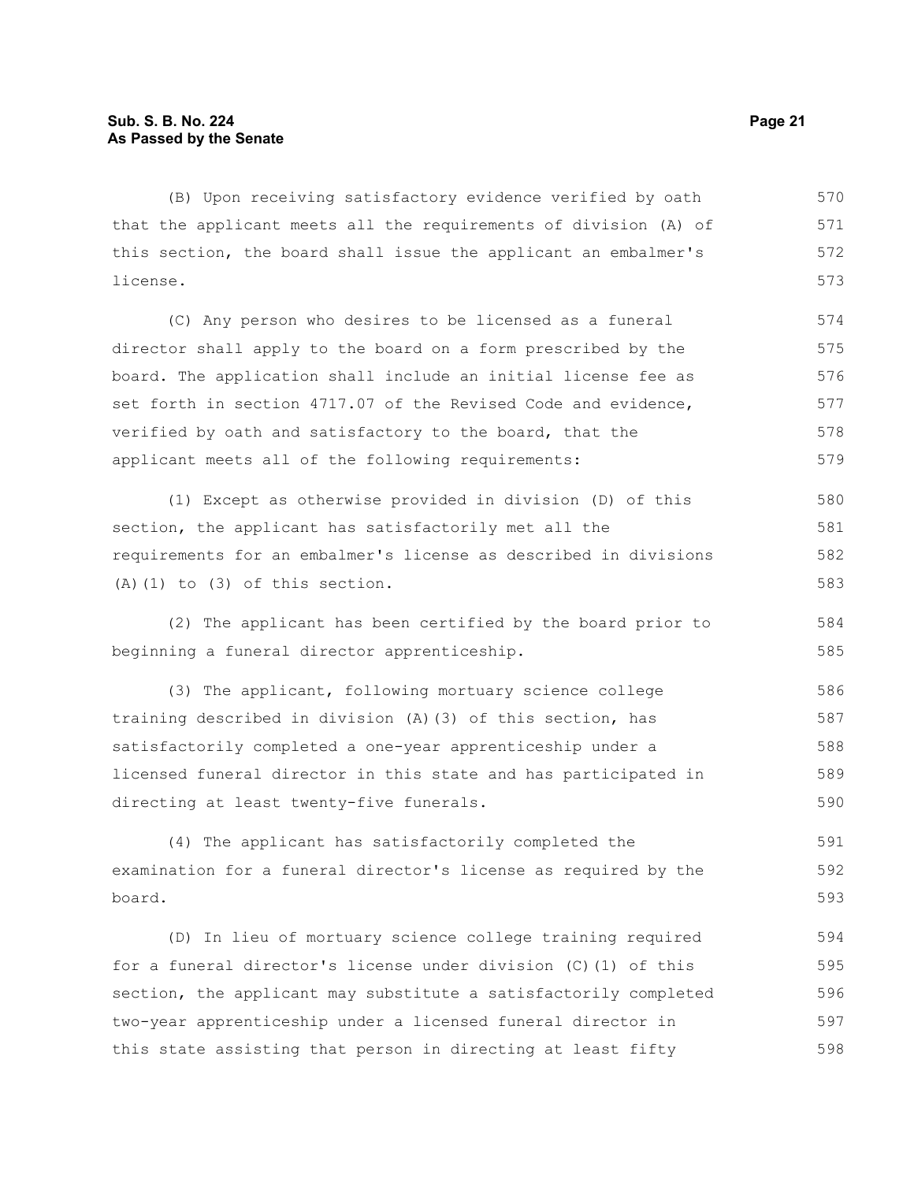(B) Upon receiving satisfactory evidence verified by oath that the applicant meets all the requirements of division (A) of this section, the board shall issue the applicant an embalmer's license.

(C) Any person who desires to be licensed as a funeral director shall apply to the board on a form prescribed by the board. The application shall include an initial license fee as set forth in section 4717.07 of the Revised Code and evidence, verified by oath and satisfactory to the board, that the applicant meets all of the following requirements:

(1) Except as otherwise provided in division (D) of this section, the applicant has satisfactorily met all the requirements for an embalmer's license as described in divisions (A)(1) to (3) of this section.

(2) The applicant has been certified by the board prior to beginning a funeral director apprenticeship.

(3) The applicant, following mortuary science college training described in division (A)(3) of this section, has satisfactorily completed a one-year apprenticeship under a licensed funeral director in this state and has participated in directing at least twenty-five funerals.

(4) The applicant has satisfactorily completed the examination for a funeral director's license as required by the board.

(D) In lieu of mortuary science college training required for a funeral director's license under division (C)(1) of this section, the applicant may substitute a satisfactorily completed two-year apprenticeship under a licensed funeral director in this state assisting that person in directing at least fifty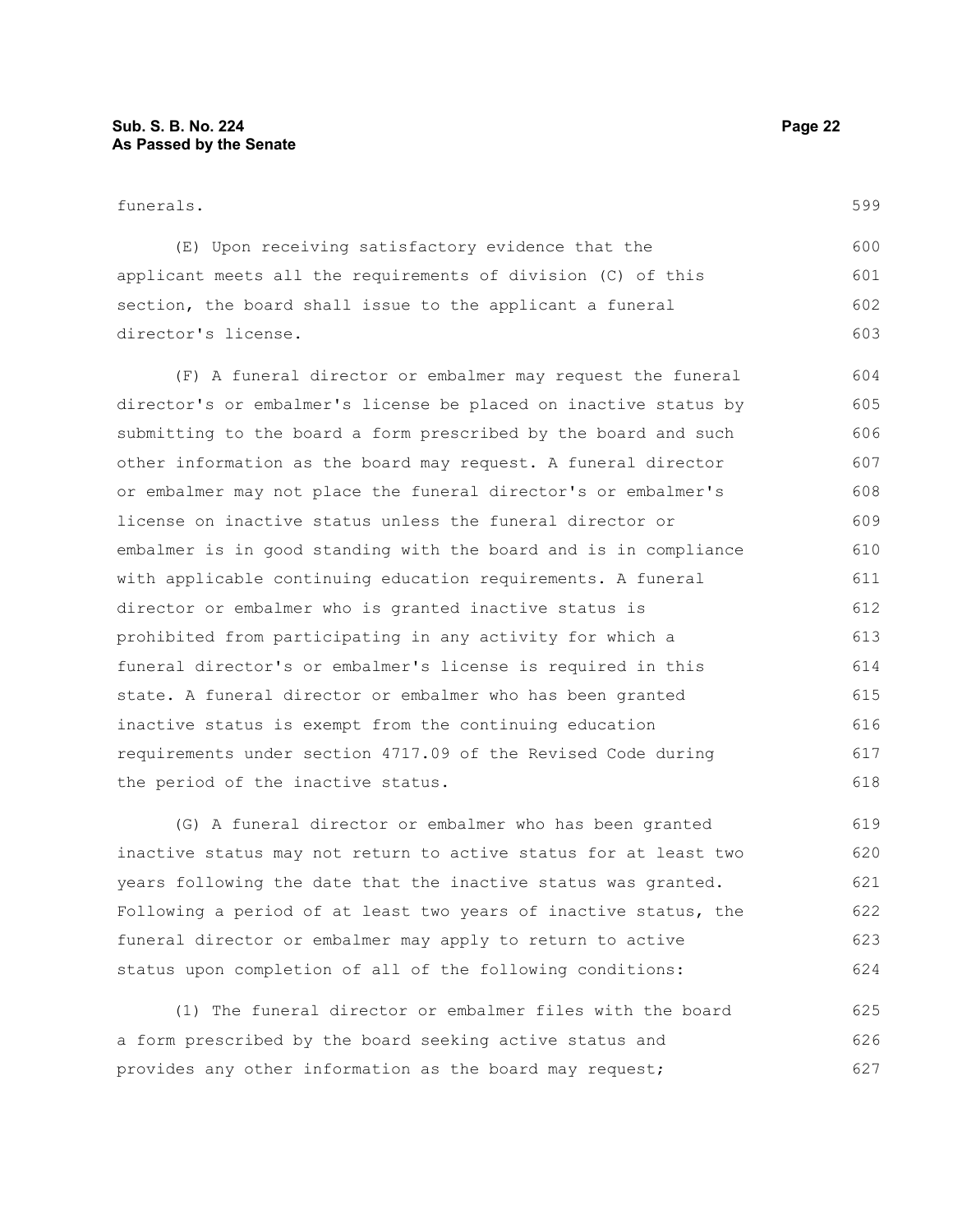funerals.

(E) Upon receiving satisfactory evidence that the applicant meets all the requirements of division (C) of this section, the board shall issue to the applicant a funeral director's license.

(F) A funeral director or embalmer may request the funeral director's or embalmer's license be placed on inactive status by submitting to the board a form prescribed by the board and such other information as the board may request. A funeral director or embalmer may not place the funeral director's or embalmer's license on inactive status unless the funeral director or embalmer is in good standing with the board and is in compliance with applicable continuing education requirements. A funeral director or embalmer who is granted inactive status is prohibited from participating in any activity for which a funeral director's or embalmer's license is required in this state. A funeral director or embalmer who has been granted inactive status is exempt from the continuing education requirements under section 4717.09 of the Revised Code during the period of the inactive status.

(G) A funeral director or embalmer who has been granted inactive status may not return to active status for at least two years following the date that the inactive status was granted. Following a period of at least two years of inactive status, the funeral director or embalmer may apply to return to active status upon completion of all of the following conditions:

(1) The funeral director or embalmer files with the board a form prescribed by the board seeking active status and provides any other information as the board may request;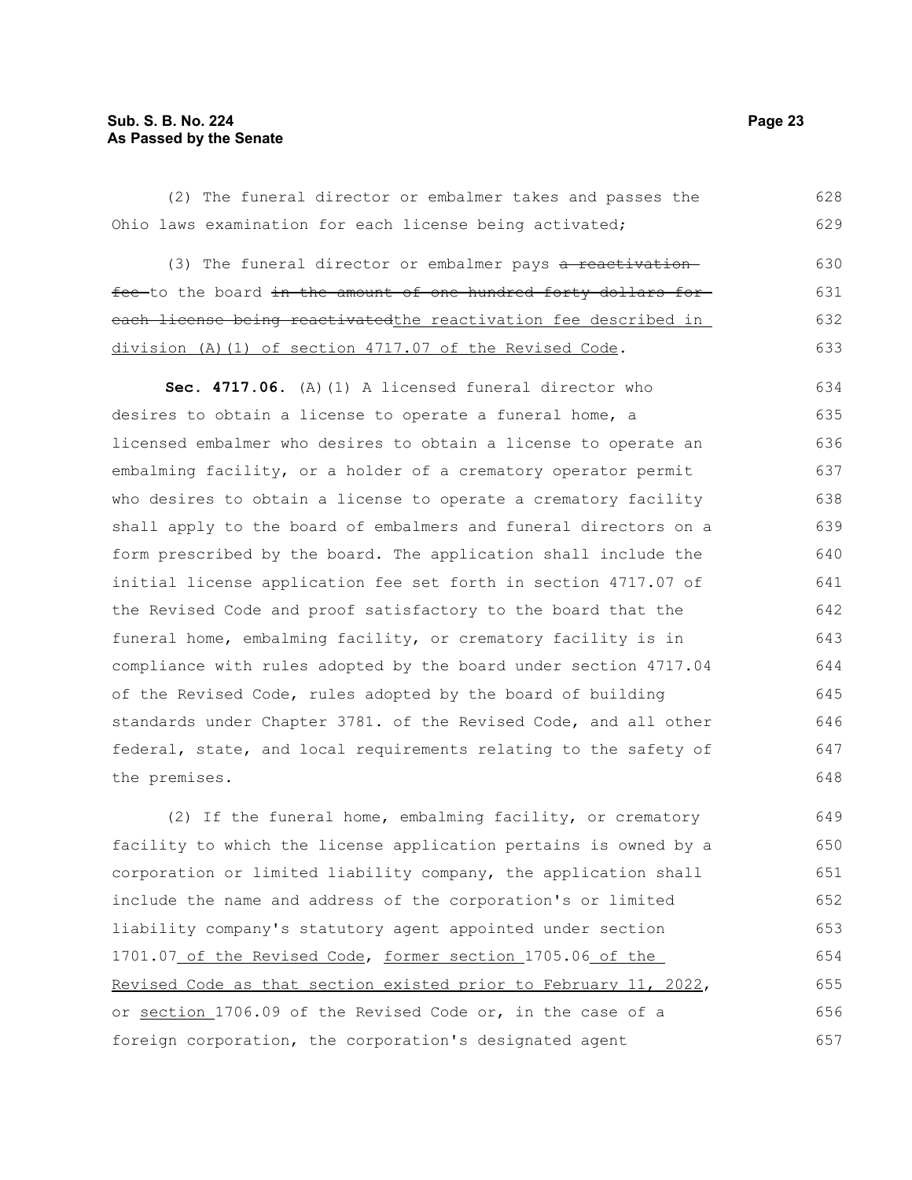(2) The funeral director or embalmer takes and passes the Ohio laws examination for each license being activated;

(3) The funeral director or embalmer pays ~~a reactivation fee~~ to the board ~~in the amount of one hundred forty dollars for each license being reactivated~~<u>the reactivation fee described in division (A)(1) of section 4717.07 of the Revised Code</u>.

**Sec. 4717.06.** (A)(1) A licensed funeral director who desires to obtain a license to operate a funeral home, a licensed embalmer who desires to obtain a license to operate an embalming facility, or a holder of a crematory operator permit who desires to obtain a license to operate a crematory facility shall apply to the board of embalmers and funeral directors on a form prescribed by the board. The application shall include the initial license application fee set forth in section 4717.07 of the Revised Code and proof satisfactory to the board that the funeral home, embalming facility, or crematory facility is in compliance with rules adopted by the board under section 4717.04 of the Revised Code, rules adopted by the board of building standards under Chapter 3781. of the Revised Code, and all other federal, state, and local requirements relating to the safety of the premises.

(2) If the funeral home, embalming facility, or crematory facility to which the license application pertains is owned by a corporation or limited liability company, the application shall include the name and address of the corporation's or limited liability company's statutory agent appointed under section 1701.07<u> of the Revised Code</u>, <u>former section </u>1705.06<u> of the Revised Code as that section existed prior to February 11, 2022</u>, or <u>section </u>1706.09 of the Revised Code or, in the case of a foreign corporation, the corporation's designated agent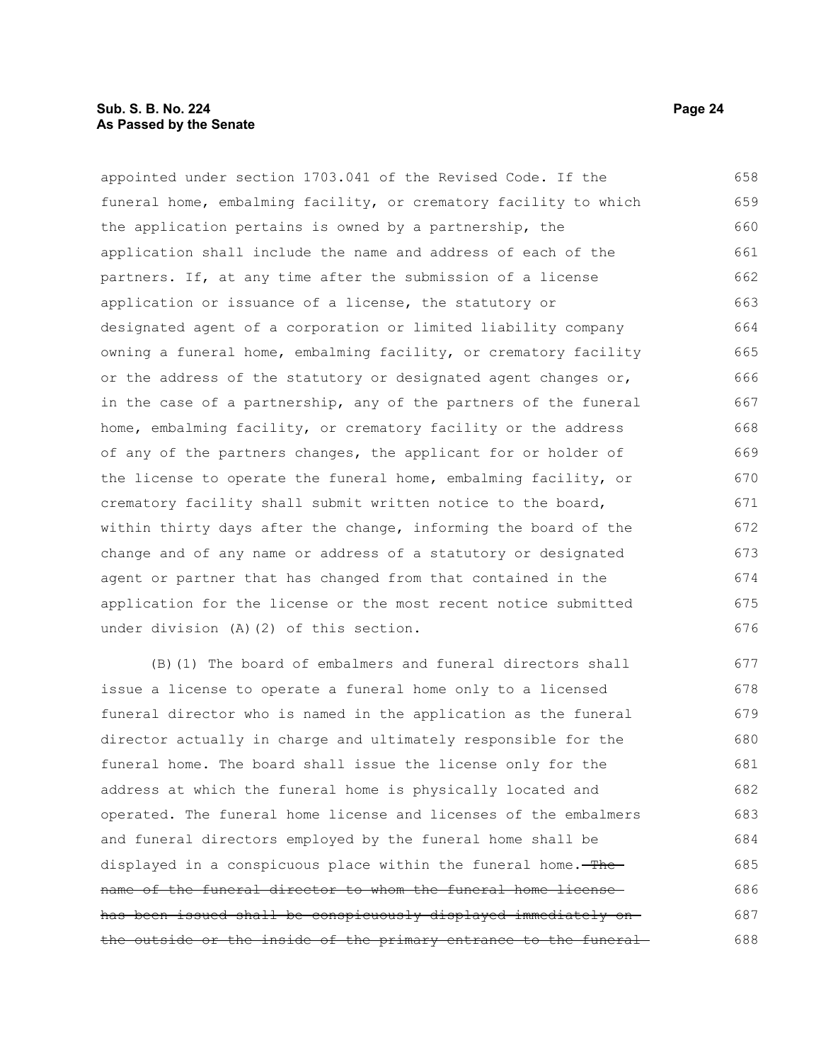appointed under section 1703.041 of the Revised Code. If the funeral home, embalming facility, or crematory facility to which the application pertains is owned by a partnership, the application shall include the name and address of each of the partners. If, at any time after the submission of a license application or issuance of a license, the statutory or designated agent of a corporation or limited liability company owning a funeral home, embalming facility, or crematory facility or the address of the statutory or designated agent changes or, in the case of a partnership, any of the partners of the funeral home, embalming facility, or crematory facility or the address of any of the partners changes, the applicant for or holder of the license to operate the funeral home, embalming facility, or crematory facility shall submit written notice to the board, within thirty days after the change, informing the board of the change and of any name or address of a statutory or designated agent or partner that has changed from that contained in the application for the license or the most recent notice submitted under division (A)(2) of this section.

(B)(1) The board of embalmers and funeral directors shall issue a license to operate a funeral home only to a licensed funeral director who is named in the application as the funeral director actually in charge and ultimately responsible for the funeral home. The board shall issue the license only for the address at which the funeral home is physically located and operated. The funeral home license and licenses of the embalmers and funeral directors employed by the funeral home shall be displayed in a conspicuous place within the funeral home. ~~The name of the funeral director to whom the funeral home license has been issued shall be conspicuously displayed immediately on the outside or the inside of the primary entrance to the funeral~~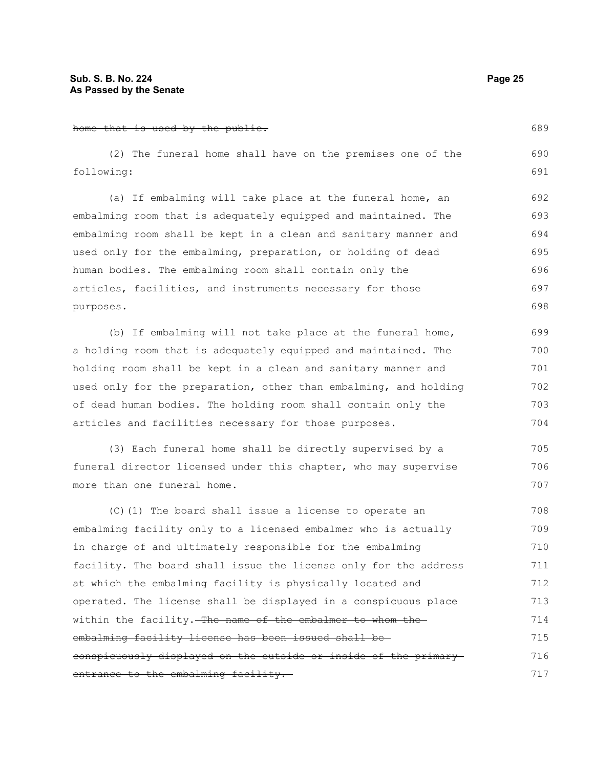~~home that is used by the public.~~

(2) The funeral home shall have on the premises one of the following:

(a) If embalming will take place at the funeral home, an embalming room that is adequately equipped and maintained. The embalming room shall be kept in a clean and sanitary manner and used only for the embalming, preparation, or holding of dead human bodies. The embalming room shall contain only the articles, facilities, and instruments necessary for those purposes.

(b) If embalming will not take place at the funeral home, a holding room that is adequately equipped and maintained. The holding room shall be kept in a clean and sanitary manner and used only for the preparation, other than embalming, and holding of dead human bodies. The holding room shall contain only the articles and facilities necessary for those purposes.

(3) Each funeral home shall be directly supervised by a funeral director licensed under this chapter, who may supervise more than one funeral home.

(C)(1) The board shall issue a license to operate an embalming facility only to a licensed embalmer who is actually in charge of and ultimately responsible for the embalming facility. The board shall issue the license only for the address at which the embalming facility is physically located and operated. The license shall be displayed in a conspicuous place within the facility. ~~The name of the embalmer to whom the embalming facility license has been issued shall be conspicuously displayed on the outside or inside of the primary entrance to the embalming facility.~~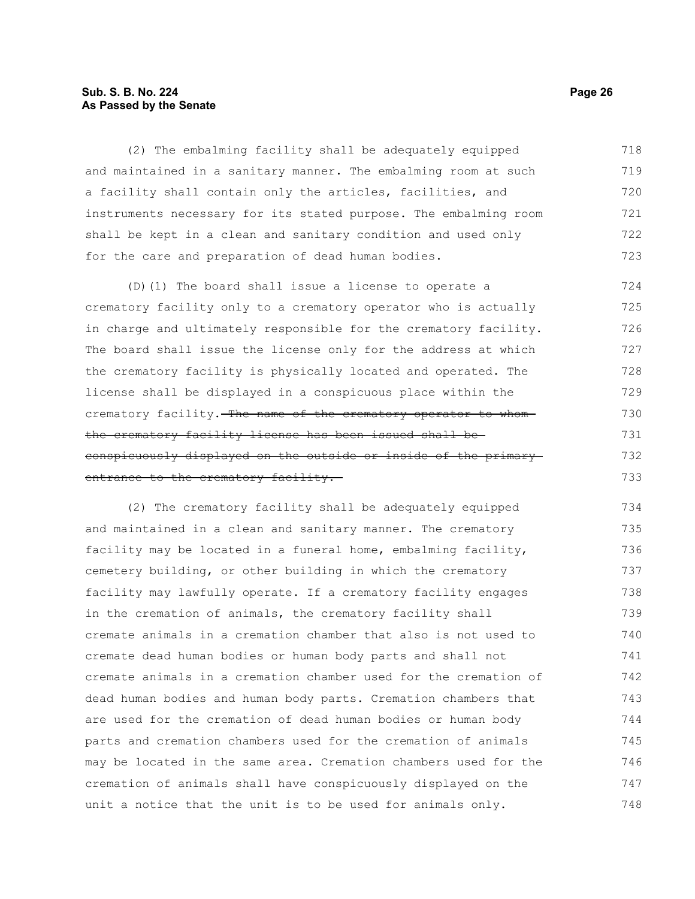(2) The embalming facility shall be adequately equipped and maintained in a sanitary manner. The embalming room at such a facility shall contain only the articles, facilities, and instruments necessary for its stated purpose. The embalming room shall be kept in a clean and sanitary condition and used only for the care and preparation of dead human bodies.

(D)(1) The board shall issue a license to operate a crematory facility only to a crematory operator who is actually in charge and ultimately responsible for the crematory facility. The board shall issue the license only for the address at which the crematory facility is physically located and operated. The license shall be displayed in a conspicuous place within the crematory facility. ~~The name of the crematory operator to whom the crematory facility license has been issued shall be conspicuously displayed on the outside or inside of the primary entrance to the crematory facility.~~

(2) The crematory facility shall be adequately equipped and maintained in a clean and sanitary manner. The crematory facility may be located in a funeral home, embalming facility, cemetery building, or other building in which the crematory facility may lawfully operate. If a crematory facility engages in the cremation of animals, the crematory facility shall cremate animals in a cremation chamber that also is not used to cremate dead human bodies or human body parts and shall not cremate animals in a cremation chamber used for the cremation of dead human bodies and human body parts. Cremation chambers that are used for the cremation of dead human bodies or human body parts and cremation chambers used for the cremation of animals may be located in the same area. Cremation chambers used for the cremation of animals shall have conspicuously displayed on the unit a notice that the unit is to be used for animals only.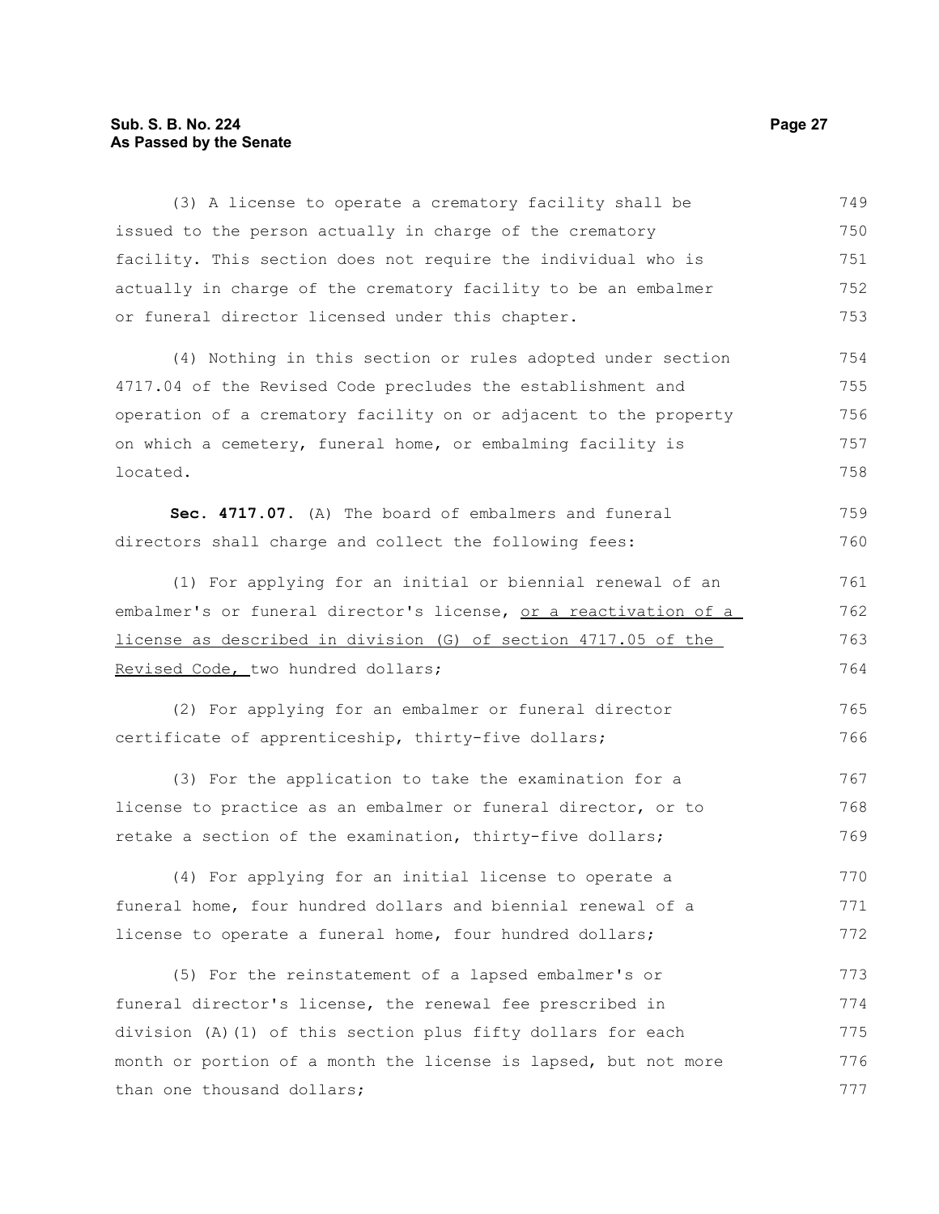(3) A license to operate a crematory facility shall be issued to the person actually in charge of the crematory facility. This section does not require the individual who is actually in charge of the crematory facility to be an embalmer or funeral director licensed under this chapter.

(4) Nothing in this section or rules adopted under section 4717.04 of the Revised Code precludes the establishment and operation of a crematory facility on or adjacent to the property on which a cemetery, funeral home, or embalming facility is located.

**Sec. 4717.07.** (A) The board of embalmers and funeral directors shall charge and collect the following fees:

(1) For applying for an initial or biennial renewal of an embalmer's or funeral director's license, <u>or a reactivation of a license as described in division (G) of section 4717.05 of the Revised Code,</u> two hundred dollars;

(2) For applying for an embalmer or funeral director certificate of apprenticeship, thirty-five dollars;

(3) For the application to take the examination for a license to practice as an embalmer or funeral director, or to retake a section of the examination, thirty-five dollars;

(4) For applying for an initial license to operate a funeral home, four hundred dollars and biennial renewal of a license to operate a funeral home, four hundred dollars;

(5) For the reinstatement of a lapsed embalmer's or funeral director's license, the renewal fee prescribed in division (A)(1) of this section plus fifty dollars for each month or portion of a month the license is lapsed, but not more than one thousand dollars;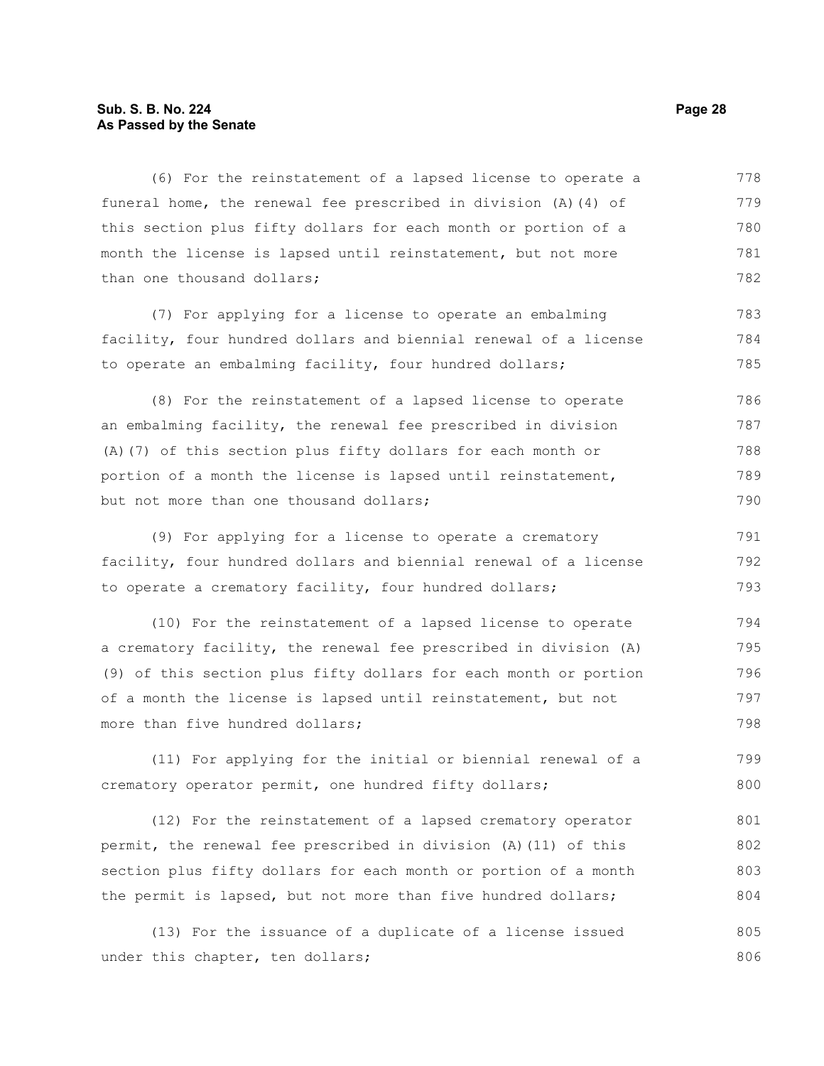(6) For the reinstatement of a lapsed license to operate a funeral home, the renewal fee prescribed in division (A)(4) of this section plus fifty dollars for each month or portion of a month the license is lapsed until reinstatement, but not more than one thousand dollars;

(7) For applying for a license to operate an embalming facility, four hundred dollars and biennial renewal of a license to operate an embalming facility, four hundred dollars;

(8) For the reinstatement of a lapsed license to operate an embalming facility, the renewal fee prescribed in division (A)(7) of this section plus fifty dollars for each month or portion of a month the license is lapsed until reinstatement, but not more than one thousand dollars;

(9) For applying for a license to operate a crematory facility, four hundred dollars and biennial renewal of a license to operate a crematory facility, four hundred dollars;

(10) For the reinstatement of a lapsed license to operate a crematory facility, the renewal fee prescribed in division (A)(9) of this section plus fifty dollars for each month or portion of a month the license is lapsed until reinstatement, but not more than five hundred dollars;

(11) For applying for the initial or biennial renewal of a crematory operator permit, one hundred fifty dollars;

(12) For the reinstatement of a lapsed crematory operator permit, the renewal fee prescribed in division (A)(11) of this section plus fifty dollars for each month or portion of a month the permit is lapsed, but not more than five hundred dollars;

(13) For the issuance of a duplicate of a license issued under this chapter, ten dollars;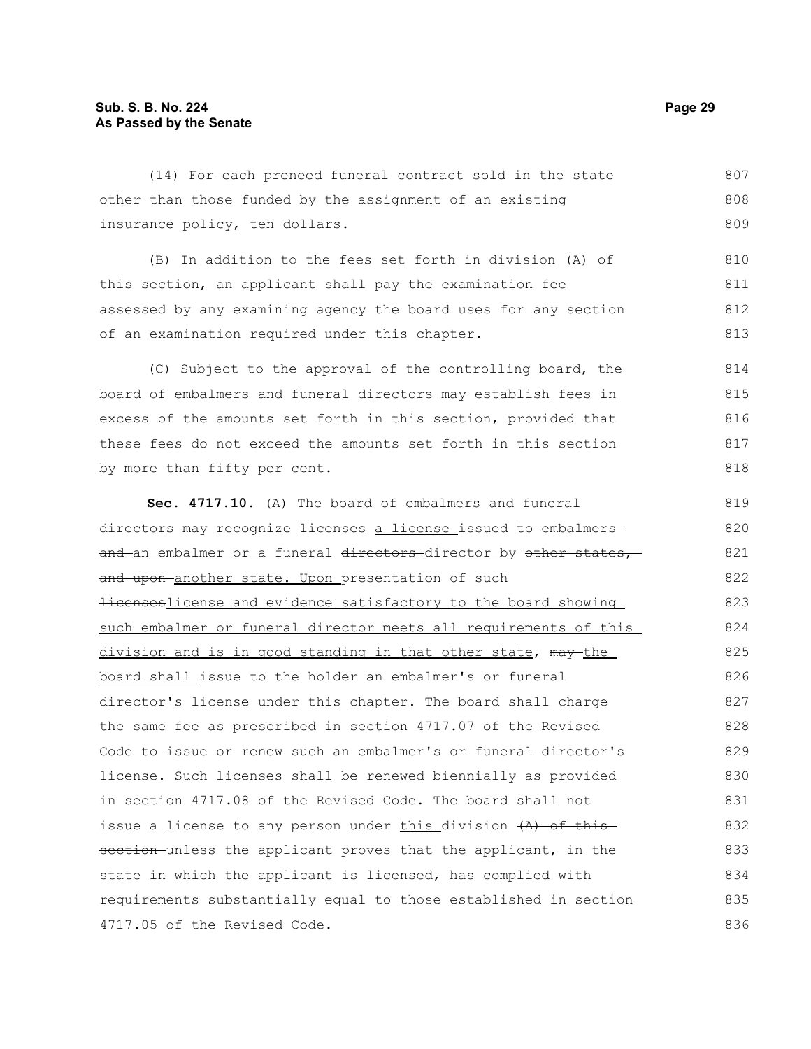(14) For each preneed funeral contract sold in the state other than those funded by the assignment of an existing insurance policy, ten dollars.

(B) In addition to the fees set forth in division (A) of this section, an applicant shall pay the examination fee assessed by any examining agency the board uses for any section of an examination required under this chapter.

(C) Subject to the approval of the controlling board, the board of embalmers and funeral directors may establish fees in excess of the amounts set forth in this section, provided that these fees do not exceed the amounts set forth in this section by more than fifty per cent.

**Sec. 4717.10.** (A) The board of embalmers and funeral directors may recognize ~~licenses~~ <u>a license</u> issued to ~~embalmers and~~ <u>an embalmer or a</u> funeral ~~directors~~ <u>director</u> by ~~other states, and upon~~ <u>another state. Upon</u> presentation of such ~~licenses~~<u>license and evidence satisfactory to the board showing such embalmer or funeral director meets all requirements of this division and is in good standing in that other state</u>, ~~may~~ <u>the board shall</u> issue to the holder an embalmer's or funeral director's license under this chapter. The board shall charge the same fee as prescribed in section 4717.07 of the Revised Code to issue or renew such an embalmer's or funeral director's license. Such licenses shall be renewed biennially as provided in section 4717.08 of the Revised Code. The board shall not issue a license to any person under <u>this</u> division ~~(A) of this section~~ unless the applicant proves that the applicant, in the state in which the applicant is licensed, has complied with requirements substantially equal to those established in section 4717.05 of the Revised Code.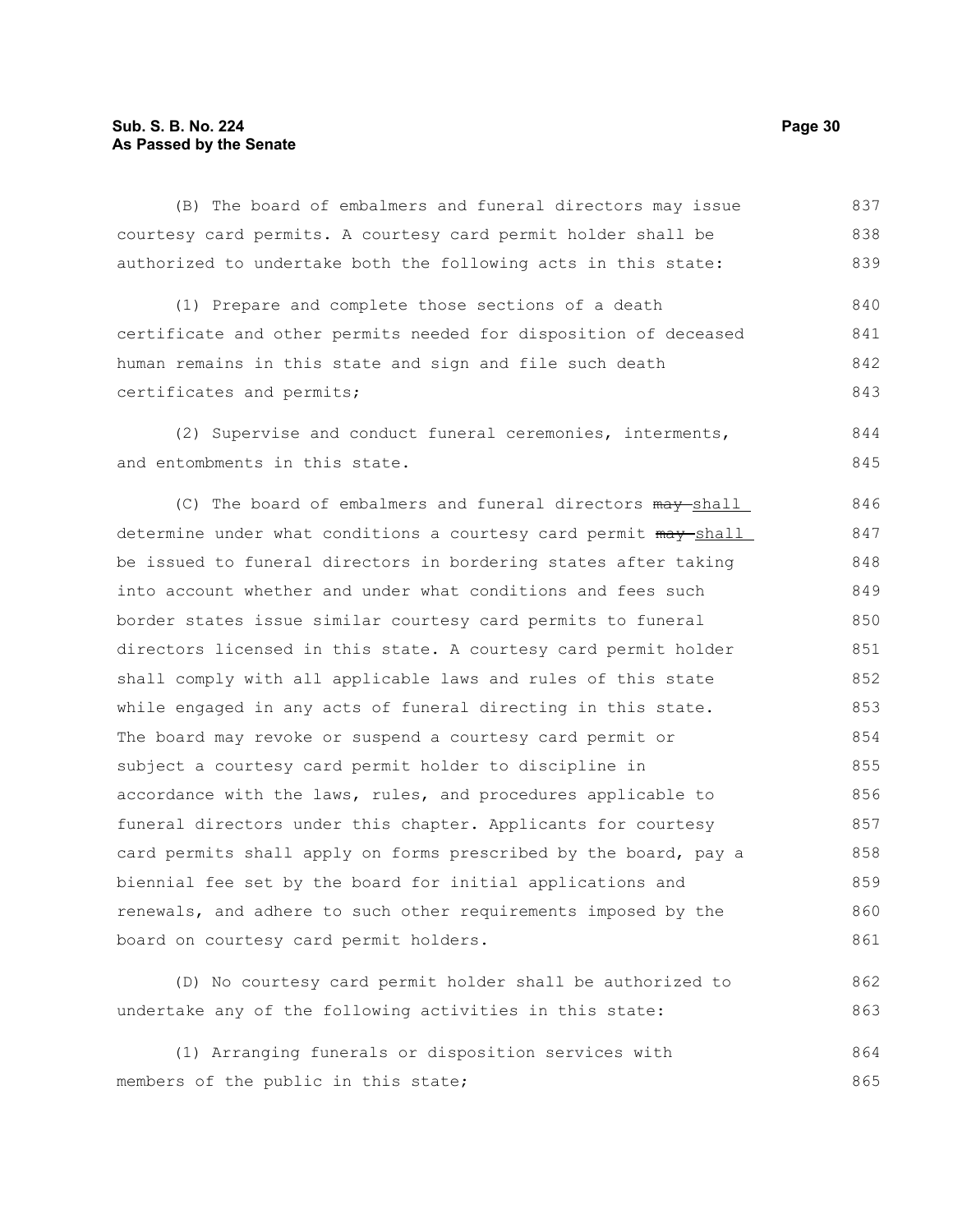(B) The board of embalmers and funeral directors may issue courtesy card permits. A courtesy card permit holder shall be authorized to undertake both the following acts in this state:

(1) Prepare and complete those sections of a death certificate and other permits needed for disposition of deceased human remains in this state and sign and file such death certificates and permits;

(2) Supervise and conduct funeral ceremonies, interments, and entombments in this state.

(C) The board of embalmers and funeral directors ~~may~~ <u>shall</u> determine under what conditions a courtesy card permit ~~may~~ <u>shall</u> be issued to funeral directors in bordering states after taking into account whether and under what conditions and fees such border states issue similar courtesy card permits to funeral directors licensed in this state. A courtesy card permit holder shall comply with all applicable laws and rules of this state while engaged in any acts of funeral directing in this state. The board may revoke or suspend a courtesy card permit or subject a courtesy card permit holder to discipline in accordance with the laws, rules, and procedures applicable to funeral directors under this chapter. Applicants for courtesy card permits shall apply on forms prescribed by the board, pay a biennial fee set by the board for initial applications and renewals, and adhere to such other requirements imposed by the board on courtesy card permit holders.

(D) No courtesy card permit holder shall be authorized to undertake any of the following activities in this state:

(1) Arranging funerals or disposition services with members of the public in this state;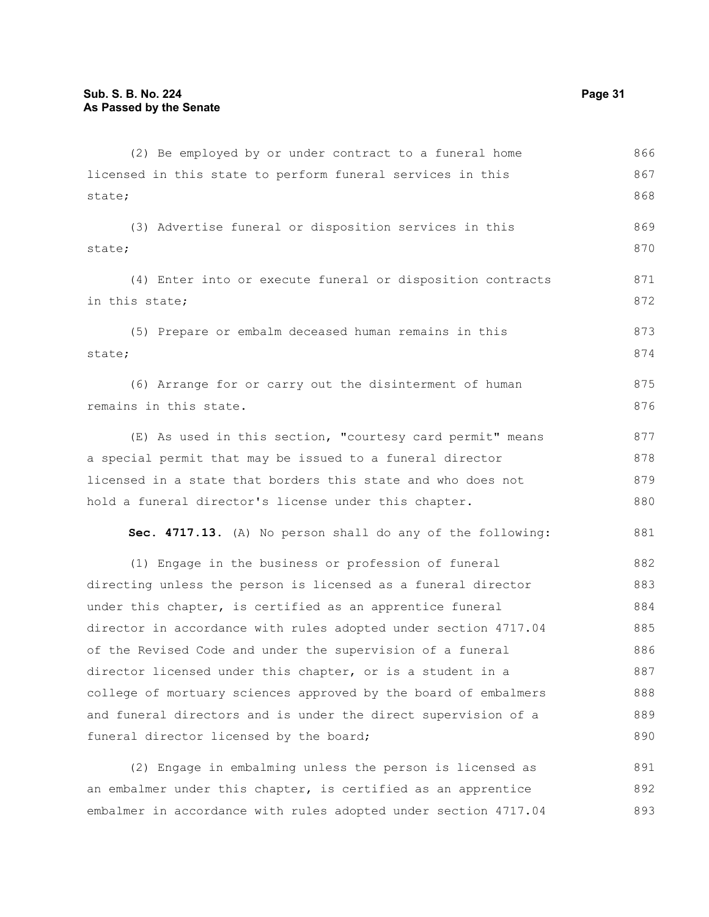(2) Be employed by or under contract to a funeral home licensed in this state to perform funeral services in this state;

(3) Advertise funeral or disposition services in this state;

(4) Enter into or execute funeral or disposition contracts in this state;

(5) Prepare or embalm deceased human remains in this state;

(6) Arrange for or carry out the disinterment of human remains in this state.

(E) As used in this section, "courtesy card permit" means a special permit that may be issued to a funeral director licensed in a state that borders this state and who does not hold a funeral director's license under this chapter.

**Sec. 4717.13.** (A) No person shall do any of the following:

(1) Engage in the business or profession of funeral directing unless the person is licensed as a funeral director under this chapter, is certified as an apprentice funeral director in accordance with rules adopted under section 4717.04 of the Revised Code and under the supervision of a funeral director licensed under this chapter, or is a student in a college of mortuary sciences approved by the board of embalmers and funeral directors and is under the direct supervision of a funeral director licensed by the board;

(2) Engage in embalming unless the person is licensed as an embalmer under this chapter, is certified as an apprentice embalmer in accordance with rules adopted under section 4717.04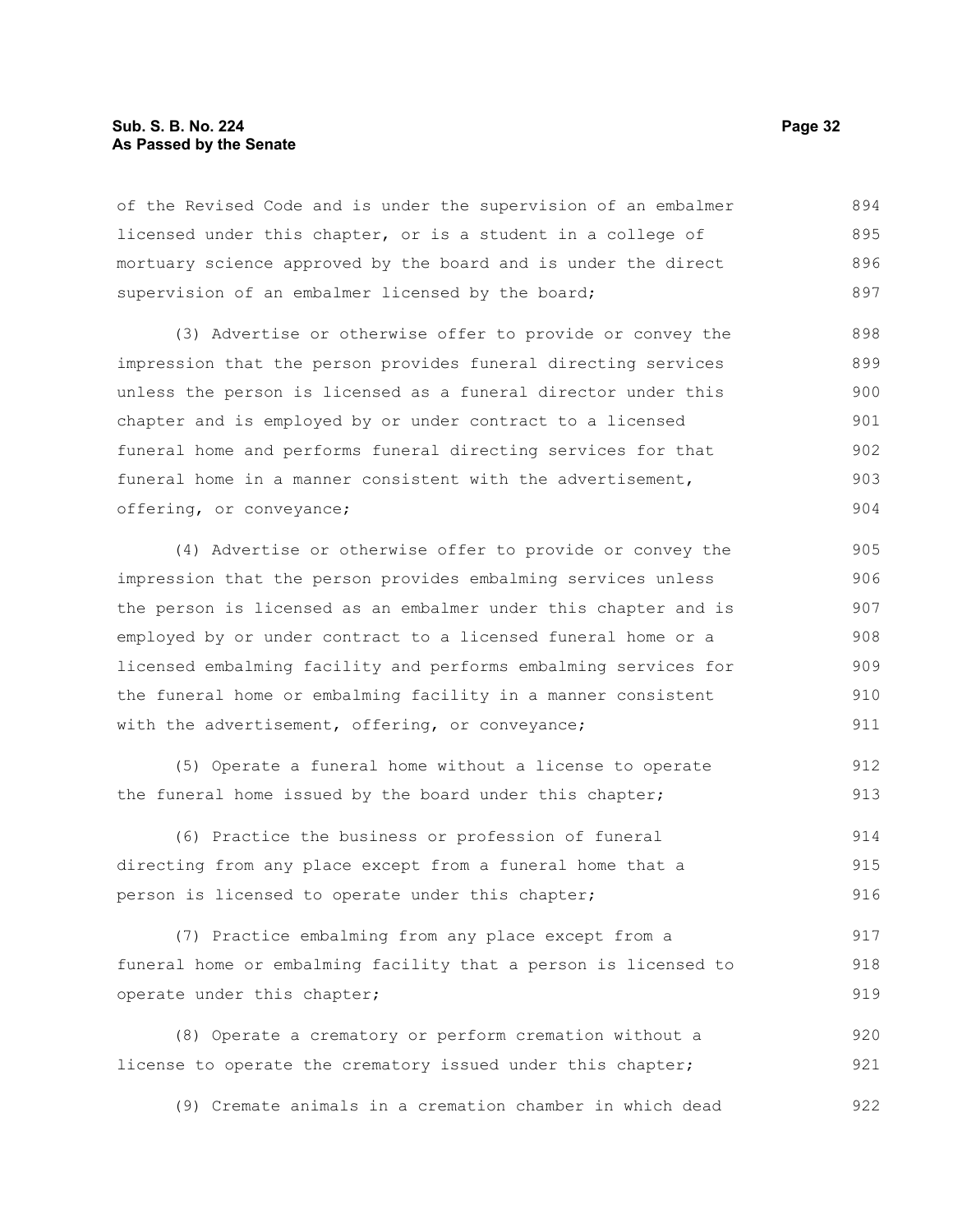of the Revised Code and is under the supervision of an embalmer licensed under this chapter, or is a student in a college of mortuary science approved by the board and is under the direct supervision of an embalmer licensed by the board;

(3) Advertise or otherwise offer to provide or convey the impression that the person provides funeral directing services unless the person is licensed as a funeral director under this chapter and is employed by or under contract to a licensed funeral home and performs funeral directing services for that funeral home in a manner consistent with the advertisement, offering, or conveyance;

(4) Advertise or otherwise offer to provide or convey the impression that the person provides embalming services unless the person is licensed as an embalmer under this chapter and is employed by or under contract to a licensed funeral home or a licensed embalming facility and performs embalming services for the funeral home or embalming facility in a manner consistent with the advertisement, offering, or conveyance;

(5) Operate a funeral home without a license to operate the funeral home issued by the board under this chapter;

(6) Practice the business or profession of funeral directing from any place except from a funeral home that a person is licensed to operate under this chapter;

(7) Practice embalming from any place except from a funeral home or embalming facility that a person is licensed to operate under this chapter;

(8) Operate a crematory or perform cremation without a license to operate the crematory issued under this chapter;

(9) Cremate animals in a cremation chamber in which dead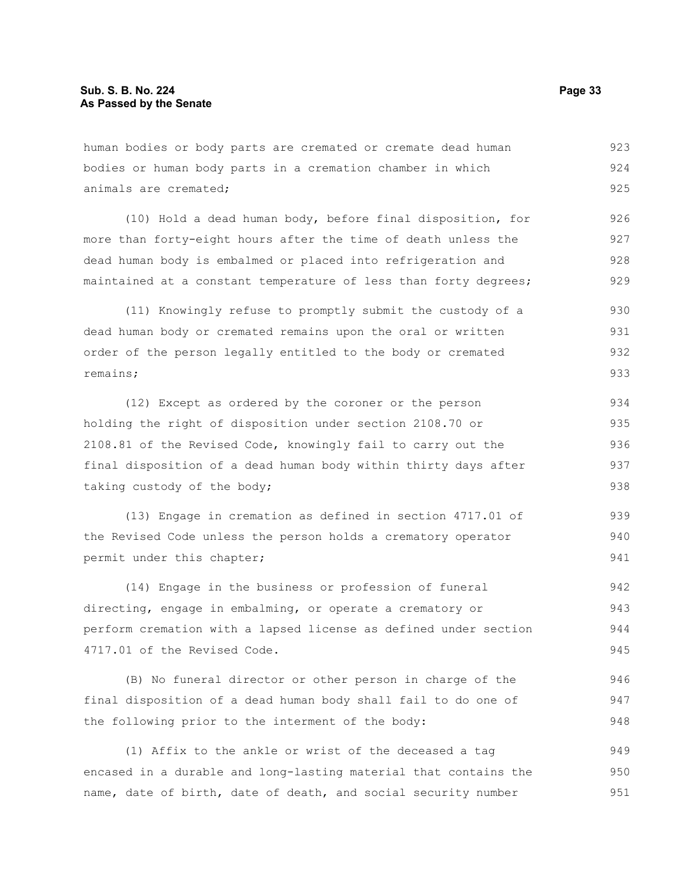human bodies or body parts are cremated or cremate dead human bodies or human body parts in a cremation chamber in which animals are cremated;

(10) Hold a dead human body, before final disposition, for more than forty-eight hours after the time of death unless the dead human body is embalmed or placed into refrigeration and maintained at a constant temperature of less than forty degrees;

(11) Knowingly refuse to promptly submit the custody of a dead human body or cremated remains upon the oral or written order of the person legally entitled to the body or cremated remains;

(12) Except as ordered by the coroner or the person holding the right of disposition under section 2108.70 or 2108.81 of the Revised Code, knowingly fail to carry out the final disposition of a dead human body within thirty days after taking custody of the body;

(13) Engage in cremation as defined in section 4717.01 of the Revised Code unless the person holds a crematory operator permit under this chapter;

(14) Engage in the business or profession of funeral directing, engage in embalming, or operate a crematory or perform cremation with a lapsed license as defined under section 4717.01 of the Revised Code.

(B) No funeral director or other person in charge of the final disposition of a dead human body shall fail to do one of the following prior to the interment of the body:

(1) Affix to the ankle or wrist of the deceased a tag encased in a durable and long-lasting material that contains the name, date of birth, date of death, and social security number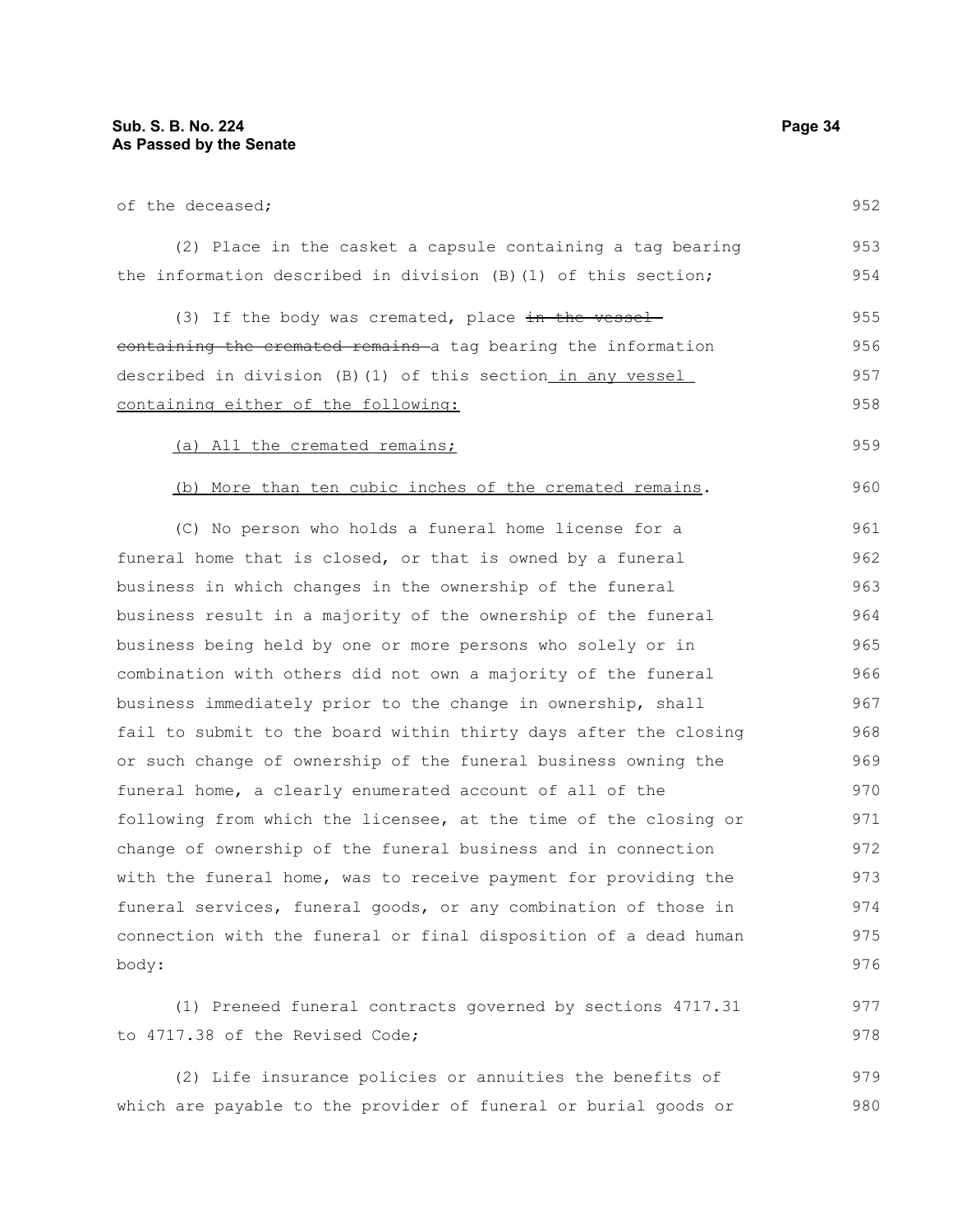of the deceased;

(2) Place in the casket a capsule containing a tag bearing the information described in division (B)(1) of this section;

(3) If the body was cremated, place ~~in the vessel containing the cremated remains~~ a tag bearing the information described in division (B)(1) of this section in any vessel containing either of the following:

(a) All the cremated remains;

(b) More than ten cubic inches of the cremated remains.

(C) No person who holds a funeral home license for a funeral home that is closed, or that is owned by a funeral business in which changes in the ownership of the funeral business result in a majority of the ownership of the funeral business being held by one or more persons who solely or in combination with others did not own a majority of the funeral business immediately prior to the change in ownership, shall fail to submit to the board within thirty days after the closing or such change of ownership of the funeral business owning the funeral home, a clearly enumerated account of all of the following from which the licensee, at the time of the closing or change of ownership of the funeral business and in connection with the funeral home, was to receive payment for providing the funeral services, funeral goods, or any combination of those in connection with the funeral or final disposition of a dead human body:

(1) Preneed funeral contracts governed by sections 4717.31 to 4717.38 of the Revised Code;

(2) Life insurance policies or annuities the benefits of which are payable to the provider of funeral or burial goods or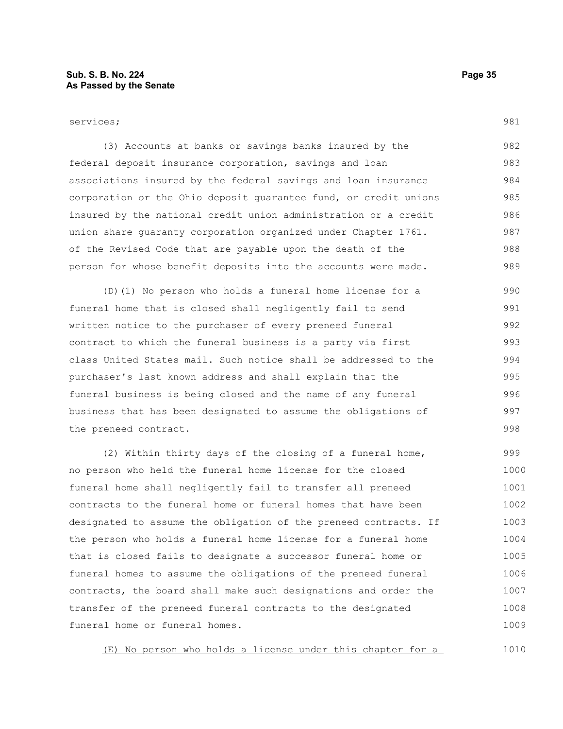services;

(3) Accounts at banks or savings banks insured by the federal deposit insurance corporation, savings and loan associations insured by the federal savings and loan insurance corporation or the Ohio deposit guarantee fund, or credit unions insured by the national credit union administration or a credit union share guaranty corporation organized under Chapter 1761. of the Revised Code that are payable upon the death of the person for whose benefit deposits into the accounts were made.

(D)(1) No person who holds a funeral home license for a funeral home that is closed shall negligently fail to send written notice to the purchaser of every preneed funeral contract to which the funeral business is a party via first class United States mail. Such notice shall be addressed to the purchaser's last known address and shall explain that the funeral business is being closed and the name of any funeral business that has been designated to assume the obligations of the preneed contract.

(2) Within thirty days of the closing of a funeral home, no person who held the funeral home license for the closed funeral home shall negligently fail to transfer all preneed contracts to the funeral home or funeral homes that have been designated to assume the obligation of the preneed contracts. If the person who holds a funeral home license for a funeral home that is closed fails to designate a successor funeral home or funeral homes to assume the obligations of the preneed funeral contracts, the board shall make such designations and order the transfer of the preneed funeral contracts to the designated funeral home or funeral homes.

<u>(E) No person who holds a license under this chapter for a</u>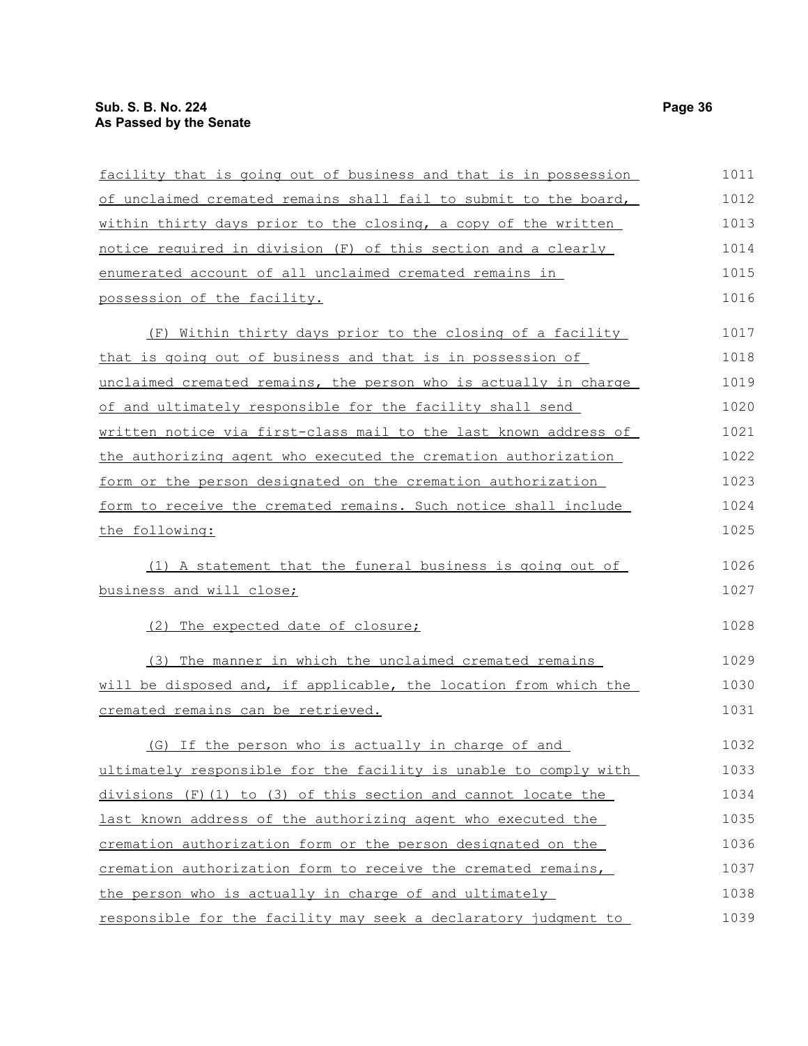facility that is going out of business and that is in possession of unclaimed cremated remains shall fail to submit to the board, within thirty days prior to the closing, a copy of the written notice required in division (F) of this section and a clearly enumerated account of all unclaimed cremated remains in possession of the facility.

(F) Within thirty days prior to the closing of a facility that is going out of business and that is in possession of unclaimed cremated remains, the person who is actually in charge of and ultimately responsible for the facility shall send written notice via first-class mail to the last known address of the authorizing agent who executed the cremation authorization form or the person designated on the cremation authorization form to receive the cremated remains. Such notice shall include the following:

(1) A statement that the funeral business is going out of business and will close;

(2) The expected date of closure;

(3) The manner in which the unclaimed cremated remains will be disposed and, if applicable, the location from which the cremated remains can be retrieved.

(G) If the person who is actually in charge of and ultimately responsible for the facility is unable to comply with divisions (F)(1) to (3) of this section and cannot locate the last known address of the authorizing agent who executed the cremation authorization form or the person designated on the cremation authorization form to receive the cremated remains, the person who is actually in charge of and ultimately responsible for the facility may seek a declaratory judgment to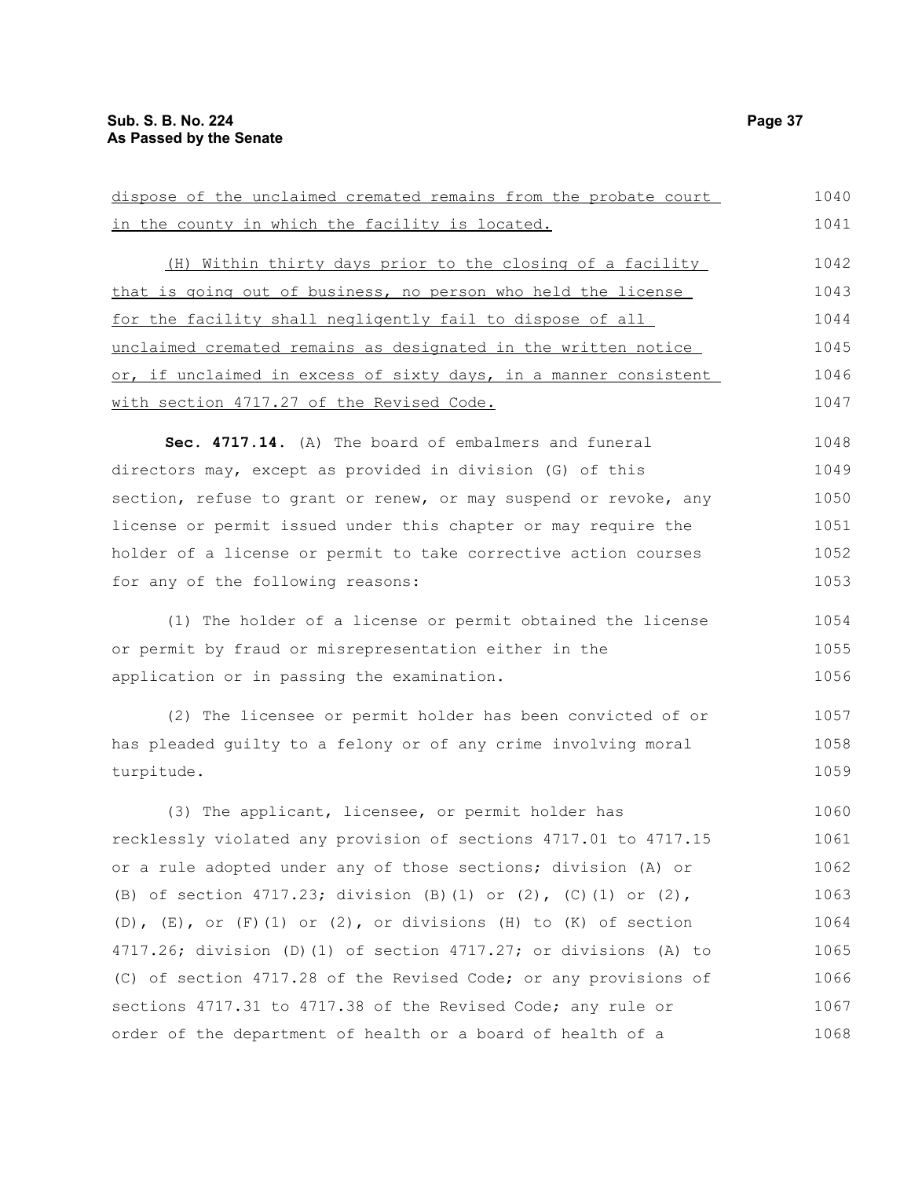dispose of the unclaimed cremated remains from the probate court in the county in which the facility is located.

(H) Within thirty days prior to the closing of a facility that is going out of business, no person who held the license for the facility shall negligently fail to dispose of all unclaimed cremated remains as designated in the written notice or, if unclaimed in excess of sixty days, in a manner consistent with section 4717.27 of the Revised Code.

**Sec. 4717.14.** (A) The board of embalmers and funeral directors may, except as provided in division (G) of this section, refuse to grant or renew, or may suspend or revoke, any license or permit issued under this chapter or may require the holder of a license or permit to take corrective action courses for any of the following reasons:

(1) The holder of a license or permit obtained the license or permit by fraud or misrepresentation either in the application or in passing the examination.

(2) The licensee or permit holder has been convicted of or has pleaded guilty to a felony or of any crime involving moral turpitude.

(3) The applicant, licensee, or permit holder has recklessly violated any provision of sections 4717.01 to 4717.15 or a rule adopted under any of those sections; division (A) or (B) of section 4717.23; division (B)(1) or (2), (C)(1) or (2), (D), (E), or (F)(1) or (2), or divisions (H) to (K) of section 4717.26; division (D)(1) of section 4717.27; or divisions (A) to (C) of section 4717.28 of the Revised Code; or any provisions of sections 4717.31 to 4717.38 of the Revised Code; any rule or order of the department of health or a board of health of a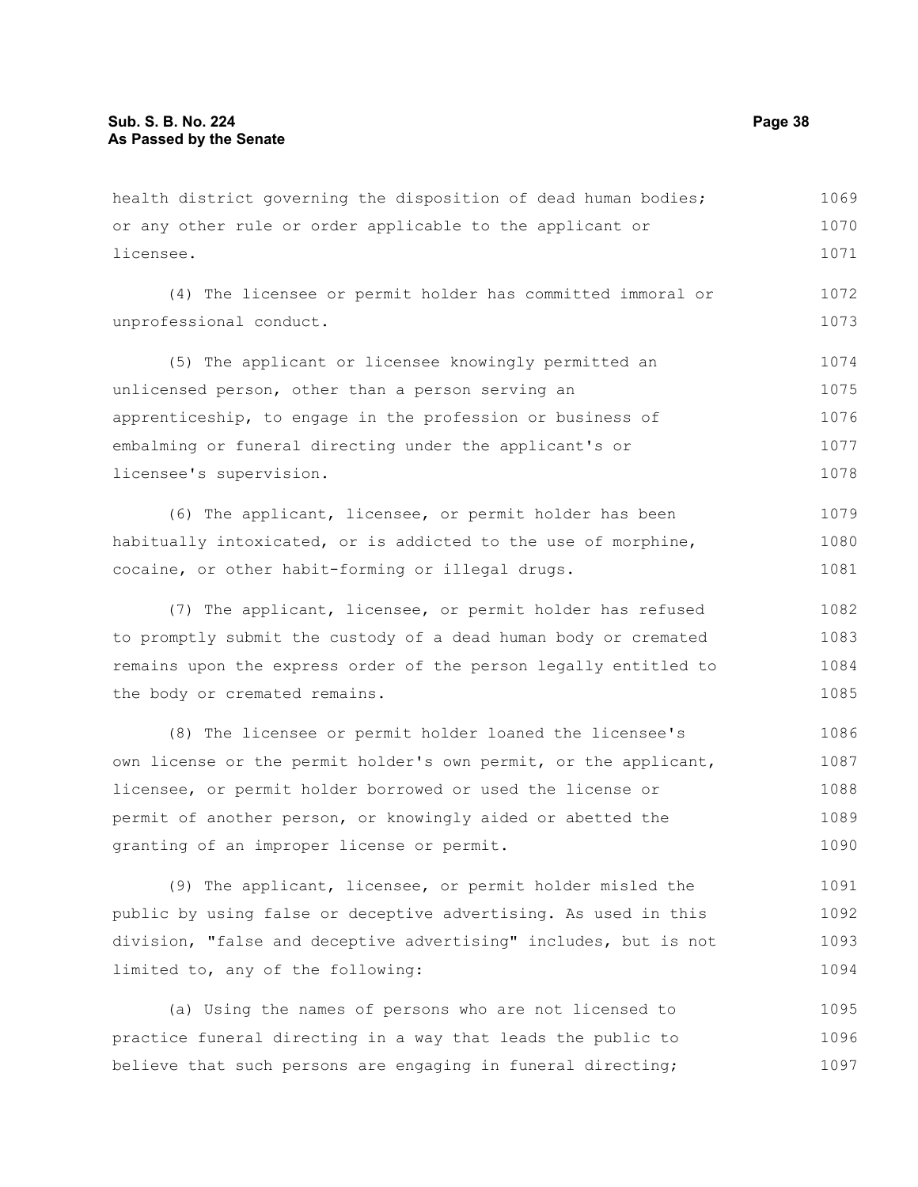health district governing the disposition of dead human bodies; or any other rule or order applicable to the applicant or licensee.

(4) The licensee or permit holder has committed immoral or unprofessional conduct.

(5) The applicant or licensee knowingly permitted an unlicensed person, other than a person serving an apprenticeship, to engage in the profession or business of embalming or funeral directing under the applicant's or licensee's supervision.

(6) The applicant, licensee, or permit holder has been habitually intoxicated, or is addicted to the use of morphine, cocaine, or other habit-forming or illegal drugs.

(7) The applicant, licensee, or permit holder has refused to promptly submit the custody of a dead human body or cremated remains upon the express order of the person legally entitled to the body or cremated remains.

(8) The licensee or permit holder loaned the licensee's own license or the permit holder's own permit, or the applicant, licensee, or permit holder borrowed or used the license or permit of another person, or knowingly aided or abetted the granting of an improper license or permit.

(9) The applicant, licensee, or permit holder misled the public by using false or deceptive advertising. As used in this division, "false and deceptive advertising" includes, but is not limited to, any of the following:

(a) Using the names of persons who are not licensed to practice funeral directing in a way that leads the public to believe that such persons are engaging in funeral directing;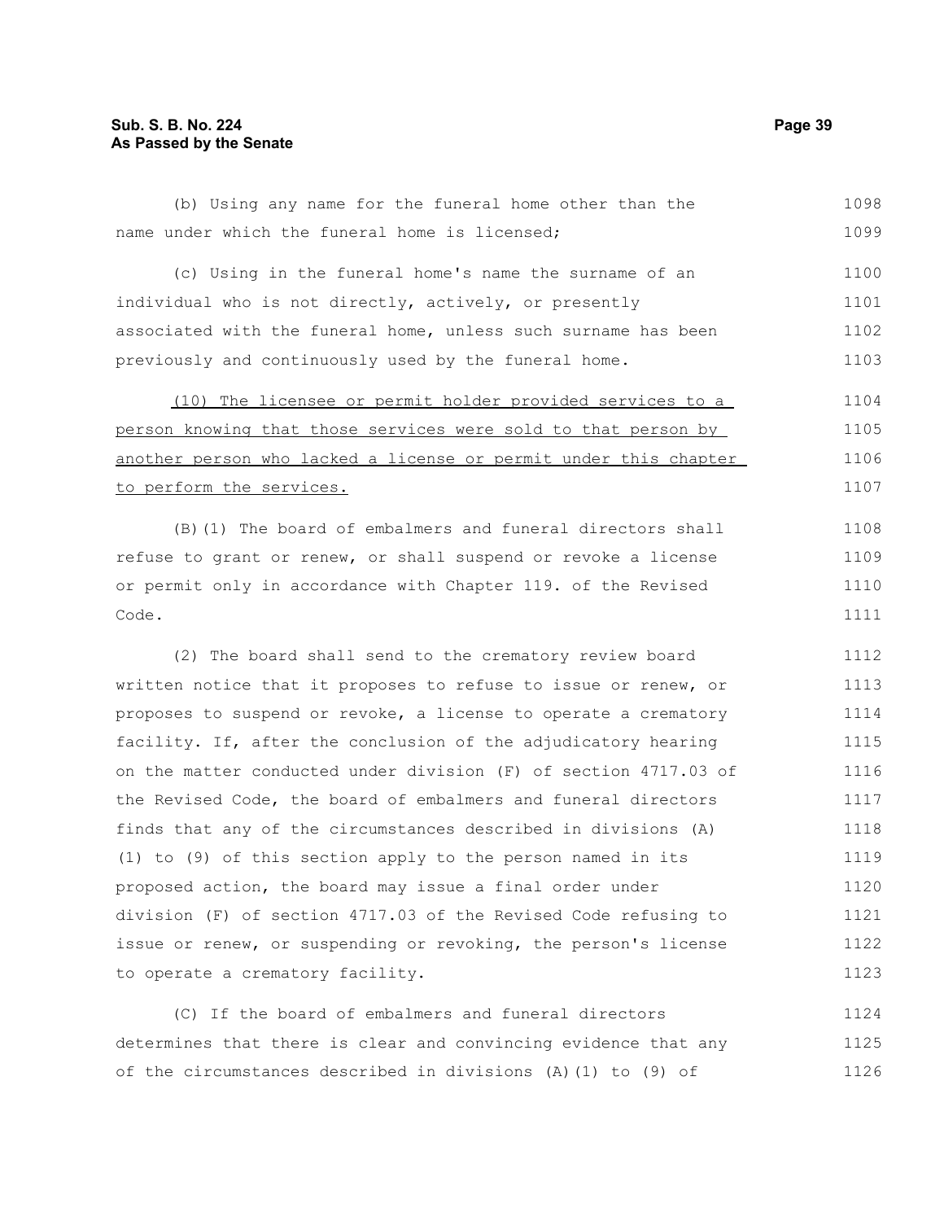(b) Using any name for the funeral home other than the name under which the funeral home is licensed;

(c) Using in the funeral home's name the surname of an individual who is not directly, actively, or presently associated with the funeral home, unless such surname has been previously and continuously used by the funeral home.

<u>(10) The licensee or permit holder provided services to a person knowing that those services were sold to that person by another person who lacked a license or permit under this chapter to perform the services.</u>

(B)(1) The board of embalmers and funeral directors shall refuse to grant or renew, or shall suspend or revoke a license or permit only in accordance with Chapter 119. of the Revised Code.

(2) The board shall send to the crematory review board written notice that it proposes to refuse to issue or renew, or proposes to suspend or revoke, a license to operate a crematory facility. If, after the conclusion of the adjudicatory hearing on the matter conducted under division (F) of section 4717.03 of the Revised Code, the board of embalmers and funeral directors finds that any of the circumstances described in divisions (A)(1) to (9) of this section apply to the person named in its proposed action, the board may issue a final order under division (F) of section 4717.03 of the Revised Code refusing to issue or renew, or suspending or revoking, the person's license to operate a crematory facility.

(C) If the board of embalmers and funeral directors determines that there is clear and convincing evidence that any of the circumstances described in divisions (A)(1) to (9) of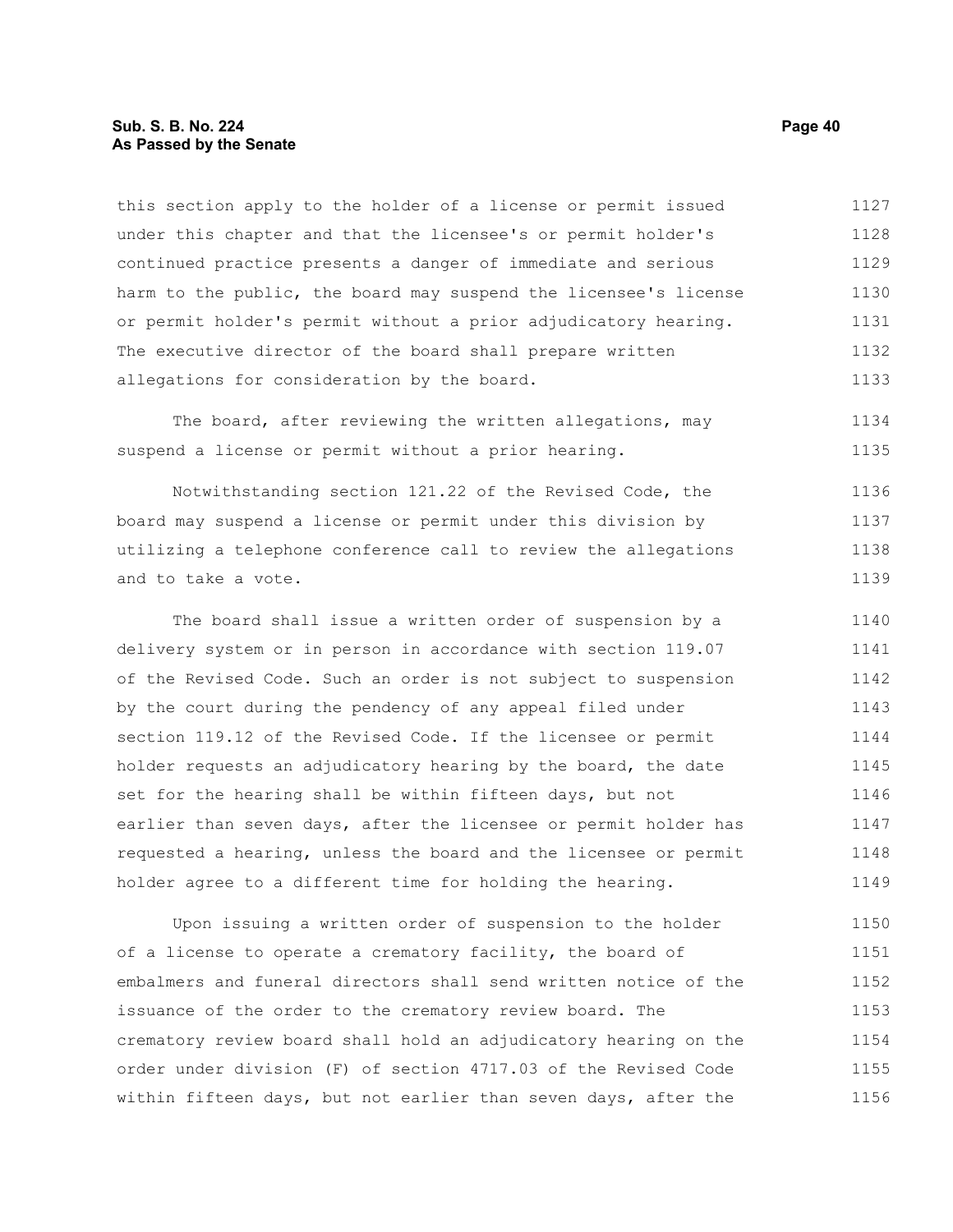this section apply to the holder of a license or permit issued under this chapter and that the licensee's or permit holder's continued practice presents a danger of immediate and serious harm to the public, the board may suspend the licensee's license or permit holder's permit without a prior adjudicatory hearing. The executive director of the board shall prepare written allegations for consideration by the board.

The board, after reviewing the written allegations, may suspend a license or permit without a prior hearing.

Notwithstanding section 121.22 of the Revised Code, the board may suspend a license or permit under this division by utilizing a telephone conference call to review the allegations and to take a vote.

The board shall issue a written order of suspension by a delivery system or in person in accordance with section 119.07 of the Revised Code. Such an order is not subject to suspension by the court during the pendency of any appeal filed under section 119.12 of the Revised Code. If the licensee or permit holder requests an adjudicatory hearing by the board, the date set for the hearing shall be within fifteen days, but not earlier than seven days, after the licensee or permit holder has requested a hearing, unless the board and the licensee or permit holder agree to a different time for holding the hearing.

Upon issuing a written order of suspension to the holder of a license to operate a crematory facility, the board of embalmers and funeral directors shall send written notice of the issuance of the order to the crematory review board. The crematory review board shall hold an adjudicatory hearing on the order under division (F) of section 4717.03 of the Revised Code within fifteen days, but not earlier than seven days, after the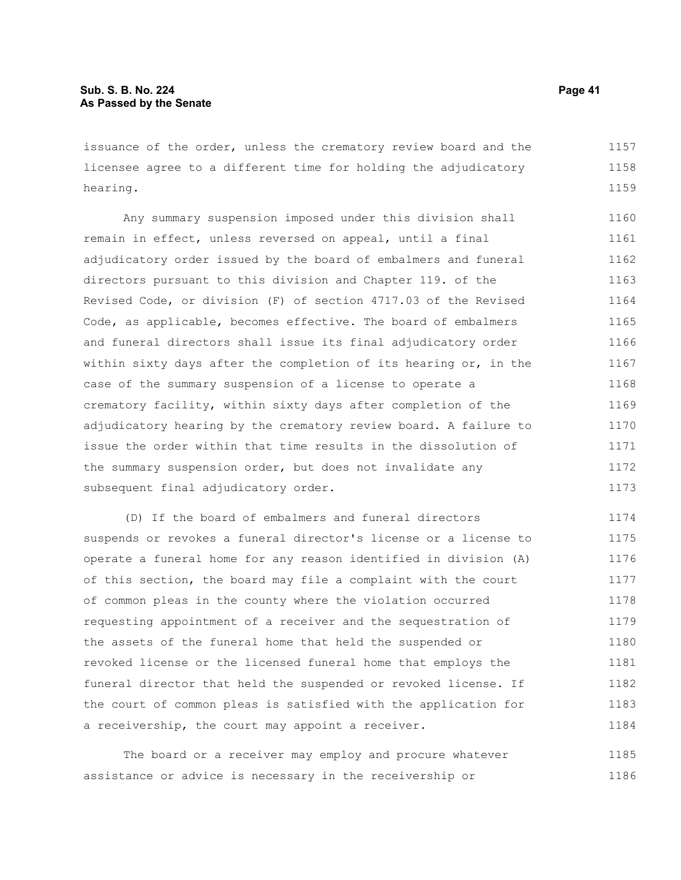issuance of the order, unless the crematory review board and the licensee agree to a different time for holding the adjudicatory hearing.

Any summary suspension imposed under this division shall remain in effect, unless reversed on appeal, until a final adjudicatory order issued by the board of embalmers and funeral directors pursuant to this division and Chapter 119. of the Revised Code, or division (F) of section 4717.03 of the Revised Code, as applicable, becomes effective. The board of embalmers and funeral directors shall issue its final adjudicatory order within sixty days after the completion of its hearing or, in the case of the summary suspension of a license to operate a crematory facility, within sixty days after completion of the adjudicatory hearing by the crematory review board. A failure to issue the order within that time results in the dissolution of the summary suspension order, but does not invalidate any subsequent final adjudicatory order.

(D) If the board of embalmers and funeral directors suspends or revokes a funeral director's license or a license to operate a funeral home for any reason identified in division (A) of this section, the board may file a complaint with the court of common pleas in the county where the violation occurred requesting appointment of a receiver and the sequestration of the assets of the funeral home that held the suspended or revoked license or the licensed funeral home that employs the funeral director that held the suspended or revoked license. If the court of common pleas is satisfied with the application for a receivership, the court may appoint a receiver.

The board or a receiver may employ and procure whatever assistance or advice is necessary in the receivership or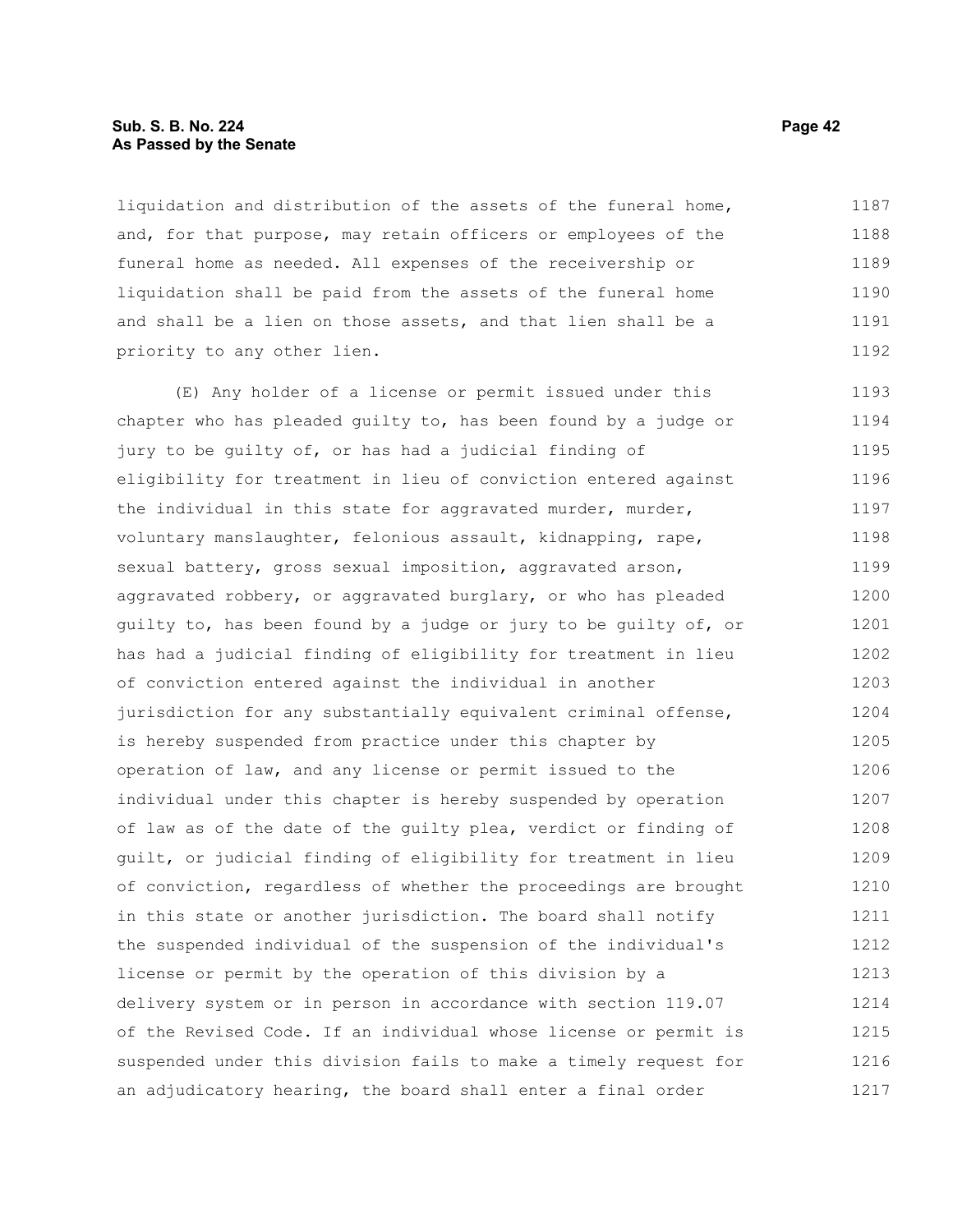liquidation and distribution of the assets of the funeral home, and, for that purpose, may retain officers or employees of the funeral home as needed. All expenses of the receivership or liquidation shall be paid from the assets of the funeral home and shall be a lien on those assets, and that lien shall be a priority to any other lien.

(E) Any holder of a license or permit issued under this chapter who has pleaded guilty to, has been found by a judge or jury to be guilty of, or has had a judicial finding of eligibility for treatment in lieu of conviction entered against the individual in this state for aggravated murder, murder, voluntary manslaughter, felonious assault, kidnapping, rape, sexual battery, gross sexual imposition, aggravated arson, aggravated robbery, or aggravated burglary, or who has pleaded guilty to, has been found by a judge or jury to be guilty of, or has had a judicial finding of eligibility for treatment in lieu of conviction entered against the individual in another jurisdiction for any substantially equivalent criminal offense, is hereby suspended from practice under this chapter by operation of law, and any license or permit issued to the individual under this chapter is hereby suspended by operation of law as of the date of the guilty plea, verdict or finding of guilt, or judicial finding of eligibility for treatment in lieu of conviction, regardless of whether the proceedings are brought in this state or another jurisdiction. The board shall notify the suspended individual of the suspension of the individual's license or permit by the operation of this division by a delivery system or in person in accordance with section 119.07 of the Revised Code. If an individual whose license or permit is suspended under this division fails to make a timely request for an adjudicatory hearing, the board shall enter a final order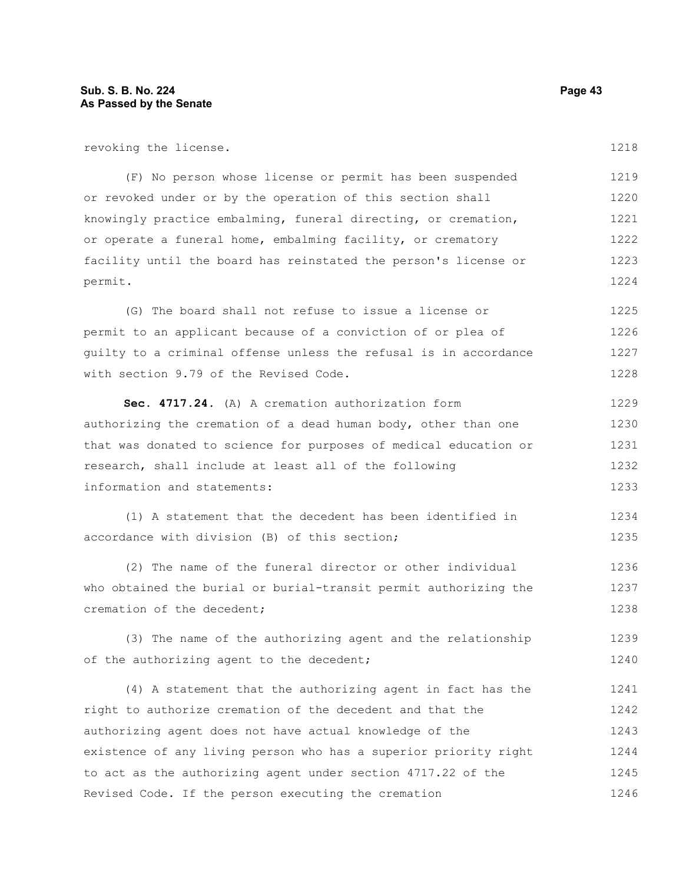revoking the license.

(F) No person whose license or permit has been suspended or revoked under or by the operation of this section shall knowingly practice embalming, funeral directing, or cremation, or operate a funeral home, embalming facility, or crematory facility until the board has reinstated the person's license or permit.

(G) The board shall not refuse to issue a license or permit to an applicant because of a conviction of or plea of guilty to a criminal offense unless the refusal is in accordance with section 9.79 of the Revised Code.

**Sec. 4717.24.** (A) A cremation authorization form authorizing the cremation of a dead human body, other than one that was donated to science for purposes of medical education or research, shall include at least all of the following information and statements:

(1) A statement that the decedent has been identified in accordance with division (B) of this section;

(2) The name of the funeral director or other individual who obtained the burial or burial-transit permit authorizing the cremation of the decedent;

(3) The name of the authorizing agent and the relationship of the authorizing agent to the decedent;

(4) A statement that the authorizing agent in fact has the right to authorize cremation of the decedent and that the authorizing agent does not have actual knowledge of the existence of any living person who has a superior priority right to act as the authorizing agent under section 4717.22 of the Revised Code. If the person executing the cremation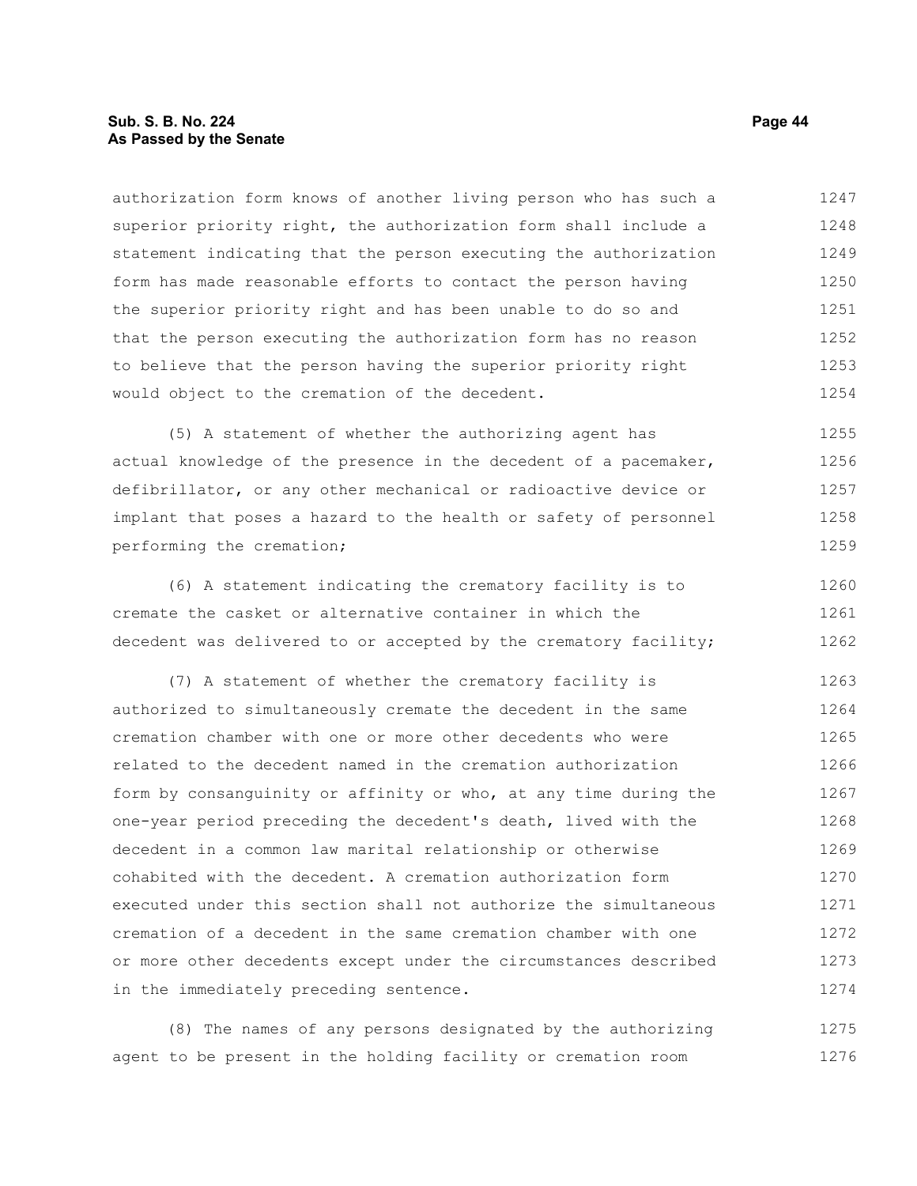authorization form knows of another living person who has such a superior priority right, the authorization form shall include a statement indicating that the person executing the authorization form has made reasonable efforts to contact the person having the superior priority right and has been unable to do so and that the person executing the authorization form has no reason to believe that the person having the superior priority right would object to the cremation of the decedent.

(5) A statement of whether the authorizing agent has actual knowledge of the presence in the decedent of a pacemaker, defibrillator, or any other mechanical or radioactive device or implant that poses a hazard to the health or safety of personnel performing the cremation;

(6) A statement indicating the crematory facility is to cremate the casket or alternative container in which the decedent was delivered to or accepted by the crematory facility;

(7) A statement of whether the crematory facility is authorized to simultaneously cremate the decedent in the same cremation chamber with one or more other decedents who were related to the decedent named in the cremation authorization form by consanguinity or affinity or who, at any time during the one-year period preceding the decedent's death, lived with the decedent in a common law marital relationship or otherwise cohabited with the decedent. A cremation authorization form executed under this section shall not authorize the simultaneous cremation of a decedent in the same cremation chamber with one or more other decedents except under the circumstances described in the immediately preceding sentence.

(8) The names of any persons designated by the authorizing agent to be present in the holding facility or cremation room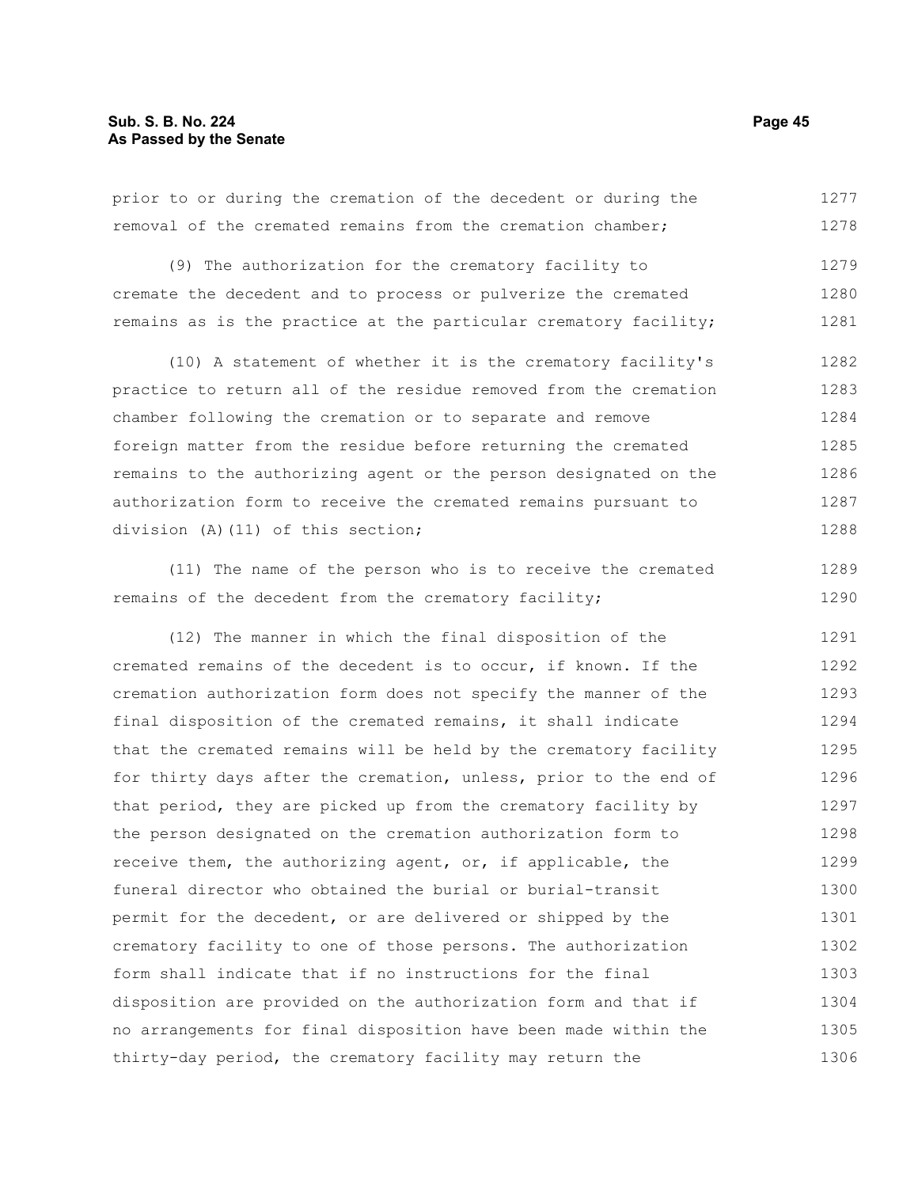prior to or during the cremation of the decedent or during the removal of the cremated remains from the cremation chamber;

(9) The authorization for the crematory facility to cremate the decedent and to process or pulverize the cremated remains as is the practice at the particular crematory facility;

(10) A statement of whether it is the crematory facility's practice to return all of the residue removed from the cremation chamber following the cremation or to separate and remove foreign matter from the residue before returning the cremated remains to the authorizing agent or the person designated on the authorization form to receive the cremated remains pursuant to division (A)(11) of this section;

(11) The name of the person who is to receive the cremated remains of the decedent from the crematory facility;

(12) The manner in which the final disposition of the cremated remains of the decedent is to occur, if known. If the cremation authorization form does not specify the manner of the final disposition of the cremated remains, it shall indicate that the cremated remains will be held by the crematory facility for thirty days after the cremation, unless, prior to the end of that period, they are picked up from the crematory facility by the person designated on the cremation authorization form to receive them, the authorizing agent, or, if applicable, the funeral director who obtained the burial or burial-transit permit for the decedent, or are delivered or shipped by the crematory facility to one of those persons. The authorization form shall indicate that if no instructions for the final disposition are provided on the authorization form and that if no arrangements for final disposition have been made within the thirty-day period, the crematory facility may return the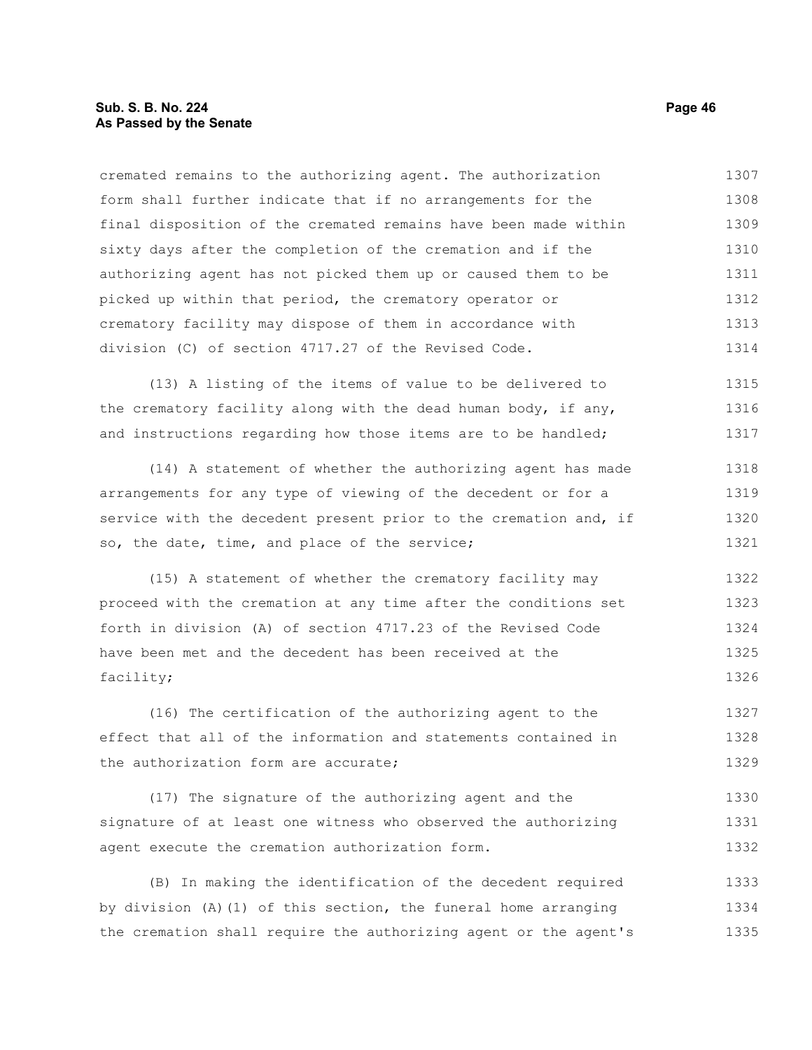cremated remains to the authorizing agent. The authorization form shall further indicate that if no arrangements for the final disposition of the cremated remains have been made within sixty days after the completion of the cremation and if the authorizing agent has not picked them up or caused them to be picked up within that period, the crematory operator or crematory facility may dispose of them in accordance with division (C) of section 4717.27 of the Revised Code.

(13) A listing of the items of value to be delivered to the crematory facility along with the dead human body, if any, and instructions regarding how those items are to be handled;

(14) A statement of whether the authorizing agent has made arrangements for any type of viewing of the decedent or for a service with the decedent present prior to the cremation and, if so, the date, time, and place of the service;

(15) A statement of whether the crematory facility may proceed with the cremation at any time after the conditions set forth in division (A) of section 4717.23 of the Revised Code have been met and the decedent has been received at the facility;

(16) The certification of the authorizing agent to the effect that all of the information and statements contained in the authorization form are accurate;

(17) The signature of the authorizing agent and the signature of at least one witness who observed the authorizing agent execute the cremation authorization form.

(B) In making the identification of the decedent required by division (A)(1) of this section, the funeral home arranging the cremation shall require the authorizing agent or the agent's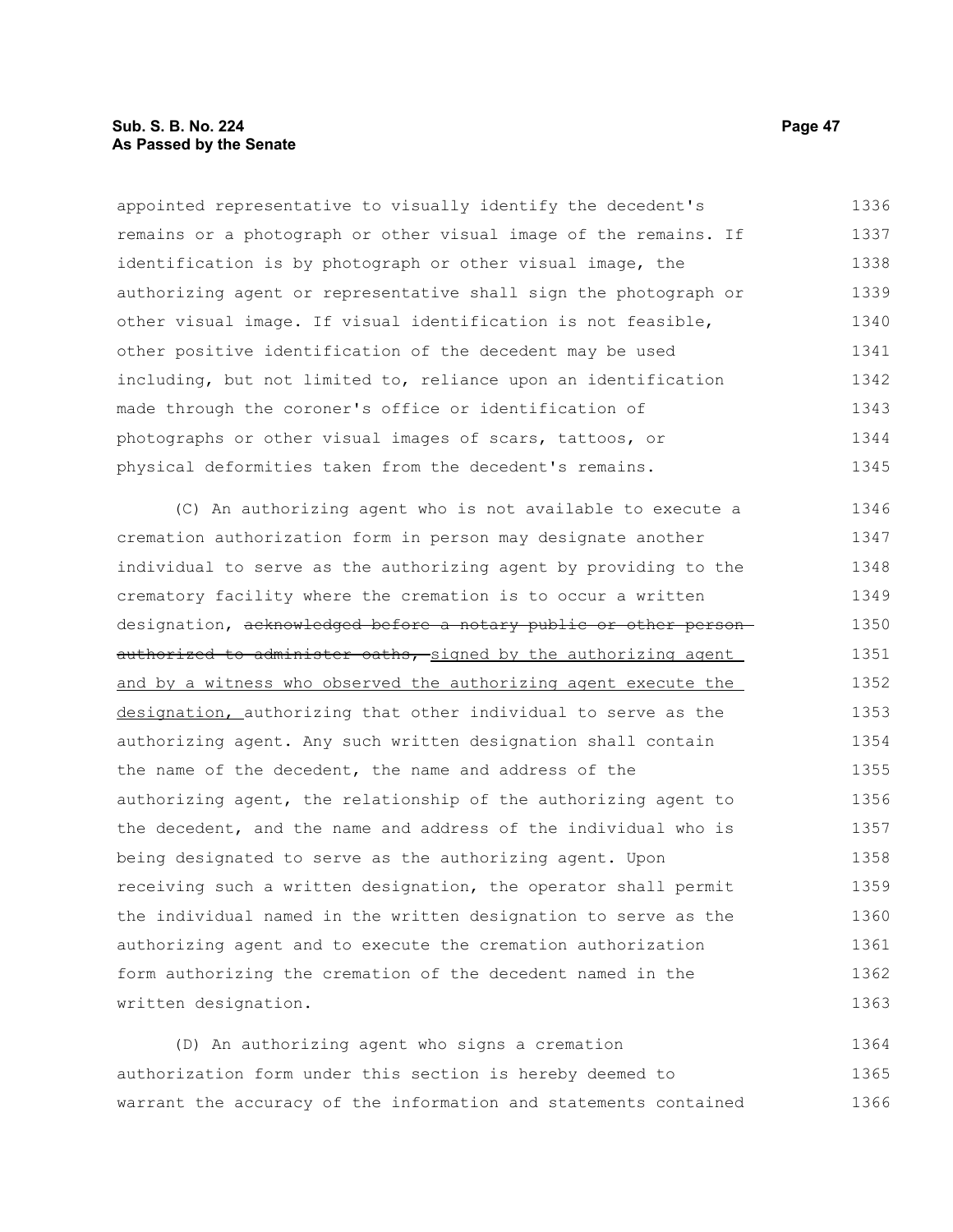appointed representative to visually identify the decedent's remains or a photograph or other visual image of the remains. If identification is by photograph or other visual image, the authorizing agent or representative shall sign the photograph or other visual image. If visual identification is not feasible, other positive identification of the decedent may be used including, but not limited to, reliance upon an identification made through the coroner's office or identification of photographs or other visual images of scars, tattoos, or physical deformities taken from the decedent's remains.

(C) An authorizing agent who is not available to execute a cremation authorization form in person may designate another individual to serve as the authorizing agent by providing to the crematory facility where the cremation is to occur a written designation, ~~acknowledged before a notary public or other person authorized to administer oaths,~~ signed by the authorizing agent and by a witness who observed the authorizing agent execute the designation, authorizing that other individual to serve as the authorizing agent. Any such written designation shall contain the name of the decedent, the name and address of the authorizing agent, the relationship of the authorizing agent to the decedent, and the name and address of the individual who is being designated to serve as the authorizing agent. Upon receiving such a written designation, the operator shall permit the individual named in the written designation to serve as the authorizing agent and to execute the cremation authorization form authorizing the cremation of the decedent named in the written designation.

(D) An authorizing agent who signs a cremation authorization form under this section is hereby deemed to warrant the accuracy of the information and statements contained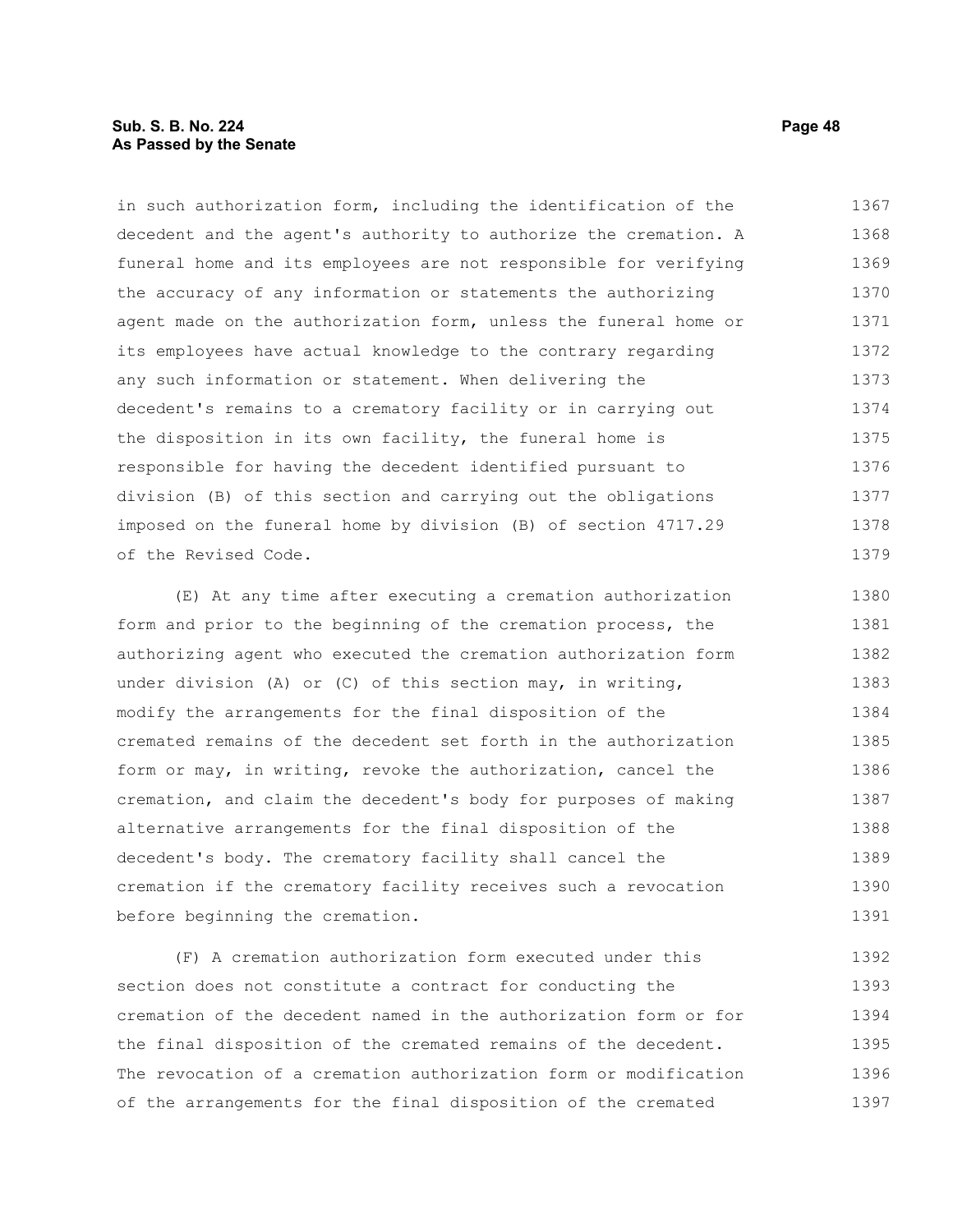in such authorization form, including the identification of the decedent and the agent's authority to authorize the cremation. A funeral home and its employees are not responsible for verifying the accuracy of any information or statements the authorizing agent made on the authorization form, unless the funeral home or its employees have actual knowledge to the contrary regarding any such information or statement. When delivering the decedent's remains to a crematory facility or in carrying out the disposition in its own facility, the funeral home is responsible for having the decedent identified pursuant to division (B) of this section and carrying out the obligations imposed on the funeral home by division (B) of section 4717.29 of the Revised Code.

(E) At any time after executing a cremation authorization form and prior to the beginning of the cremation process, the authorizing agent who executed the cremation authorization form under division (A) or (C) of this section may, in writing, modify the arrangements for the final disposition of the cremated remains of the decedent set forth in the authorization form or may, in writing, revoke the authorization, cancel the cremation, and claim the decedent's body for purposes of making alternative arrangements for the final disposition of the decedent's body. The crematory facility shall cancel the cremation if the crematory facility receives such a revocation before beginning the cremation.

(F) A cremation authorization form executed under this section does not constitute a contract for conducting the cremation of the decedent named in the authorization form or for the final disposition of the cremated remains of the decedent. The revocation of a cremation authorization form or modification of the arrangements for the final disposition of the cremated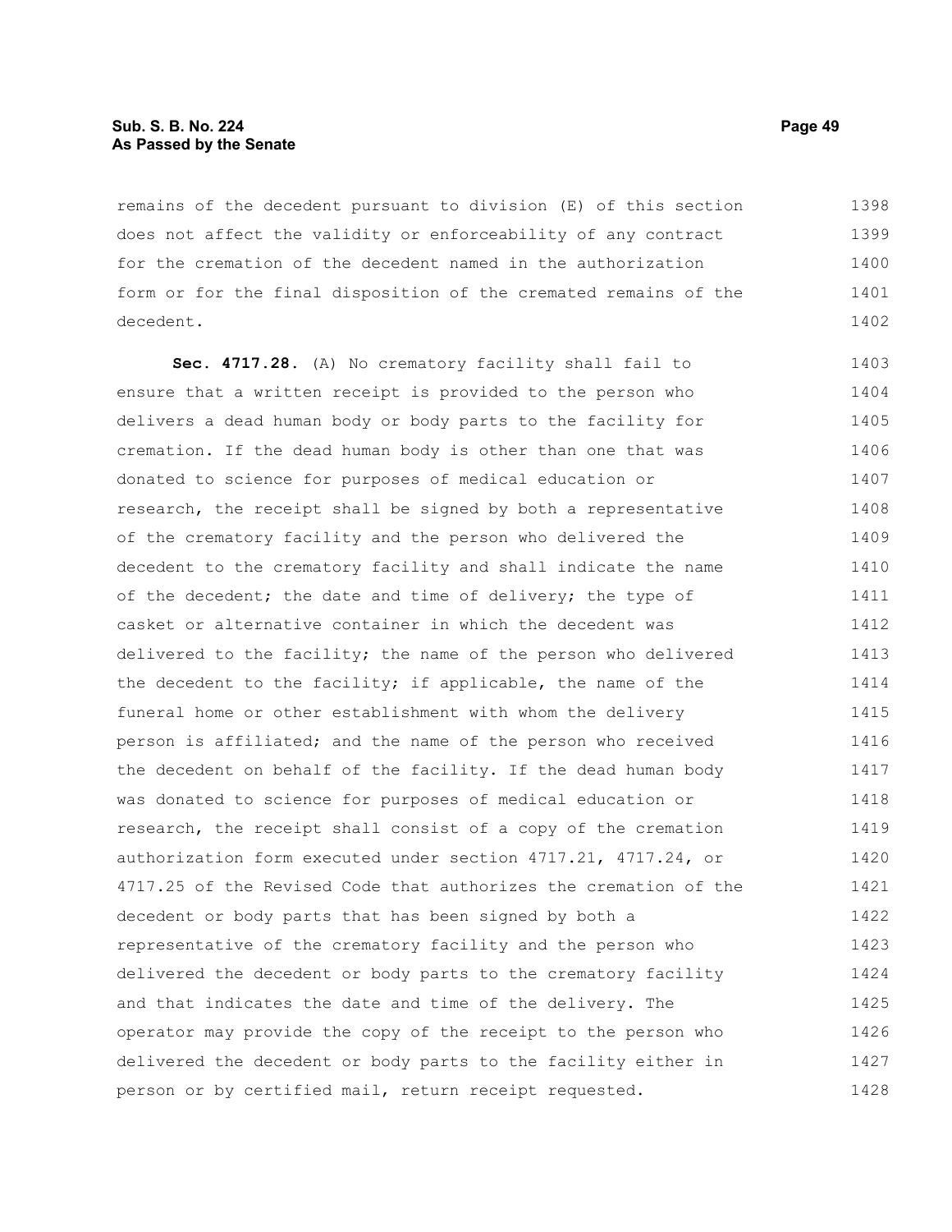remains of the decedent pursuant to division (E) of this section does not affect the validity or enforceability of any contract for the cremation of the decedent named in the authorization form or for the final disposition of the cremated remains of the decedent.

**Sec. 4717.28.** (A) No crematory facility shall fail to ensure that a written receipt is provided to the person who delivers a dead human body or body parts to the facility for cremation. If the dead human body is other than one that was donated to science for purposes of medical education or research, the receipt shall be signed by both a representative of the crematory facility and the person who delivered the decedent to the crematory facility and shall indicate the name of the decedent; the date and time of delivery; the type of casket or alternative container in which the decedent was delivered to the facility; the name of the person who delivered the decedent to the facility; if applicable, the name of the funeral home or other establishment with whom the delivery person is affiliated; and the name of the person who received the decedent on behalf of the facility. If the dead human body was donated to science for purposes of medical education or research, the receipt shall consist of a copy of the cremation authorization form executed under section 4717.21, 4717.24, or 4717.25 of the Revised Code that authorizes the cremation of the decedent or body parts that has been signed by both a representative of the crematory facility and the person who delivered the decedent or body parts to the crematory facility and that indicates the date and time of the delivery. The operator may provide the copy of the receipt to the person who delivered the decedent or body parts to the facility either in person or by certified mail, return receipt requested.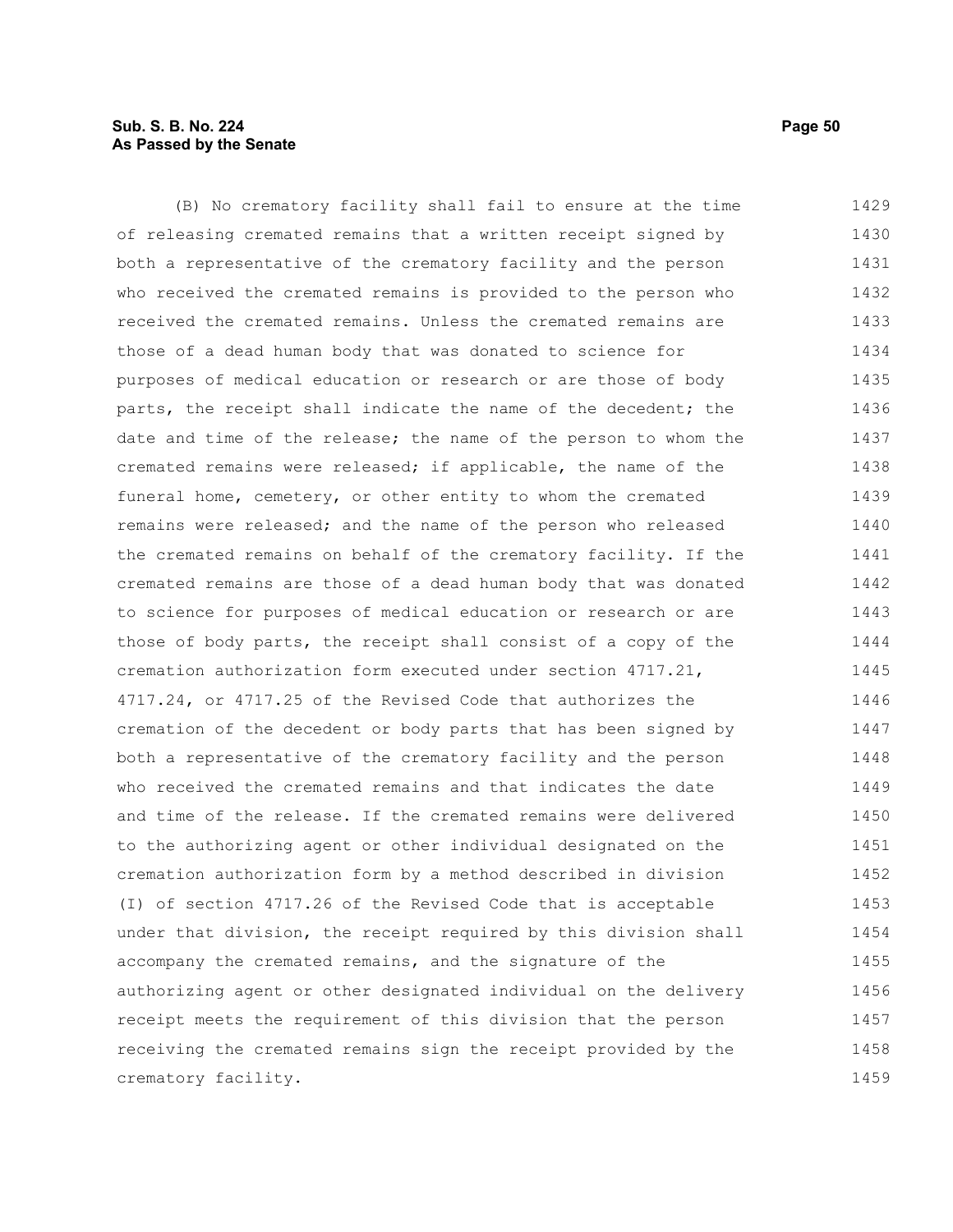(B) No crematory facility shall fail to ensure at the time of releasing cremated remains that a written receipt signed by both a representative of the crematory facility and the person who received the cremated remains is provided to the person who received the cremated remains. Unless the cremated remains are those of a dead human body that was donated to science for purposes of medical education or research or are those of body parts, the receipt shall indicate the name of the decedent; the date and time of the release; the name of the person to whom the cremated remains were released; if applicable, the name of the funeral home, cemetery, or other entity to whom the cremated remains were released; and the name of the person who released the cremated remains on behalf of the crematory facility. If the cremated remains are those of a dead human body that was donated to science for purposes of medical education or research or are those of body parts, the receipt shall consist of a copy of the cremation authorization form executed under section 4717.21, 4717.24, or 4717.25 of the Revised Code that authorizes the cremation of the decedent or body parts that has been signed by both a representative of the crematory facility and the person who received the cremated remains and that indicates the date and time of the release. If the cremated remains were delivered to the authorizing agent or other individual designated on the cremation authorization form by a method described in division (I) of section 4717.26 of the Revised Code that is acceptable under that division, the receipt required by this division shall accompany the cremated remains, and the signature of the authorizing agent or other designated individual on the delivery receipt meets the requirement of this division that the person receiving the cremated remains sign the receipt provided by the crematory facility.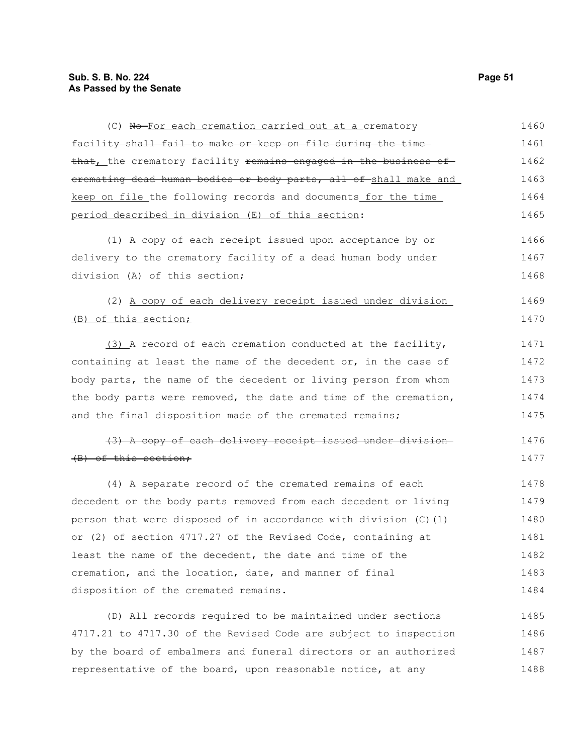(C) ~~No~~ For each cremation carried out at a crematory facility ~~shall fail to make or keep on file during the time that,~~ the crematory facility ~~remains engaged in the business of cremating dead human bodies or body parts, all of~~ shall make and keep on file the following records and documents for the time period described in division (E) of this section:

(1) A copy of each receipt issued upon acceptance by or delivery to the crematory facility of a dead human body under division (A) of this section;

(2) A copy of each delivery receipt issued under division (B) of this section;

(3) A record of each cremation conducted at the facility, containing at least the name of the decedent or, in the case of body parts, the name of the decedent or living person from whom the body parts were removed, the date and time of the cremation, and the final disposition made of the cremated remains;

~~(3) A copy of each delivery receipt issued under division (B) of this section;~~

(4) A separate record of the cremated remains of each decedent or the body parts removed from each decedent or living person that were disposed of in accordance with division (C)(1) or (2) of section 4717.27 of the Revised Code, containing at least the name of the decedent, the date and time of the cremation, and the location, date, and manner of final disposition of the cremated remains.

(D) All records required to be maintained under sections 4717.21 to 4717.30 of the Revised Code are subject to inspection by the board of embalmers and funeral directors or an authorized representative of the board, upon reasonable notice, at any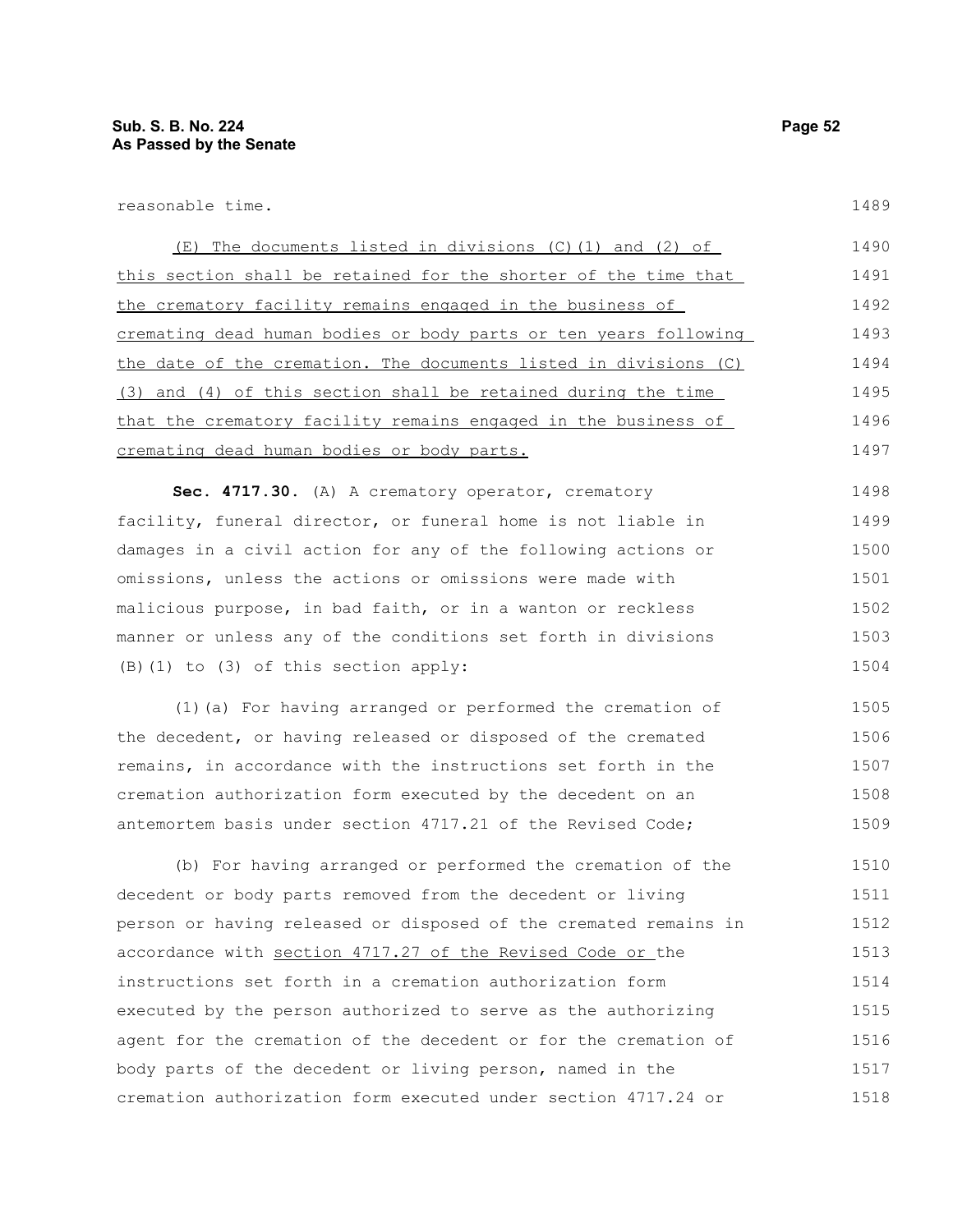reasonable time.

(E) The documents listed in divisions (C)(1) and (2) of this section shall be retained for the shorter of the time that the crematory facility remains engaged in the business of cremating dead human bodies or body parts or ten years following the date of the cremation. The documents listed in divisions (C)(3) and (4) of this section shall be retained during the time that the crematory facility remains engaged in the business of cremating dead human bodies or body parts.

**Sec. 4717.30.** (A) A crematory operator, crematory facility, funeral director, or funeral home is not liable in damages in a civil action for any of the following actions or omissions, unless the actions or omissions were made with malicious purpose, in bad faith, or in a wanton or reckless manner or unless any of the conditions set forth in divisions (B)(1) to (3) of this section apply:

(1)(a) For having arranged or performed the cremation of the decedent, or having released or disposed of the cremated remains, in accordance with the instructions set forth in the cremation authorization form executed by the decedent on an antemortem basis under section 4717.21 of the Revised Code;

(b) For having arranged or performed the cremation of the decedent or body parts removed from the decedent or living person or having released or disposed of the cremated remains in accordance with section 4717.27 of the Revised Code or the instructions set forth in a cremation authorization form executed by the person authorized to serve as the authorizing agent for the cremation of the decedent or for the cremation of body parts of the decedent or living person, named in the cremation authorization form executed under section 4717.24 or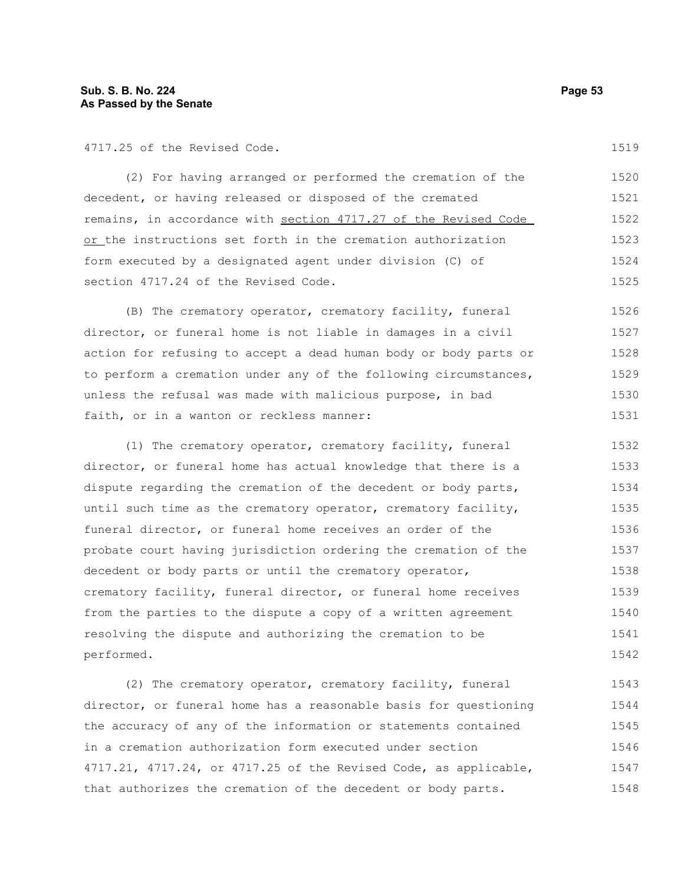4717.25 of the Revised Code.

(2) For having arranged or performed the cremation of the decedent, or having released or disposed of the cremated remains, in accordance with section 4717.27 of the Revised Code or the instructions set forth in the cremation authorization form executed by a designated agent under division (C) of section 4717.24 of the Revised Code.

(B) The crematory operator, crematory facility, funeral director, or funeral home is not liable in damages in a civil action for refusing to accept a dead human body or body parts or to perform a cremation under any of the following circumstances, unless the refusal was made with malicious purpose, in bad faith, or in a wanton or reckless manner:

(1) The crematory operator, crematory facility, funeral director, or funeral home has actual knowledge that there is a dispute regarding the cremation of the decedent or body parts, until such time as the crematory operator, crematory facility, funeral director, or funeral home receives an order of the probate court having jurisdiction ordering the cremation of the decedent or body parts or until the crematory operator, crematory facility, funeral director, or funeral home receives from the parties to the dispute a copy of a written agreement resolving the dispute and authorizing the cremation to be performed.

(2) The crematory operator, crematory facility, funeral director, or funeral home has a reasonable basis for questioning the accuracy of any of the information or statements contained in a cremation authorization form executed under section 4717.21, 4717.24, or 4717.25 of the Revised Code, as applicable, that authorizes the cremation of the decedent or body parts.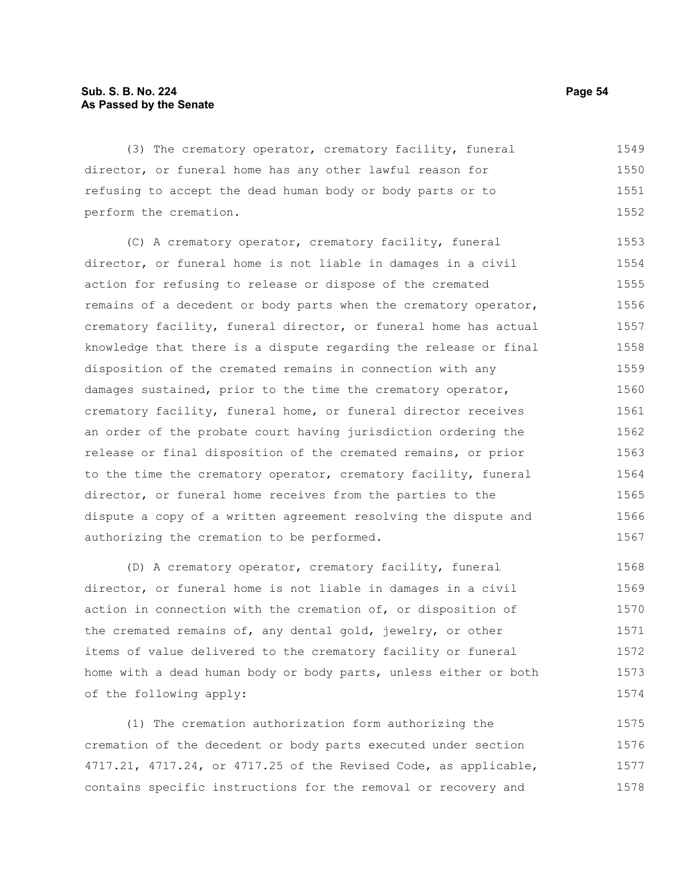(3) The crematory operator, crematory facility, funeral director, or funeral home has any other lawful reason for refusing to accept the dead human body or body parts or to perform the cremation.

(C) A crematory operator, crematory facility, funeral director, or funeral home is not liable in damages in a civil action for refusing to release or dispose of the cremated remains of a decedent or body parts when the crematory operator, crematory facility, funeral director, or funeral home has actual knowledge that there is a dispute regarding the release or final disposition of the cremated remains in connection with any damages sustained, prior to the time the crematory operator, crematory facility, funeral home, or funeral director receives an order of the probate court having jurisdiction ordering the release or final disposition of the cremated remains, or prior to the time the crematory operator, crematory facility, funeral director, or funeral home receives from the parties to the dispute a copy of a written agreement resolving the dispute and authorizing the cremation to be performed.

(D) A crematory operator, crematory facility, funeral director, or funeral home is not liable in damages in a civil action in connection with the cremation of, or disposition of the cremated remains of, any dental gold, jewelry, or other items of value delivered to the crematory facility or funeral home with a dead human body or body parts, unless either or both of the following apply:

(1) The cremation authorization form authorizing the cremation of the decedent or body parts executed under section 4717.21, 4717.24, or 4717.25 of the Revised Code, as applicable, contains specific instructions for the removal or recovery and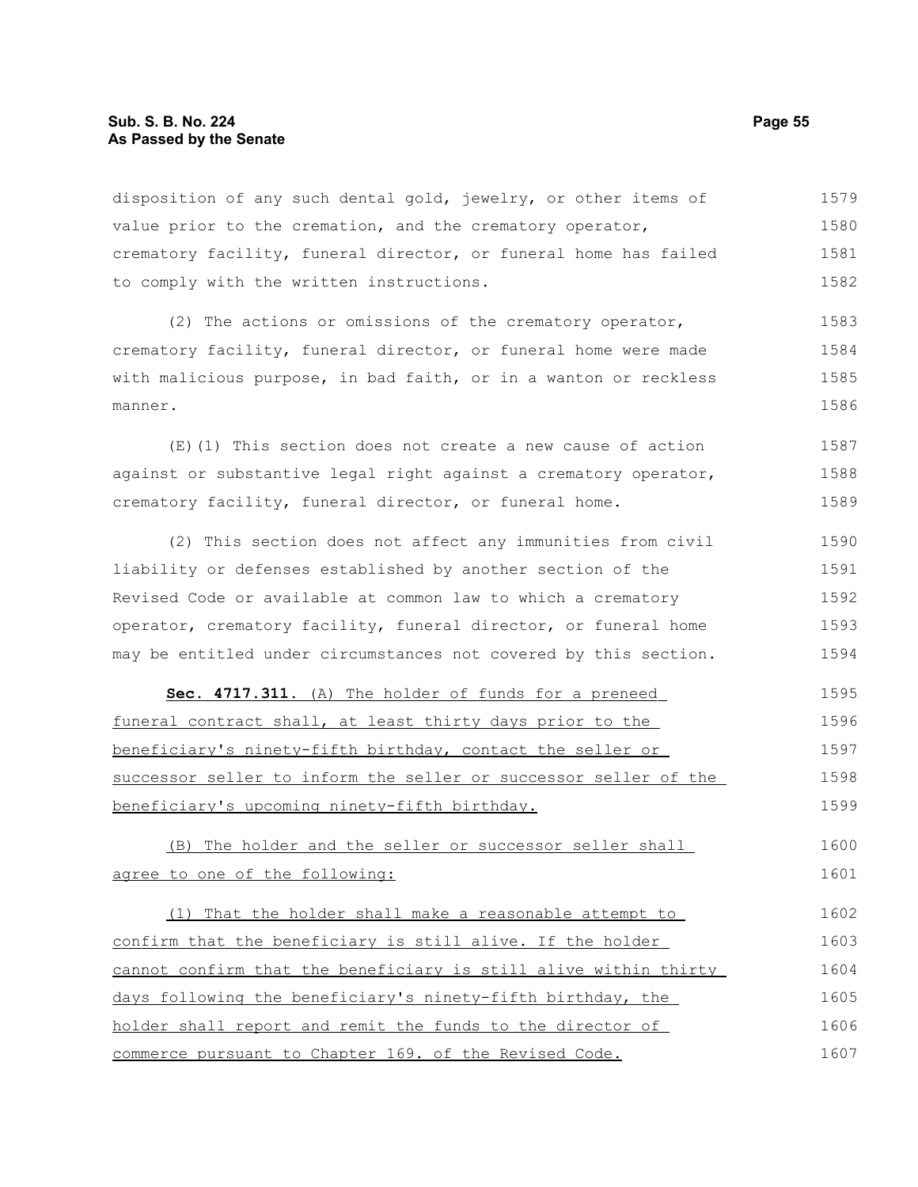disposition of any such dental gold, jewelry, or other items of value prior to the cremation, and the crematory operator, crematory facility, funeral director, or funeral home has failed to comply with the written instructions.

(2) The actions or omissions of the crematory operator, crematory facility, funeral director, or funeral home were made with malicious purpose, in bad faith, or in a wanton or reckless manner.

(E)(1) This section does not create a new cause of action against or substantive legal right against a crematory operator, crematory facility, funeral director, or funeral home.

(2) This section does not affect any immunities from civil liability or defenses established by another section of the Revised Code or available at common law to which a crematory operator, crematory facility, funeral director, or funeral home may be entitled under circumstances not covered by this section.

**Sec. 4717.311.** (A) The holder of funds for a preneed funeral contract shall, at least thirty days prior to the beneficiary's ninety-fifth birthday, contact the seller or successor seller to inform the seller or successor seller of the beneficiary's upcoming ninety-fifth birthday.

(B) The holder and the seller or successor seller shall agree to one of the following:

(1) That the holder shall make a reasonable attempt to confirm that the beneficiary is still alive. If the holder cannot confirm that the beneficiary is still alive within thirty days following the beneficiary's ninety-fifth birthday, the holder shall report and remit the funds to the director of commerce pursuant to Chapter 169. of the Revised Code.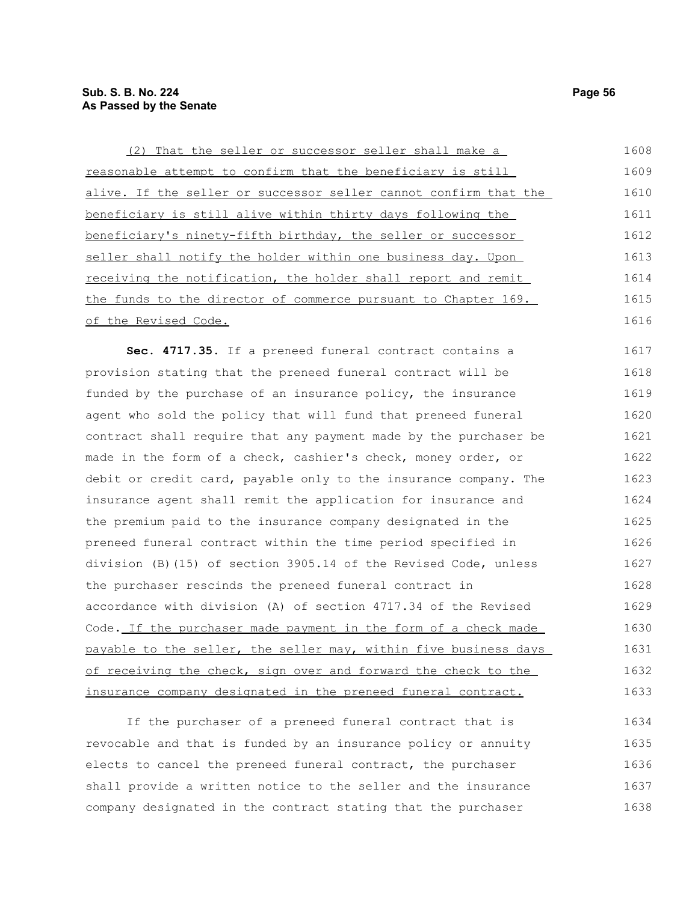(2) That the seller or successor seller shall make a reasonable attempt to confirm that the beneficiary is still alive. If the seller or successor seller cannot confirm that the beneficiary is still alive within thirty days following the beneficiary's ninety-fifth birthday, the seller or successor seller shall notify the holder within one business day. Upon receiving the notification, the holder shall report and remit the funds to the director of commerce pursuant to Chapter 169. of the Revised Code.

**Sec. 4717.35.** If a preneed funeral contract contains a provision stating that the preneed funeral contract will be funded by the purchase of an insurance policy, the insurance agent who sold the policy that will fund that preneed funeral contract shall require that any payment made by the purchaser be made in the form of a check, cashier's check, money order, or debit or credit card, payable only to the insurance company. The insurance agent shall remit the application for insurance and the premium paid to the insurance company designated in the preneed funeral contract within the time period specified in division (B)(15) of section 3905.14 of the Revised Code, unless the purchaser rescinds the preneed funeral contract in accordance with division (A) of section 4717.34 of the Revised Code. If the purchaser made payment in the form of a check made payable to the seller, the seller may, within five business days of receiving the check, sign over and forward the check to the insurance company designated in the preneed funeral contract.

If the purchaser of a preneed funeral contract that is revocable and that is funded by an insurance policy or annuity elects to cancel the preneed funeral contract, the purchaser shall provide a written notice to the seller and the insurance company designated in the contract stating that the purchaser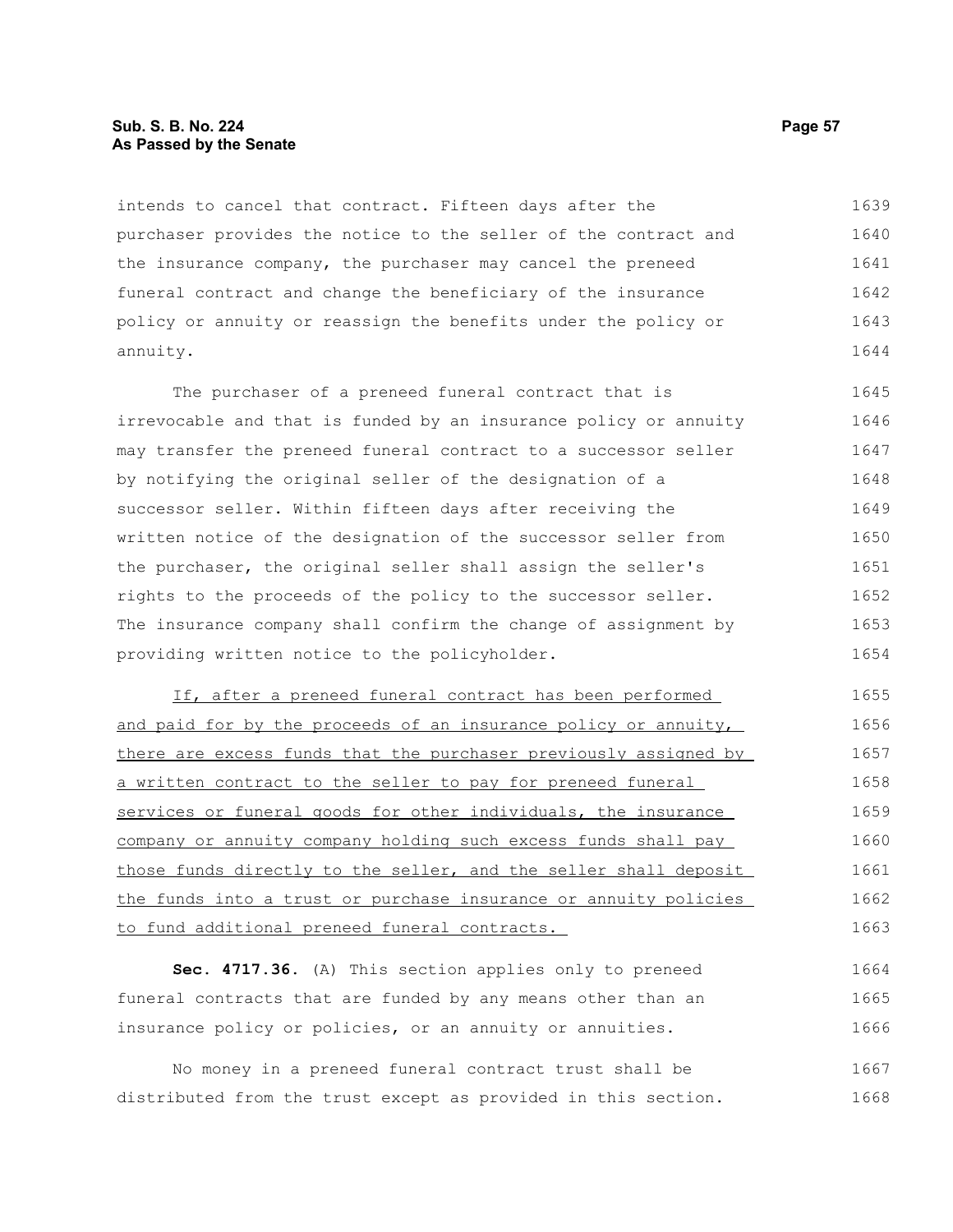intends to cancel that contract. Fifteen days after the purchaser provides the notice to the seller of the contract and the insurance company, the purchaser may cancel the preneed funeral contract and change the beneficiary of the insurance policy or annuity or reassign the benefits under the policy or annuity.

The purchaser of a preneed funeral contract that is irrevocable and that is funded by an insurance policy or annuity may transfer the preneed funeral contract to a successor seller by notifying the original seller of the designation of a successor seller. Within fifteen days after receiving the written notice of the designation of the successor seller from the purchaser, the original seller shall assign the seller's rights to the proceeds of the policy to the successor seller. The insurance company shall confirm the change of assignment by providing written notice to the policyholder.

If, after a preneed funeral contract has been performed and paid for by the proceeds of an insurance policy or annuity, there are excess funds that the purchaser previously assigned by a written contract to the seller to pay for preneed funeral services or funeral goods for other individuals, the insurance company or annuity company holding such excess funds shall pay those funds directly to the seller, and the seller shall deposit the funds into a trust or purchase insurance or annuity policies to fund additional preneed funeral contracts.

**Sec. 4717.36.** (A) This section applies only to preneed funeral contracts that are funded by any means other than an insurance policy or policies, or an annuity or annuities.

No money in a preneed funeral contract trust shall be distributed from the trust except as provided in this section.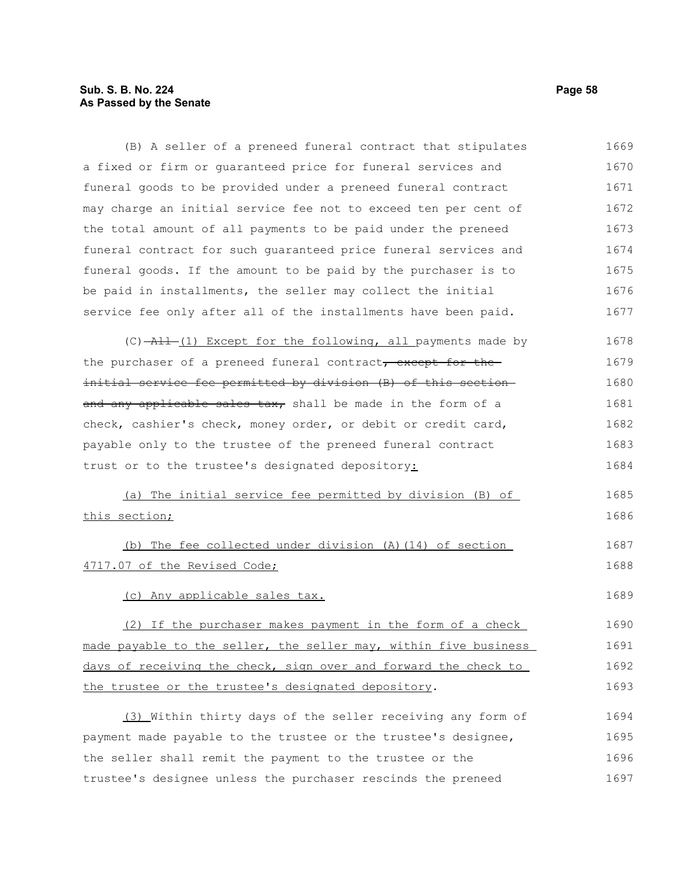(B) A seller of a preneed funeral contract that stipulates a fixed or firm or guaranteed price for funeral services and funeral goods to be provided under a preneed funeral contract may charge an initial service fee not to exceed ten per cent of the total amount of all payments to be paid under the preneed funeral contract for such guaranteed price funeral services and funeral goods. If the amount to be paid by the purchaser is to be paid in installments, the seller may collect the initial service fee only after all of the installments have been paid.

(C) ~~All~~ (1) Except for the following, all payments made by the purchaser of a preneed funeral contract~~, except for the initial service fee permitted by division (B) of this section and any applicable sales tax,~~ shall be made in the form of a check, cashier's check, money order, or debit or credit card, payable only to the trustee of the preneed funeral contract trust or to the trustee's designated depository:

(a) The initial service fee permitted by division (B) of this section;

(b) The fee collected under division (A)(14) of section 4717.07 of the Revised Code;

(c) Any applicable sales tax.

(2) If the purchaser makes payment in the form of a check made payable to the seller, the seller may, within five business days of receiving the check, sign over and forward the check to the trustee or the trustee's designated depository.

(3) Within thirty days of the seller receiving any form of payment made payable to the trustee or the trustee's designee, the seller shall remit the payment to the trustee or the trustee's designee unless the purchaser rescinds the preneed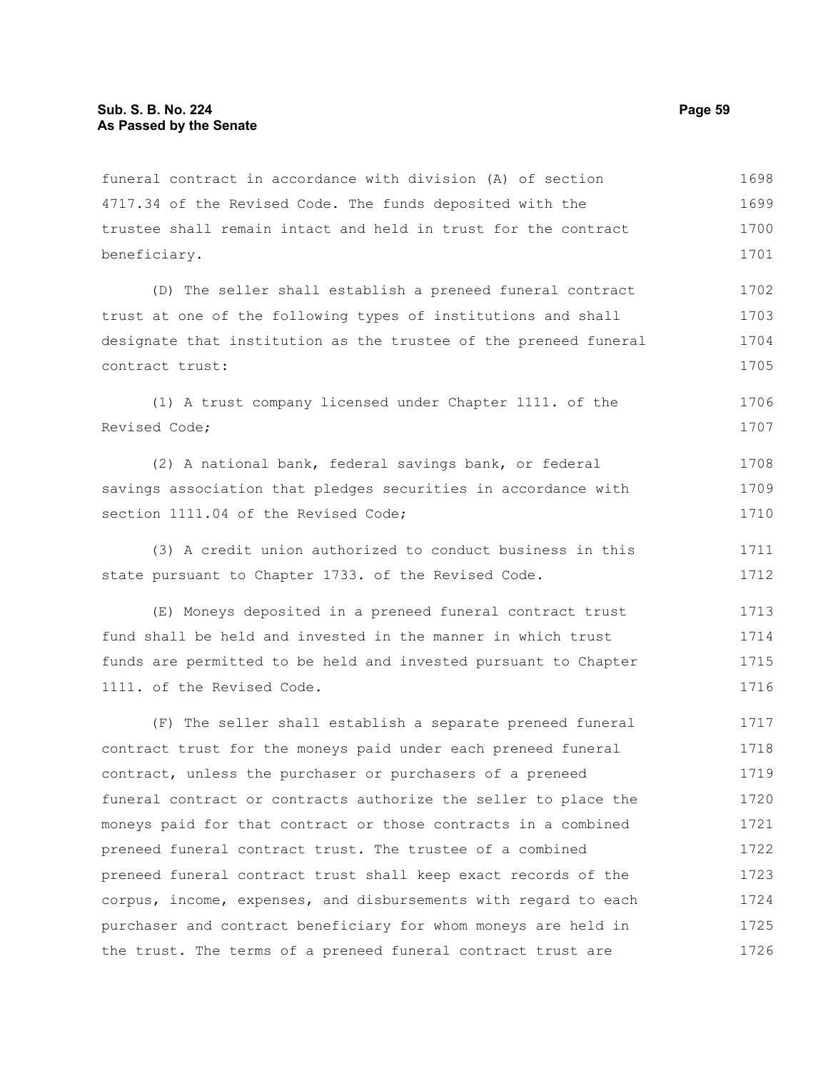funeral contract in accordance with division (A) of section 4717.34 of the Revised Code. The funds deposited with the trustee shall remain intact and held in trust for the contract beneficiary.

(D) The seller shall establish a preneed funeral contract trust at one of the following types of institutions and shall designate that institution as the trustee of the preneed funeral contract trust:

(1) A trust company licensed under Chapter 1111. of the Revised Code;

(2) A national bank, federal savings bank, or federal savings association that pledges securities in accordance with section 1111.04 of the Revised Code;

(3) A credit union authorized to conduct business in this state pursuant to Chapter 1733. of the Revised Code.

(E) Moneys deposited in a preneed funeral contract trust fund shall be held and invested in the manner in which trust funds are permitted to be held and invested pursuant to Chapter 1111. of the Revised Code.

(F) The seller shall establish a separate preneed funeral contract trust for the moneys paid under each preneed funeral contract, unless the purchaser or purchasers of a preneed funeral contract or contracts authorize the seller to place the moneys paid for that contract or those contracts in a combined preneed funeral contract trust. The trustee of a combined preneed funeral contract trust shall keep exact records of the corpus, income, expenses, and disbursements with regard to each purchaser and contract beneficiary for whom moneys are held in the trust. The terms of a preneed funeral contract trust are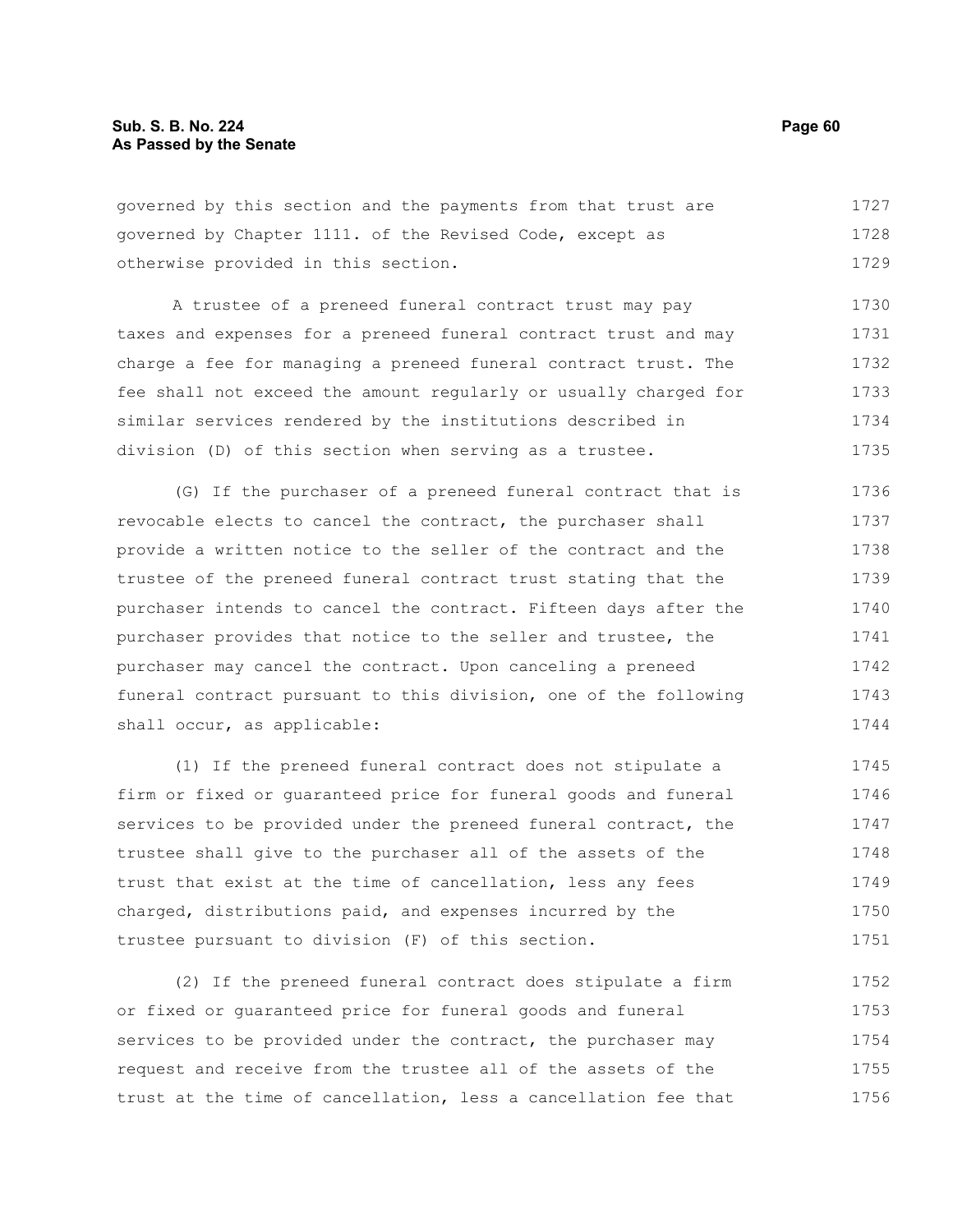governed by this section and the payments from that trust are governed by Chapter 1111. of the Revised Code, except as otherwise provided in this section.

A trustee of a preneed funeral contract trust may pay taxes and expenses for a preneed funeral contract trust and may charge a fee for managing a preneed funeral contract trust. The fee shall not exceed the amount regularly or usually charged for similar services rendered by the institutions described in division (D) of this section when serving as a trustee.

(G) If the purchaser of a preneed funeral contract that is revocable elects to cancel the contract, the purchaser shall provide a written notice to the seller of the contract and the trustee of the preneed funeral contract trust stating that the purchaser intends to cancel the contract. Fifteen days after the purchaser provides that notice to the seller and trustee, the purchaser may cancel the contract. Upon canceling a preneed funeral contract pursuant to this division, one of the following shall occur, as applicable:

(1) If the preneed funeral contract does not stipulate a firm or fixed or guaranteed price for funeral goods and funeral services to be provided under the preneed funeral contract, the trustee shall give to the purchaser all of the assets of the trust that exist at the time of cancellation, less any fees charged, distributions paid, and expenses incurred by the trustee pursuant to division (F) of this section.

(2) If the preneed funeral contract does stipulate a firm or fixed or guaranteed price for funeral goods and funeral services to be provided under the contract, the purchaser may request and receive from the trustee all of the assets of the trust at the time of cancellation, less a cancellation fee that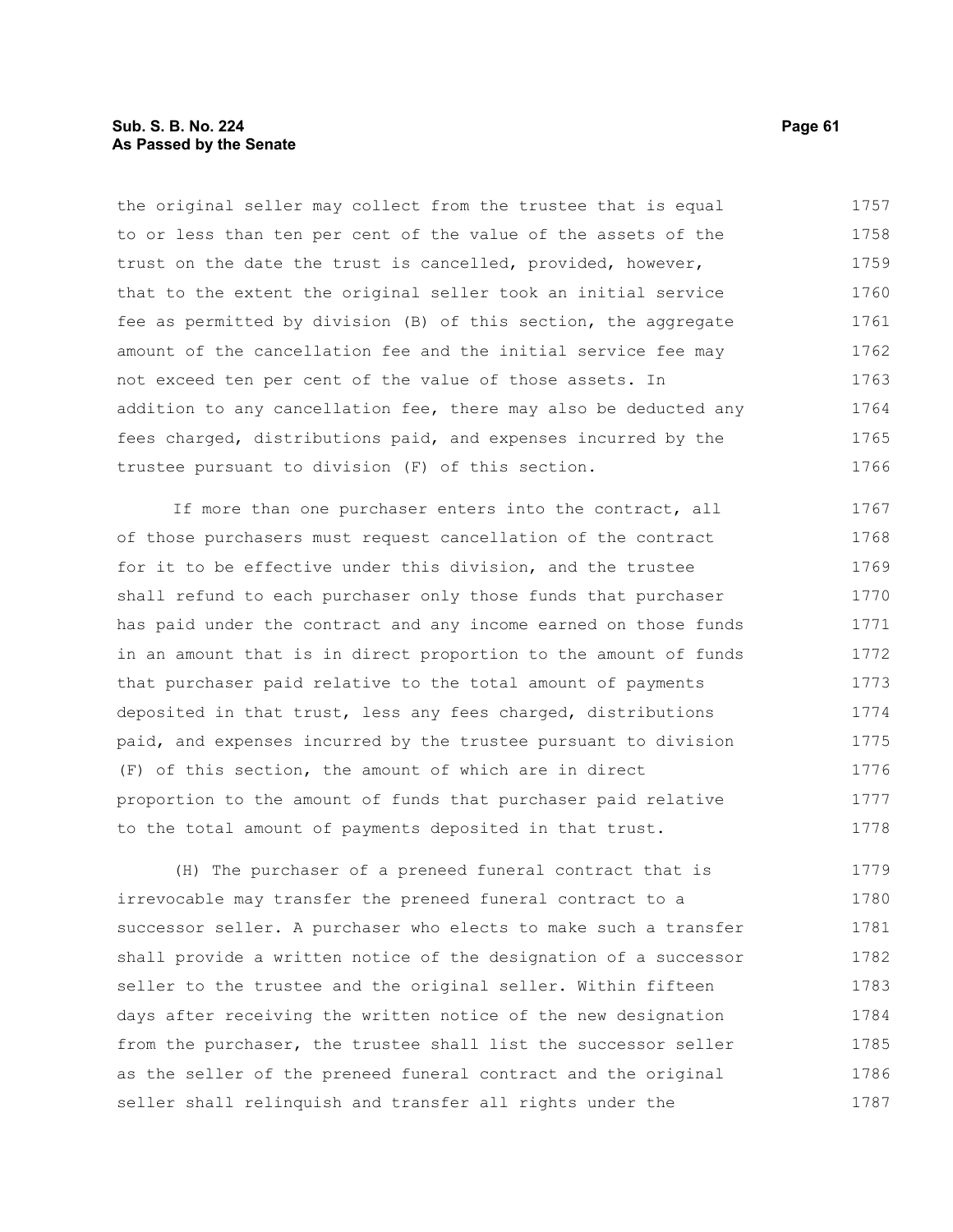the original seller may collect from the trustee that is equal to or less than ten per cent of the value of the assets of the trust on the date the trust is cancelled, provided, however, that to the extent the original seller took an initial service fee as permitted by division (B) of this section, the aggregate amount of the cancellation fee and the initial service fee may not exceed ten per cent of the value of those assets. In addition to any cancellation fee, there may also be deducted any fees charged, distributions paid, and expenses incurred by the trustee pursuant to division (F) of this section.

If more than one purchaser enters into the contract, all of those purchasers must request cancellation of the contract for it to be effective under this division, and the trustee shall refund to each purchaser only those funds that purchaser has paid under the contract and any income earned on those funds in an amount that is in direct proportion to the amount of funds that purchaser paid relative to the total amount of payments deposited in that trust, less any fees charged, distributions paid, and expenses incurred by the trustee pursuant to division (F) of this section, the amount of which are in direct proportion to the amount of funds that purchaser paid relative to the total amount of payments deposited in that trust.

(H) The purchaser of a preneed funeral contract that is irrevocable may transfer the preneed funeral contract to a successor seller. A purchaser who elects to make such a transfer shall provide a written notice of the designation of a successor seller to the trustee and the original seller. Within fifteen days after receiving the written notice of the new designation from the purchaser, the trustee shall list the successor seller as the seller of the preneed funeral contract and the original seller shall relinquish and transfer all rights under the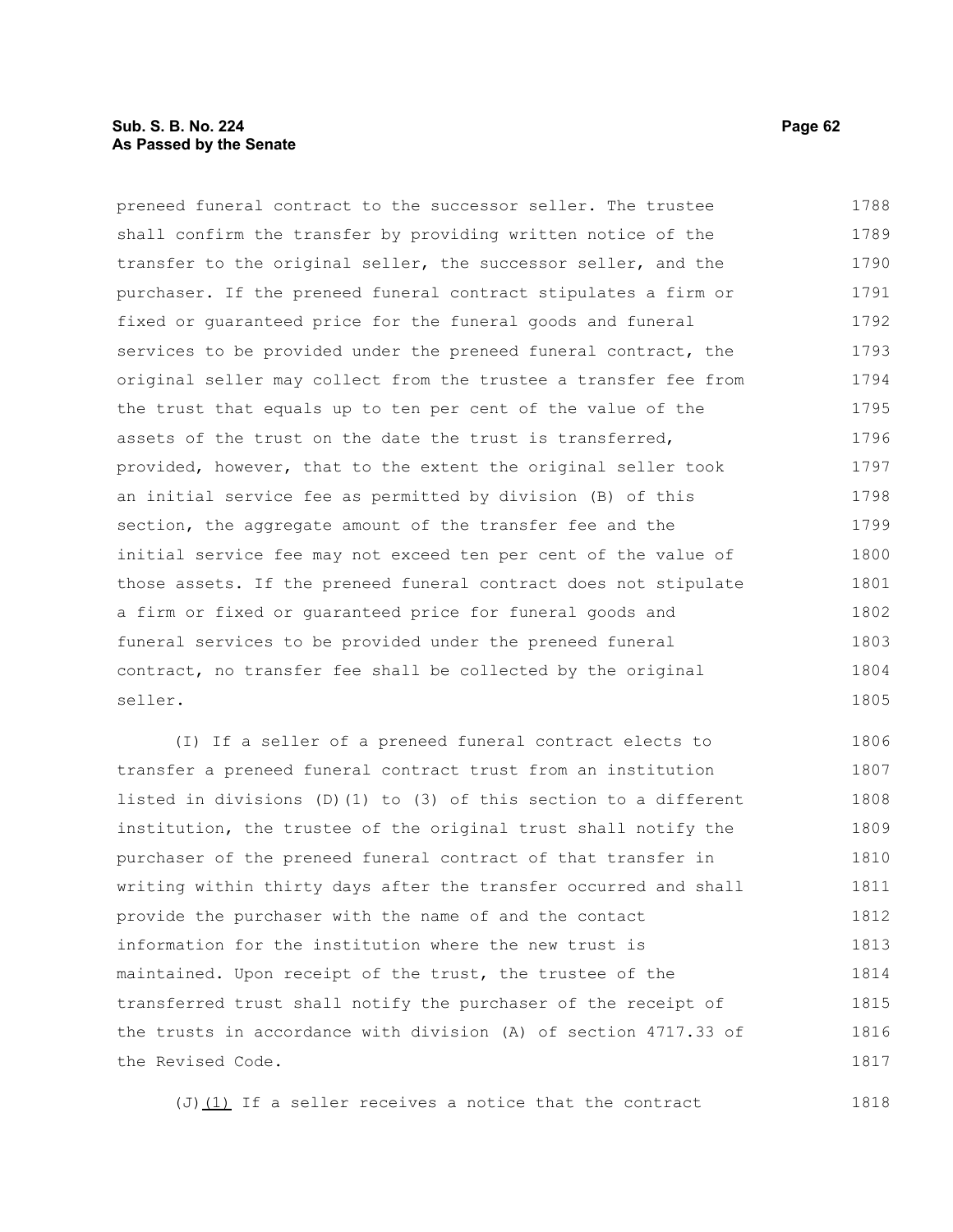preneed funeral contract to the successor seller. The trustee shall confirm the transfer by providing written notice of the transfer to the original seller, the successor seller, and the purchaser. If the preneed funeral contract stipulates a firm or fixed or guaranteed price for the funeral goods and funeral services to be provided under the preneed funeral contract, the original seller may collect from the trustee a transfer fee from the trust that equals up to ten per cent of the value of the assets of the trust on the date the trust is transferred, provided, however, that to the extent the original seller took an initial service fee as permitted by division (B) of this section, the aggregate amount of the transfer fee and the initial service fee may not exceed ten per cent of the value of those assets. If the preneed funeral contract does not stipulate a firm or fixed or guaranteed price for funeral goods and funeral services to be provided under the preneed funeral contract, no transfer fee shall be collected by the original seller.

(I) If a seller of a preneed funeral contract elects to transfer a preneed funeral contract trust from an institution listed in divisions (D)(1) to (3) of this section to a different institution, the trustee of the original trust shall notify the purchaser of the preneed funeral contract of that transfer in writing within thirty days after the transfer occurred and shall provide the purchaser with the name of and the contact information for the institution where the new trust is maintained. Upon receipt of the trust, the trustee of the transferred trust shall notify the purchaser of the receipt of the trusts in accordance with division (A) of section 4717.33 of the Revised Code.

(J)(1) If a seller receives a notice that the contract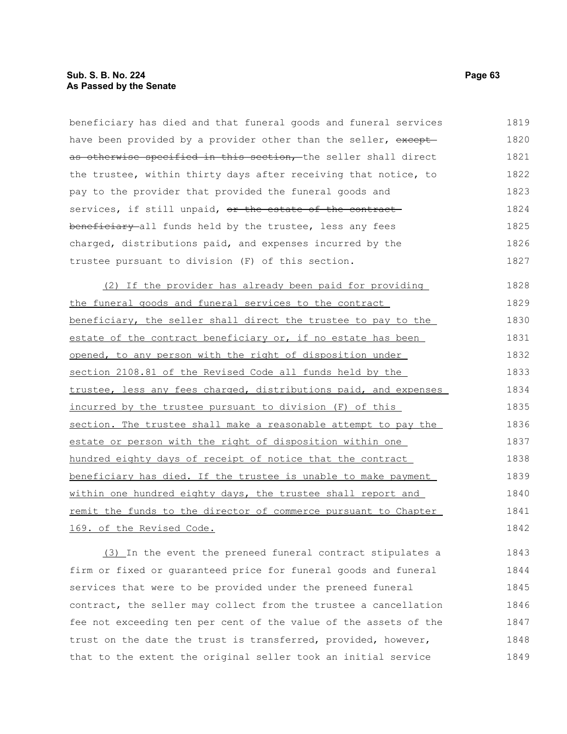beneficiary has died and that funeral goods and funeral services have been provided by a provider other than the seller, ~~except as otherwise specified in this section,~~ the seller shall direct the trustee, within thirty days after receiving that notice, to pay to the provider that provided the funeral goods and services, if still unpaid, ~~or the estate of the contract beneficiary~~ all funds held by the trustee, less any fees charged, distributions paid, and expenses incurred by the trustee pursuant to division (F) of this section.

(2) If the provider has already been paid for providing the funeral goods and funeral services to the contract beneficiary, the seller shall direct the trustee to pay to the estate of the contract beneficiary or, if no estate has been opened, to any person with the right of disposition under section 2108.81 of the Revised Code all funds held by the trustee, less any fees charged, distributions paid, and expenses incurred by the trustee pursuant to division (F) of this section. The trustee shall make a reasonable attempt to pay the estate or person with the right of disposition within one hundred eighty days of receipt of notice that the contract beneficiary has died. If the trustee is unable to make payment within one hundred eighty days, the trustee shall report and remit the funds to the director of commerce pursuant to Chapter 169. of the Revised Code.

(3) In the event the preneed funeral contract stipulates a firm or fixed or guaranteed price for funeral goods and funeral services that were to be provided under the preneed funeral contract, the seller may collect from the trustee a cancellation fee not exceeding ten per cent of the value of the assets of the trust on the date the trust is transferred, provided, however, that to the extent the original seller took an initial service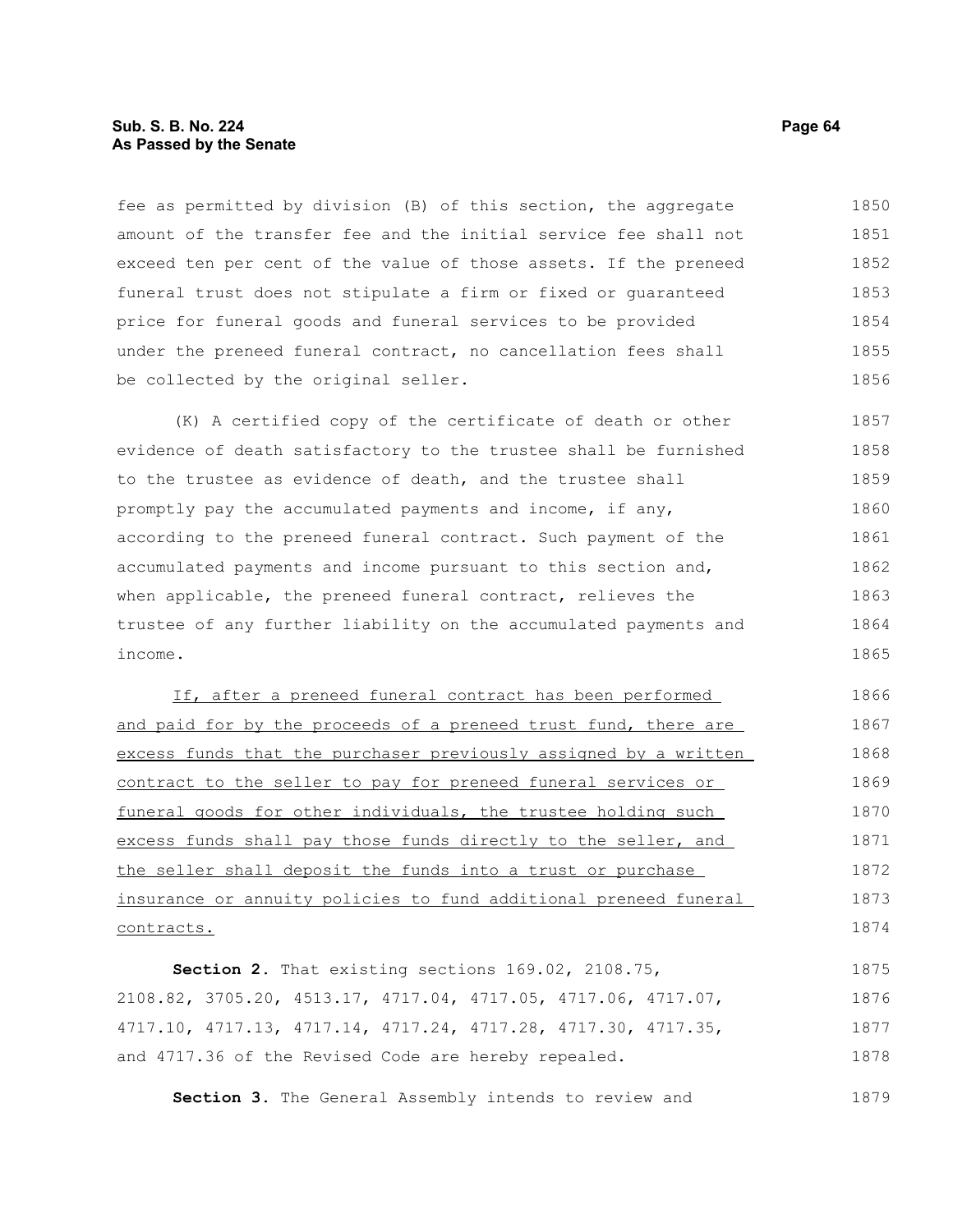fee as permitted by division (B) of this section, the aggregate amount of the transfer fee and the initial service fee shall not exceed ten per cent of the value of those assets. If the preneed funeral trust does not stipulate a firm or fixed or guaranteed price for funeral goods and funeral services to be provided under the preneed funeral contract, no cancellation fees shall be collected by the original seller.

(K) A certified copy of the certificate of death or other evidence of death satisfactory to the trustee shall be furnished to the trustee as evidence of death, and the trustee shall promptly pay the accumulated payments and income, if any, according to the preneed funeral contract. Such payment of the accumulated payments and income pursuant to this section and, when applicable, the preneed funeral contract, relieves the trustee of any further liability on the accumulated payments and income.

<u>If, after a preneed funeral contract has been performed and paid for by the proceeds of a preneed trust fund, there are excess funds that the purchaser previously assigned by a written contract to the seller to pay for preneed funeral services or funeral goods for other individuals, the trustee holding such excess funds shall pay those funds directly to the seller, and the seller shall deposit the funds into a trust or purchase insurance or annuity policies to fund additional preneed funeral contracts.</u>

**Section 2.** That existing sections 169.02, 2108.75, 2108.82, 3705.20, 4513.17, 4717.04, 4717.05, 4717.06, 4717.07, 4717.10, 4717.13, 4717.14, 4717.24, 4717.28, 4717.30, 4717.35, and 4717.36 of the Revised Code are hereby repealed.

**Section 3.** The General Assembly intends to review and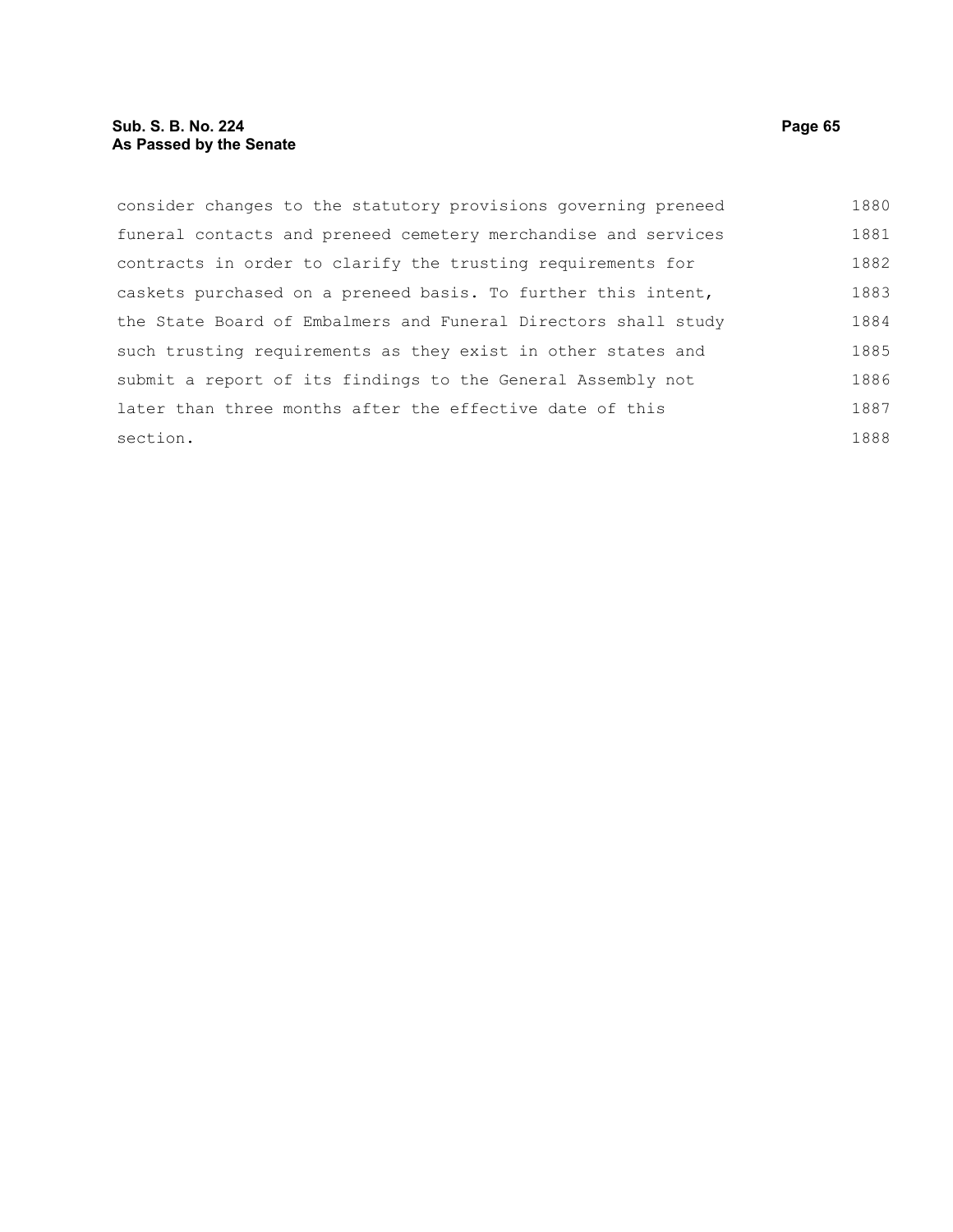consider changes to the statutory provisions governing preneed funeral contacts and preneed cemetery merchandise and services contracts in order to clarify the trusting requirements for caskets purchased on a preneed basis. To further this intent, the State Board of Embalmers and Funeral Directors shall study such trusting requirements as they exist in other states and submit a report of its findings to the General Assembly not later than three months after the effective date of this section.